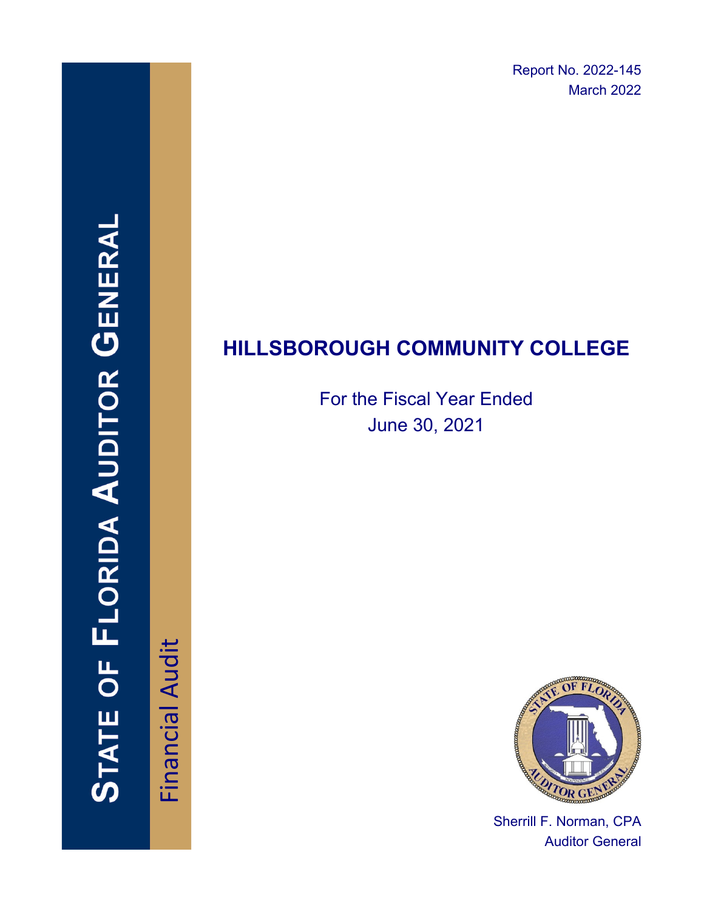Report No. 2022-145
March 2022

STATE OF FLORIDA AUDITOR GENERAL

Financial Audit

# HILLSBOROUGH COMMUNITY COLLEGE

For the Fiscal Year Ended
June 30, 2021

Sherrill F. Norman, CPA
Auditor General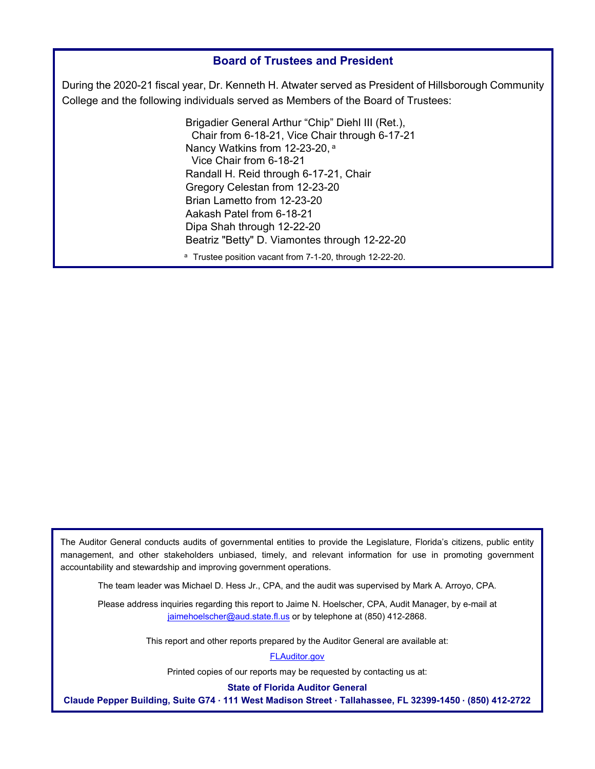## Board of Trustees and President

During the 2020-21 fiscal year, Dr. Kenneth H. Atwater served as President of Hillsborough Community College and the following individuals served as Members of the Board of Trustees:

Brigadier General Arthur "Chip" Diehl III (Ret.),
  Chair from 6-18-21, Vice Chair through 6-17-21
Nancy Watkins from 12-23-20, [a]
  Vice Chair from 6-18-21
Randall H. Reid through 6-17-21, Chair
Gregory Celestan from 12-23-20
Brian Lametto from 12-23-20
Aakash Patel from 6-18-21
Dipa Shah through 12-22-20
Beatriz "Betty" D. Viamontes through 12-22-20

[a] Trustee position vacant from 7-1-20, through 12-22-20.

The Auditor General conducts audits of governmental entities to provide the Legislature, Florida's citizens, public entity management, and other stakeholders unbiased, timely, and relevant information for use in promoting government accountability and stewardship and improving government operations.

The team leader was Michael D. Hess Jr., CPA, and the audit was supervised by Mark A. Arroyo, CPA.

Please address inquiries regarding this report to Jaime N. Hoelscher, CPA, Audit Manager, by e-mail at jaimehoelscher@aud.state.fl.us or by telephone at (850) 412-2868.

This report and other reports prepared by the Auditor General are available at:

FLAuditor.gov

Printed copies of our reports may be requested by contacting us at:

**State of Florida Auditor General**

**Claude Pepper Building, Suite G74 · 111 West Madison Street · Tallahassee, FL 32399-1450 · (850) 412-2722**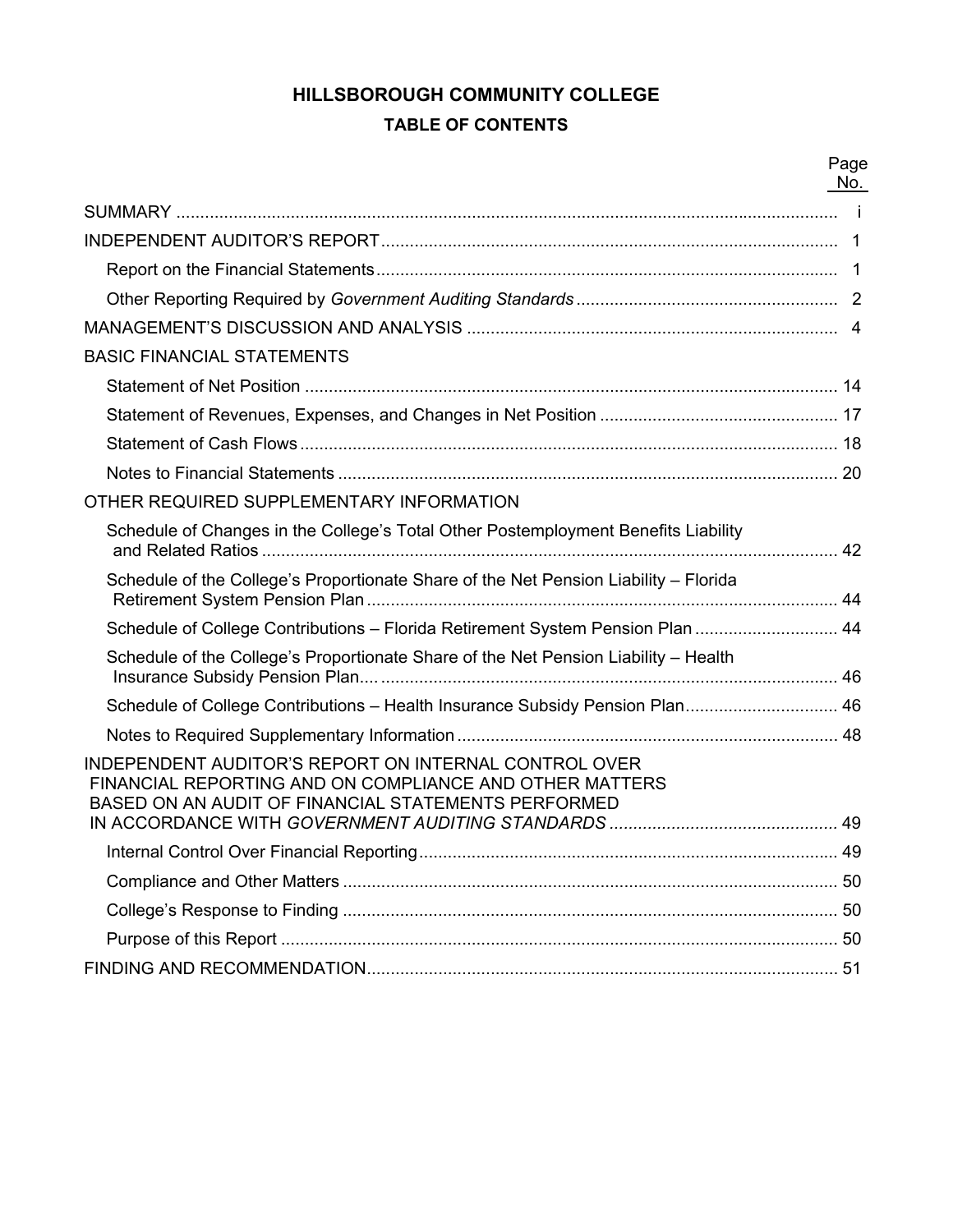# HILLSBOROUGH COMMUNITY COLLEGE

## TABLE OF CONTENTS

| | Page No. |
|---|---|
| SUMMARY | i |
| INDEPENDENT AUDITOR'S REPORT | 1 |
| Report on the Financial Statements | 1 |
| Other Reporting Required by *Government Auditing Standards* | 2 |
| MANAGEMENT'S DISCUSSION AND ANALYSIS | 4 |
| BASIC FINANCIAL STATEMENTS | |
| Statement of Net Position | 14 |
| Statement of Revenues, Expenses, and Changes in Net Position | 17 |
| Statement of Cash Flows | 18 |
| Notes to Financial Statements | 20 |
| OTHER REQUIRED SUPPLEMENTARY INFORMATION | |
| Schedule of Changes in the College's Total Other Postemployment Benefits Liability and Related Ratios | 42 |
| Schedule of the College's Proportionate Share of the Net Pension Liability – Florida Retirement System Pension Plan | 44 |
| Schedule of College Contributions – Florida Retirement System Pension Plan | 44 |
| Schedule of the College's Proportionate Share of the Net Pension Liability – Health Insurance Subsidy Pension Plan | 46 |
| Schedule of College Contributions – Health Insurance Subsidy Pension Plan | 46 |
| Notes to Required Supplementary Information | 48 |
| INDEPENDENT AUDITOR'S REPORT ON INTERNAL CONTROL OVER FINANCIAL REPORTING AND ON COMPLIANCE AND OTHER MATTERS BASED ON AN AUDIT OF FINANCIAL STATEMENTS PERFORMED IN ACCORDANCE WITH *GOVERNMENT AUDITING STANDARDS* | 49 |
| Internal Control Over Financial Reporting | 49 |
| Compliance and Other Matters | 50 |
| College's Response to Finding | 50 |
| Purpose of this Report | 50 |
| FINDING AND RECOMMENDATION | 51 |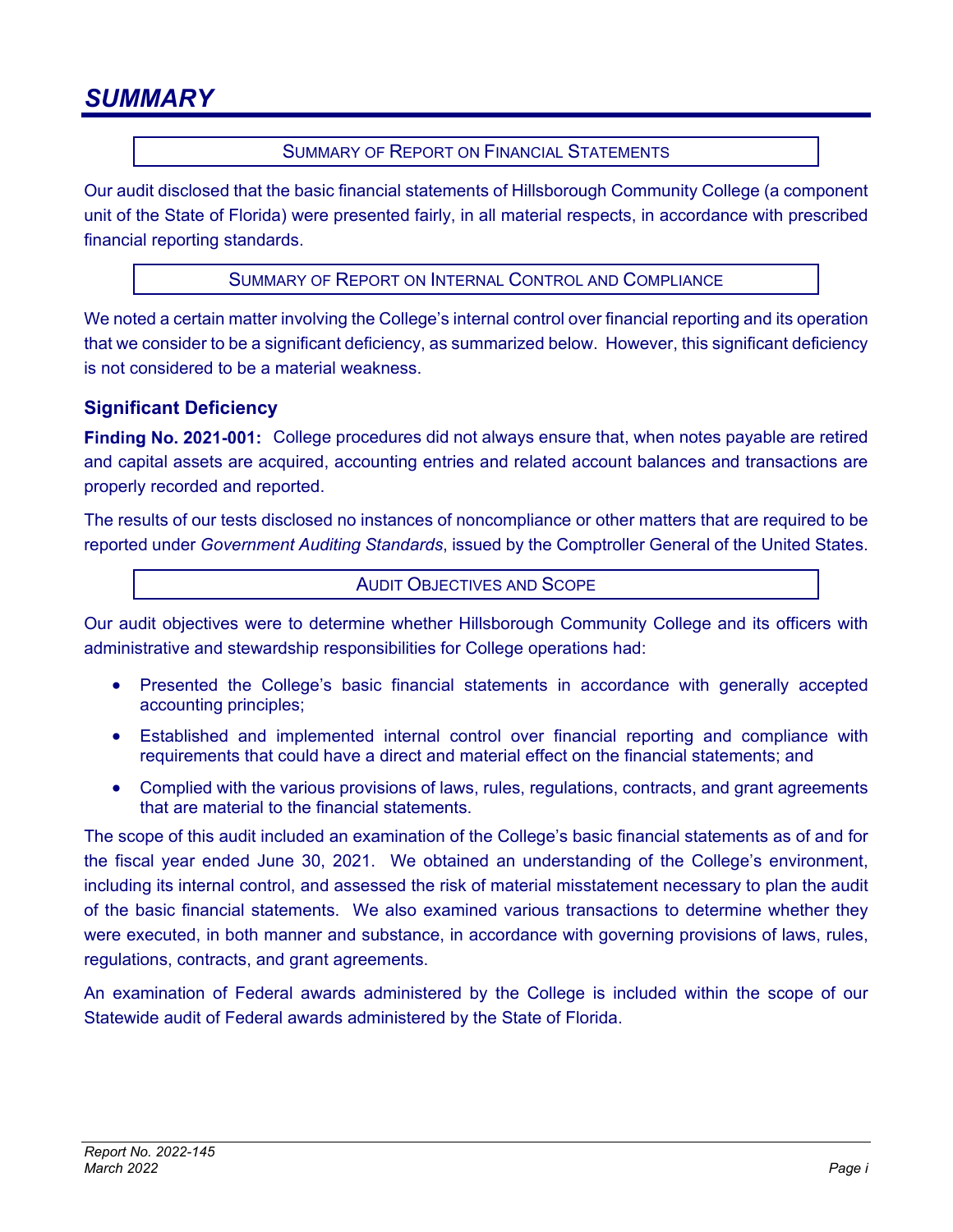# SUMMARY

## Summary of Report on Financial Statements

Our audit disclosed that the basic financial statements of Hillsborough Community College (a component unit of the State of Florida) were presented fairly, in all material respects, in accordance with prescribed financial reporting standards.

## Summary of Report on Internal Control and Compliance

We noted a certain matter involving the College's internal control over financial reporting and its operation that we consider to be a significant deficiency, as summarized below. However, this significant deficiency is not considered to be a material weakness.

### Significant Deficiency

**Finding No. 2021-001:** College procedures did not always ensure that, when notes payable are retired and capital assets are acquired, accounting entries and related account balances and transactions are properly recorded and reported.

The results of our tests disclosed no instances of noncompliance or other matters that are required to be reported under *Government Auditing Standards*, issued by the Comptroller General of the United States.

## Audit Objectives and Scope

Our audit objectives were to determine whether Hillsborough Community College and its officers with administrative and stewardship responsibilities for College operations had:

- Presented the College's basic financial statements in accordance with generally accepted accounting principles;
- Established and implemented internal control over financial reporting and compliance with requirements that could have a direct and material effect on the financial statements; and
- Complied with the various provisions of laws, rules, regulations, contracts, and grant agreements that are material to the financial statements.

The scope of this audit included an examination of the College's basic financial statements as of and for the fiscal year ended June 30, 2021. We obtained an understanding of the College's environment, including its internal control, and assessed the risk of material misstatement necessary to plan the audit of the basic financial statements. We also examined various transactions to determine whether they were executed, in both manner and substance, in accordance with governing provisions of laws, rules, regulations, contracts, and grant agreements.

An examination of Federal awards administered by the College is included within the scope of our Statewide audit of Federal awards administered by the State of Florida.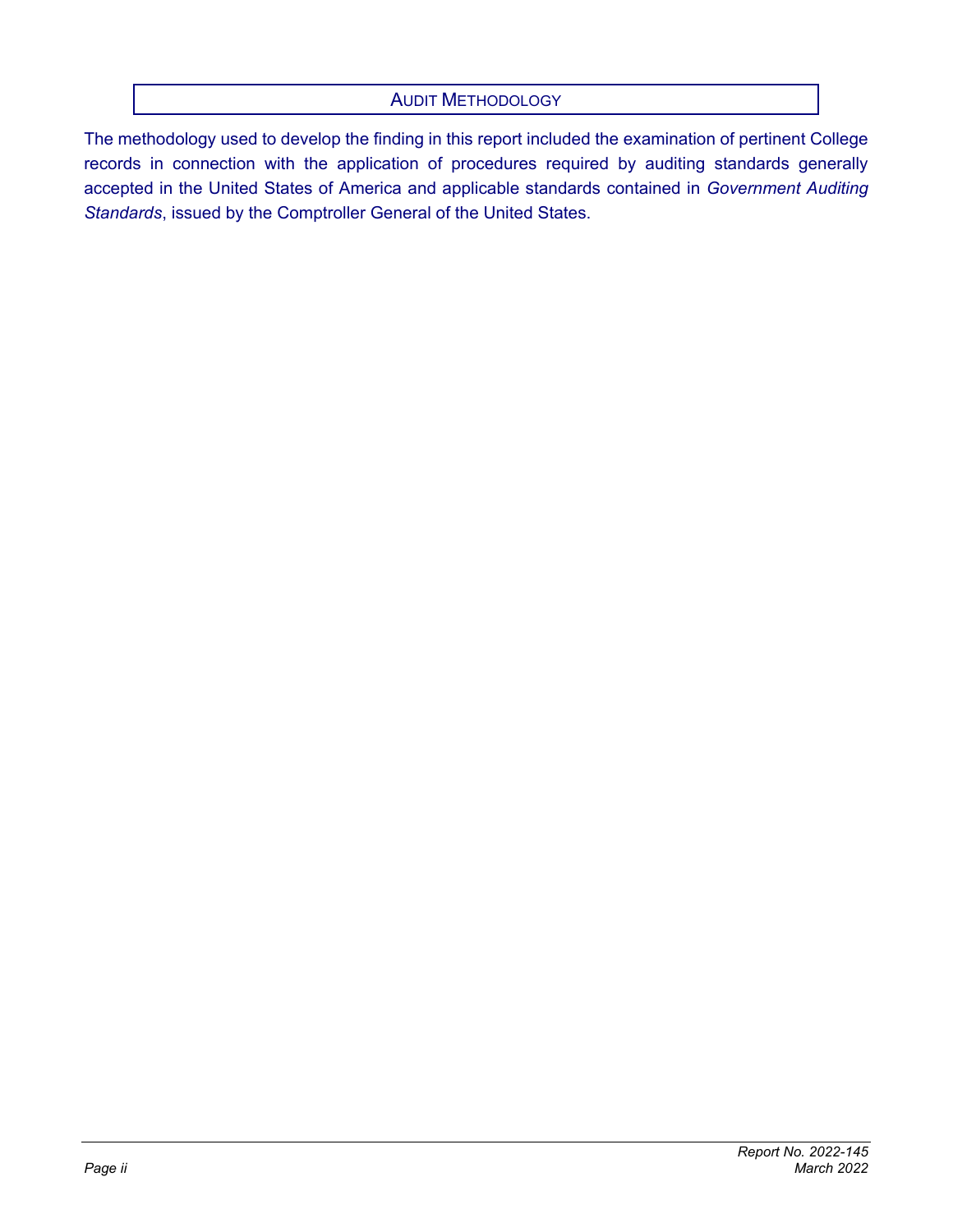## Audit Methodology

The methodology used to develop the finding in this report included the examination of pertinent College records in connection with the application of procedures required by auditing standards generally accepted in the United States of America and applicable standards contained in *Government Auditing Standards*, issued by the Comptroller General of the United States.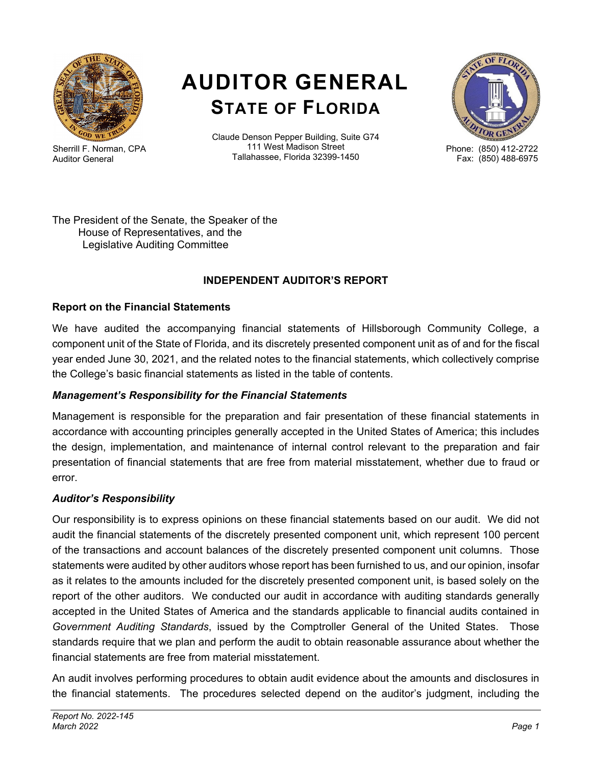# AUDITOR GENERAL
## STATE OF FLORIDA

Sherrill F. Norman, CPA
Auditor General

Claude Denson Pepper Building, Suite G74
111 West Madison Street
Tallahassee, Florida 32399-1450

Phone: (850) 412-2722
Fax: (850) 488-6975

The President of the Senate, the Speaker of the House of Representatives, and the Legislative Auditing Committee

### INDEPENDENT AUDITOR'S REPORT

**Report on the Financial Statements**

We have audited the accompanying financial statements of Hillsborough Community College, a component unit of the State of Florida, and its discretely presented component unit as of and for the fiscal year ended June 30, 2021, and the related notes to the financial statements, which collectively comprise the College's basic financial statements as listed in the table of contents.

***Management's Responsibility for the Financial Statements***

Management is responsible for the preparation and fair presentation of these financial statements in accordance with accounting principles generally accepted in the United States of America; this includes the design, implementation, and maintenance of internal control relevant to the preparation and fair presentation of financial statements that are free from material misstatement, whether due to fraud or error.

***Auditor's Responsibility***

Our responsibility is to express opinions on these financial statements based on our audit. We did not audit the financial statements of the discretely presented component unit, which represent 100 percent of the transactions and account balances of the discretely presented component unit columns. Those statements were audited by other auditors whose report has been furnished to us, and our opinion, insofar as it relates to the amounts included for the discretely presented component unit, is based solely on the report of the other auditors. We conducted our audit in accordance with auditing standards generally accepted in the United States of America and the standards applicable to financial audits contained in *Government Auditing Standards*, issued by the Comptroller General of the United States. Those standards require that we plan and perform the audit to obtain reasonable assurance about whether the financial statements are free from material misstatement.

An audit involves performing procedures to obtain audit evidence about the amounts and disclosures in the financial statements. The procedures selected depend on the auditor's judgment, including the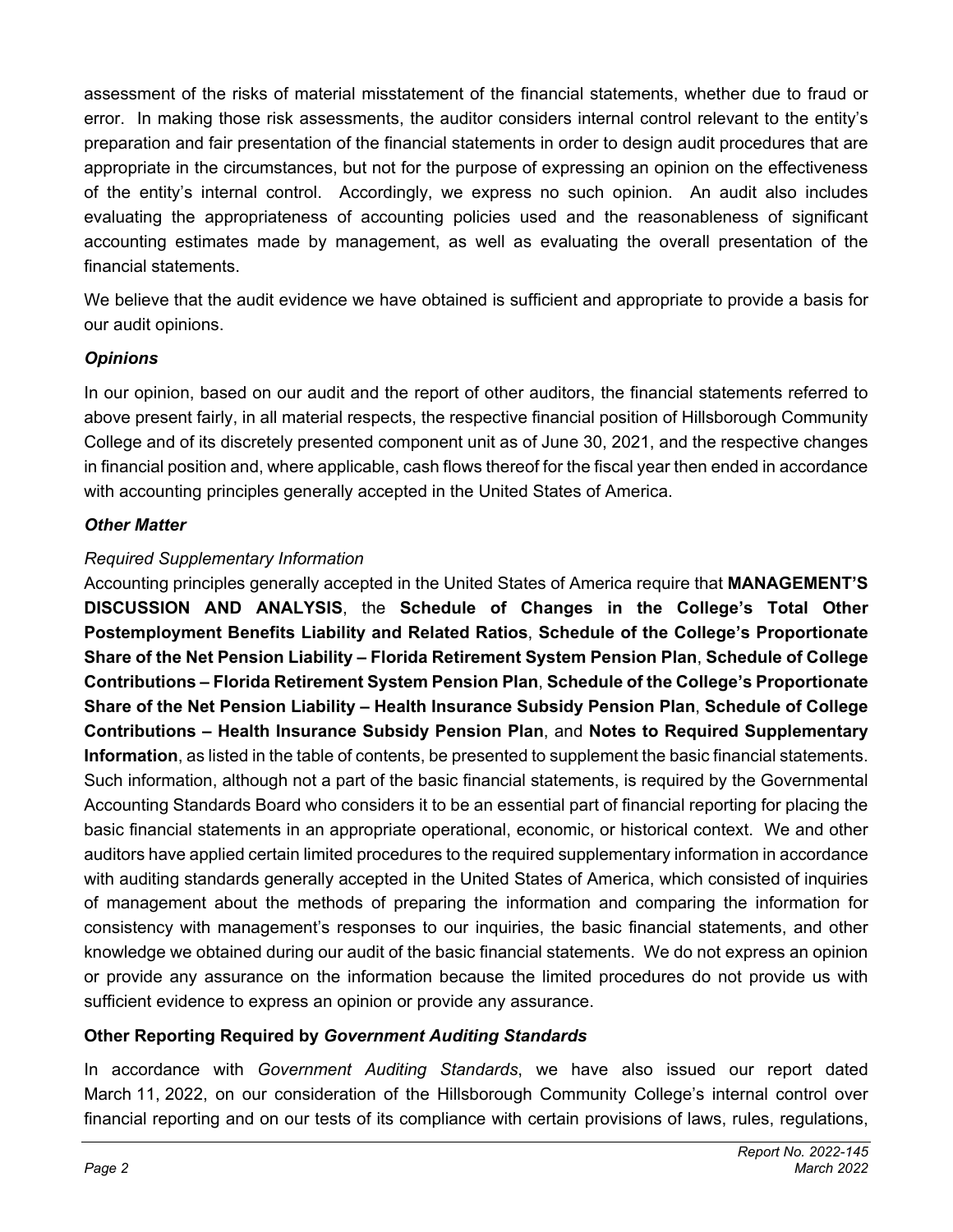assessment of the risks of material misstatement of the financial statements, whether due to fraud or error. In making those risk assessments, the auditor considers internal control relevant to the entity's preparation and fair presentation of the financial statements in order to design audit procedures that are appropriate in the circumstances, but not for the purpose of expressing an opinion on the effectiveness of the entity's internal control. Accordingly, we express no such opinion. An audit also includes evaluating the appropriateness of accounting policies used and the reasonableness of significant accounting estimates made by management, as well as evaluating the overall presentation of the financial statements.

We believe that the audit evidence we have obtained is sufficient and appropriate to provide a basis for our audit opinions.

### *Opinions*

In our opinion, based on our audit and the report of other auditors, the financial statements referred to above present fairly, in all material respects, the respective financial position of Hillsborough Community College and of its discretely presented component unit as of June 30, 2021, and the respective changes in financial position and, where applicable, cash flows thereof for the fiscal year then ended in accordance with accounting principles generally accepted in the United States of America.

### *Other Matter*

*Required Supplementary Information*

Accounting principles generally accepted in the United States of America require that **MANAGEMENT'S DISCUSSION AND ANALYSIS**, the **Schedule of Changes in the College's Total Other Postemployment Benefits Liability and Related Ratios**, **Schedule of the College's Proportionate Share of the Net Pension Liability – Florida Retirement System Pension Plan**, **Schedule of College Contributions – Florida Retirement System Pension Plan**, **Schedule of the College's Proportionate Share of the Net Pension Liability – Health Insurance Subsidy Pension Plan**, **Schedule of College Contributions – Health Insurance Subsidy Pension Plan**, and **Notes to Required Supplementary Information**, as listed in the table of contents, be presented to supplement the basic financial statements. Such information, although not a part of the basic financial statements, is required by the Governmental Accounting Standards Board who considers it to be an essential part of financial reporting for placing the basic financial statements in an appropriate operational, economic, or historical context. We and other auditors have applied certain limited procedures to the required supplementary information in accordance with auditing standards generally accepted in the United States of America, which consisted of inquiries of management about the methods of preparing the information and comparing the information for consistency with management's responses to our inquiries, the basic financial statements, and other knowledge we obtained during our audit of the basic financial statements. We do not express an opinion or provide any assurance on the information because the limited procedures do not provide us with sufficient evidence to express an opinion or provide any assurance.

### Other Reporting Required by *Government Auditing Standards*

In accordance with *Government Auditing Standards*, we have also issued our report dated March 11, 2022, on our consideration of the Hillsborough Community College's internal control over financial reporting and on our tests of its compliance with certain provisions of laws, rules, regulations,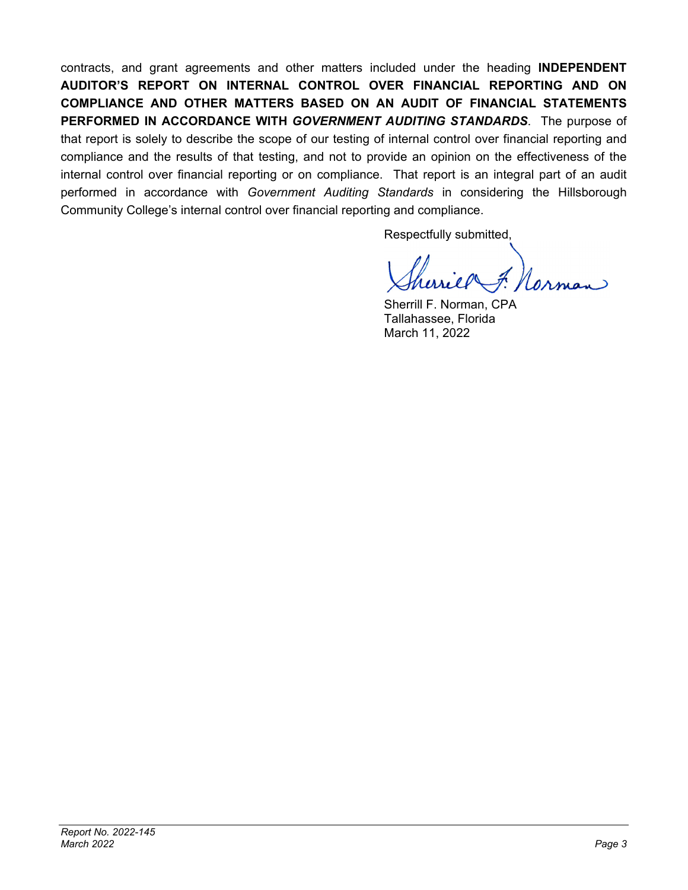contracts, and grant agreements and other matters included under the heading **INDEPENDENT AUDITOR'S REPORT ON INTERNAL CONTROL OVER FINANCIAL REPORTING AND ON COMPLIANCE AND OTHER MATTERS BASED ON AN AUDIT OF FINANCIAL STATEMENTS PERFORMED IN ACCORDANCE WITH *GOVERNMENT AUDITING STANDARDS***. The purpose of that report is solely to describe the scope of our testing of internal control over financial reporting and compliance and the results of that testing, and not to provide an opinion on the effectiveness of the internal control over financial reporting or on compliance. That report is an integral part of an audit performed in accordance with *Government Auditing Standards* in considering the Hillsborough Community College's internal control over financial reporting and compliance.

Respectfully submitted,

Sherrill F. Norman, CPA
Tallahassee, Florida
March 11, 2022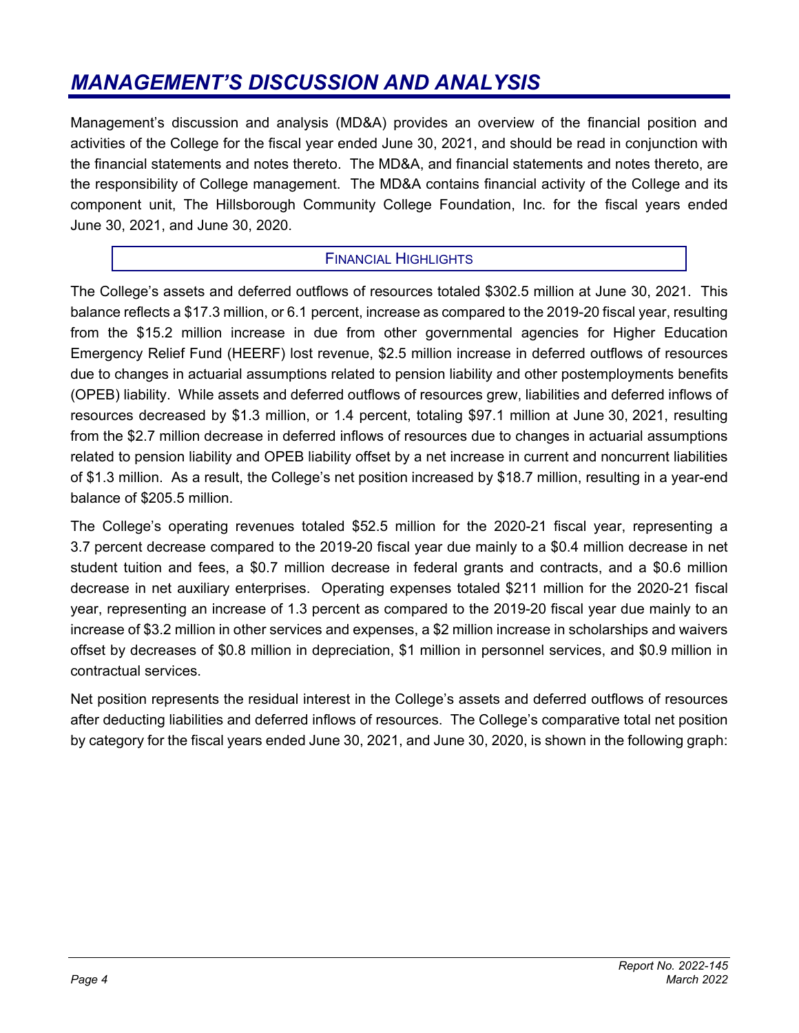# MANAGEMENT'S DISCUSSION AND ANALYSIS

Management's discussion and analysis (MD&A) provides an overview of the financial position and activities of the College for the fiscal year ended June 30, 2021, and should be read in conjunction with the financial statements and notes thereto. The MD&A, and financial statements and notes thereto, are the responsibility of College management. The MD&A contains financial activity of the College and its component unit, The Hillsborough Community College Foundation, Inc. for the fiscal years ended June 30, 2021, and June 30, 2020.

## FINANCIAL HIGHLIGHTS

The College's assets and deferred outflows of resources totaled $302.5 million at June 30, 2021. This balance reflects a $17.3 million, or 6.1 percent, increase as compared to the 2019-20 fiscal year, resulting from the $15.2 million increase in due from other governmental agencies for Higher Education Emergency Relief Fund (HEERF) lost revenue, $2.5 million increase in deferred outflows of resources due to changes in actuarial assumptions related to pension liability and other postemployments benefits (OPEB) liability. While assets and deferred outflows of resources grew, liabilities and deferred inflows of resources decreased by $1.3 million, or 1.4 percent, totaling $97.1 million at June 30, 2021, resulting from the $2.7 million decrease in deferred inflows of resources due to changes in actuarial assumptions related to pension liability and OPEB liability offset by a net increase in current and noncurrent liabilities of $1.3 million. As a result, the College's net position increased by $18.7 million, resulting in a year-end balance of $205.5 million.

The College's operating revenues totaled $52.5 million for the 2020-21 fiscal year, representing a 3.7 percent decrease compared to the 2019-20 fiscal year due mainly to a $0.4 million decrease in net student tuition and fees, a $0.7 million decrease in federal grants and contracts, and a $0.6 million decrease in net auxiliary enterprises. Operating expenses totaled $211 million for the 2020-21 fiscal year, representing an increase of 1.3 percent as compared to the 2019-20 fiscal year due mainly to an increase of $3.2 million in other services and expenses, a $2 million increase in scholarships and waivers offset by decreases of $0.8 million in depreciation, $1 million in personnel services, and $0.9 million in contractual services.

Net position represents the residual interest in the College's assets and deferred outflows of resources after deducting liabilities and deferred inflows of resources. The College's comparative total net position by category for the fiscal years ended June 30, 2021, and June 30, 2020, is shown in the following graph: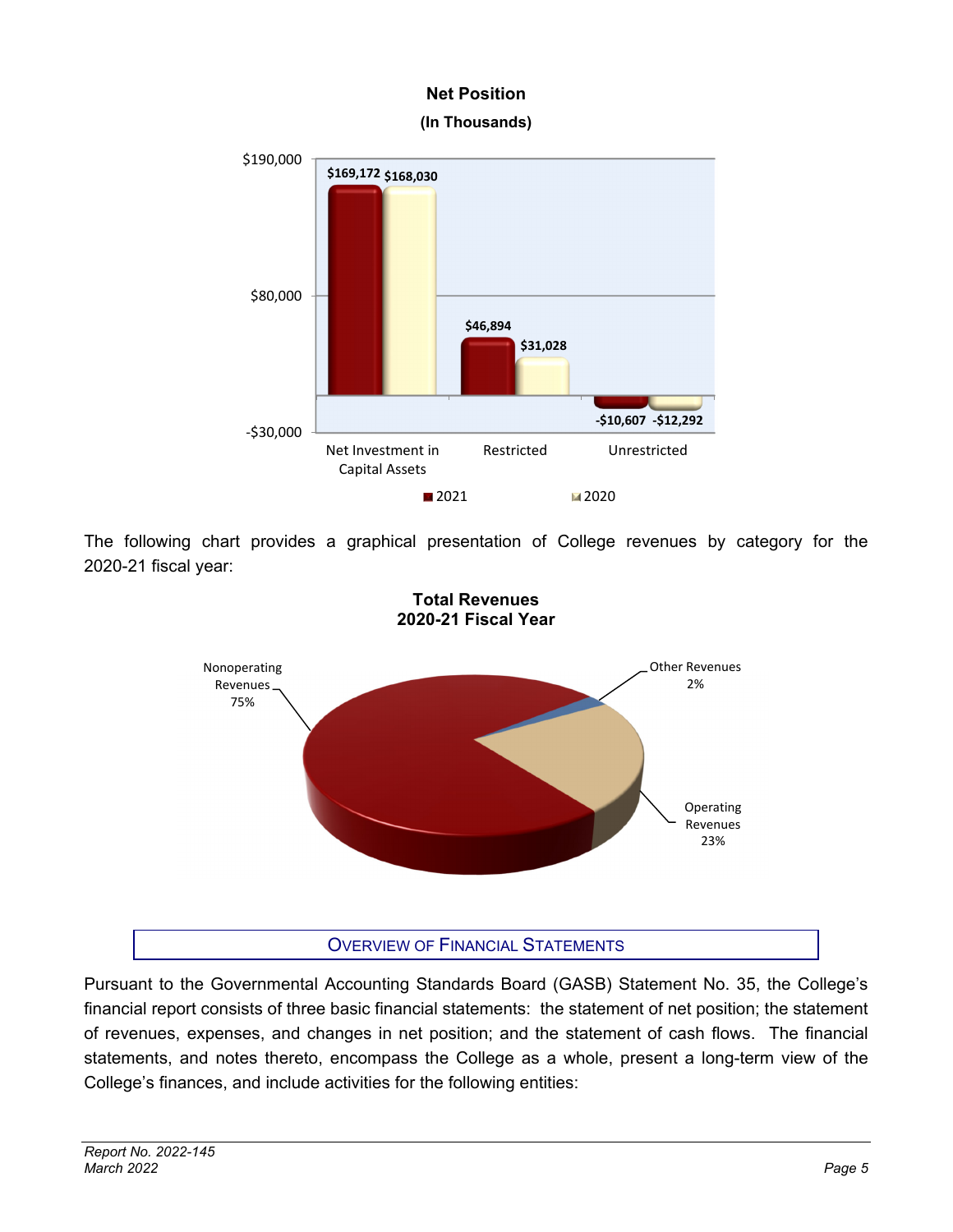**Net Position**
**(In Thousands)**

| | 2021 | 2020 |
|---|---|---|
| Net Investment in Capital Assets | $169,172 | $168,030 |
| Restricted | $46,894 | $31,028 |
| Unrestricted | -$10,607 | -$12,292 |

The following chart provides a graphical presentation of College revenues by category for the 2020-21 fiscal year:

**Total Revenues**
**2020-21 Fiscal Year**

| Category | Percentage |
|---|---|
| Nonoperating Revenues | 75% |
| Operating Revenues | 23% |
| Other Revenues | 2% |

## Overview of Financial Statements

Pursuant to the Governmental Accounting Standards Board (GASB) Statement No. 35, the College's financial report consists of three basic financial statements: the statement of net position; the statement of revenues, expenses, and changes in net position; and the statement of cash flows. The financial statements, and notes thereto, encompass the College as a whole, present a long-term view of the College's finances, and include activities for the following entities: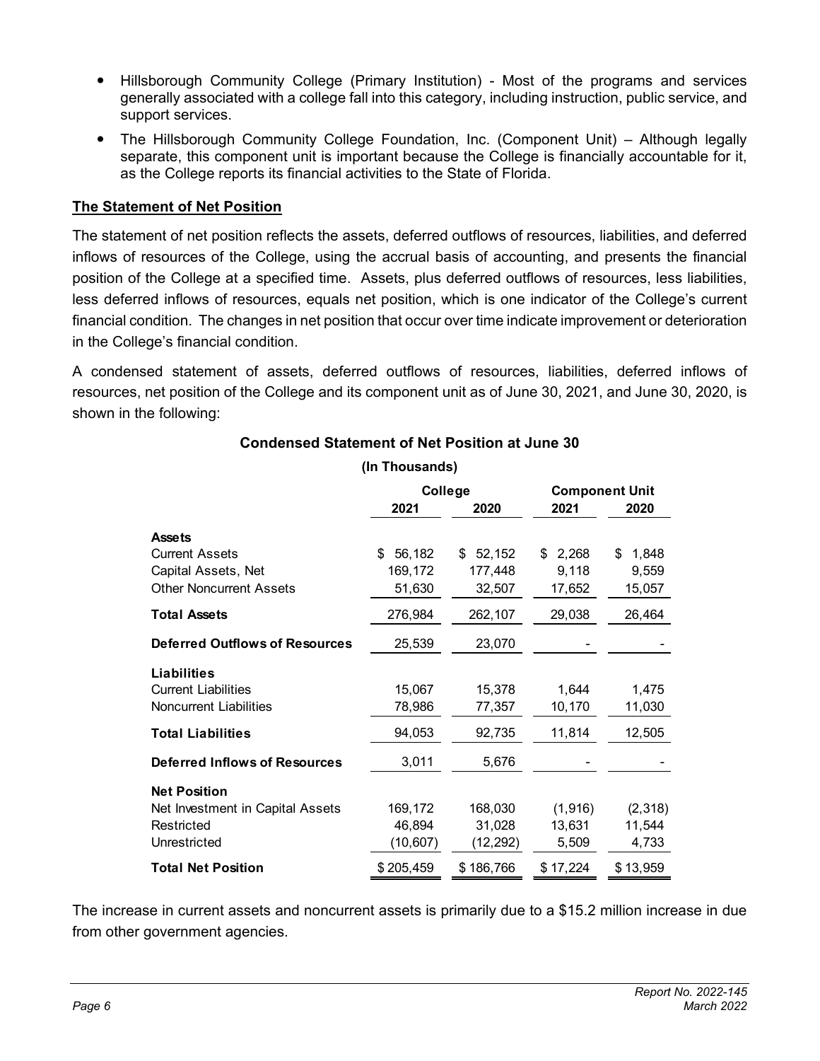- Hillsborough Community College (Primary Institution) - Most of the programs and services generally associated with a college fall into this category, including instruction, public service, and support services.
- The Hillsborough Community College Foundation, Inc. (Component Unit) – Although legally separate, this component unit is important because the College is financially accountable for it, as the College reports its financial activities to the State of Florida.

**The Statement of Net Position**

The statement of net position reflects the assets, deferred outflows of resources, liabilities, and deferred inflows of resources of the College, using the accrual basis of accounting, and presents the financial position of the College at a specified time. Assets, plus deferred outflows of resources, less liabilities, less deferred inflows of resources, equals net position, which is one indicator of the College's current financial condition. The changes in net position that occur over time indicate improvement or deterioration in the College's financial condition.

A condensed statement of assets, deferred outflows of resources, liabilities, deferred inflows of resources, net position of the College and its component unit as of June 30, 2021, and June 30, 2020, is shown in the following:

**Condensed Statement of Net Position at June 30**

**(In Thousands)**

| | College | | Component Unit | |
|---|---|---|---|---|
| | **2021** | **2020** | **2021** | **2020** |
| **Assets** | | | | |
| Current Assets | $ 56,182 | $ 52,152 | $ 2,268 | $ 1,848 |
| Capital Assets, Net | 169,172 | 177,448 | 9,118 | 9,559 |
| Other Noncurrent Assets | 51,630 | 32,507 | 17,652 | 15,057 |
| **Total Assets** | 276,984 | 262,107 | 29,038 | 26,464 |
| **Deferred Outflows of Resources** | 25,539 | 23,070 | - | - |
| **Liabilities** | | | | |
| Current Liabilities | 15,067 | 15,378 | 1,644 | 1,475 |
| Noncurrent Liabilities | 78,986 | 77,357 | 10,170 | 11,030 |
| **Total Liabilities** | 94,053 | 92,735 | 11,814 | 12,505 |
| **Deferred Inflows of Resources** | 3,011 | 5,676 | - | - |
| **Net Position** | | | | |
| Net Investment in Capital Assets | 169,172 | 168,030 | (1,916) | (2,318) |
| Restricted | 46,894 | 31,028 | 13,631 | 11,544 |
| Unrestricted | (10,607) | (12,292) | 5,509 | 4,733 |
| **Total Net Position** | $ 205,459 | $ 186,766 | $ 17,224 | $ 13,959 |

The increase in current assets and noncurrent assets is primarily due to a $15.2 million increase in due from other government agencies.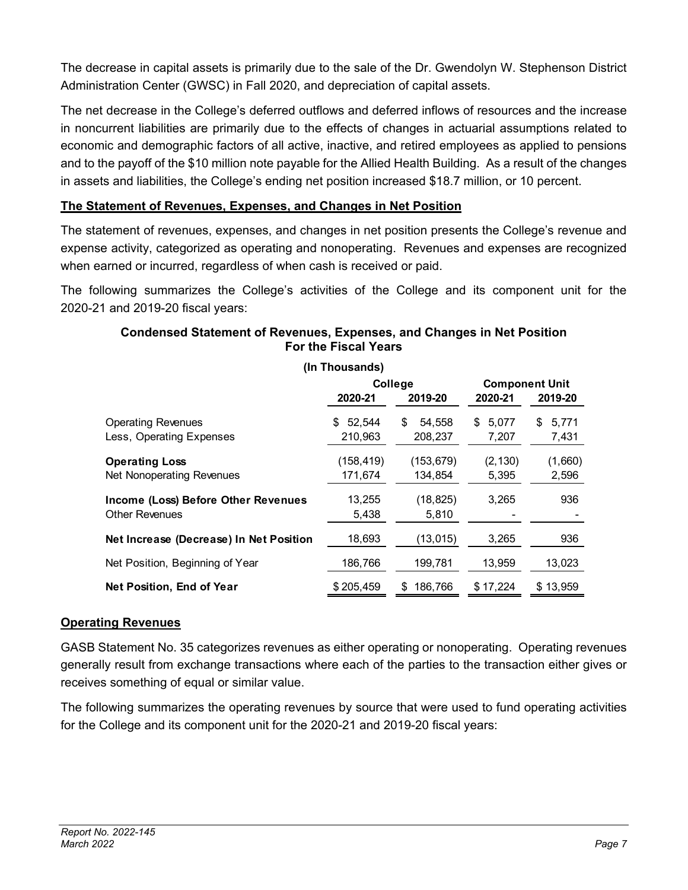The decrease in capital assets is primarily due to the sale of the Dr. Gwendolyn W. Stephenson District Administration Center (GWSC) in Fall 2020, and depreciation of capital assets.

The net decrease in the College's deferred outflows and deferred inflows of resources and the increase in noncurrent liabilities are primarily due to the effects of changes in actuarial assumptions related to economic and demographic factors of all active, inactive, and retired employees as applied to pensions and to the payoff of the $10 million note payable for the Allied Health Building. As a result of the changes in assets and liabilities, the College's ending net position increased $18.7 million, or 10 percent.

**The Statement of Revenues, Expenses, and Changes in Net Position**

The statement of revenues, expenses, and changes in net position presents the College's revenue and expense activity, categorized as operating and nonoperating. Revenues and expenses are recognized when earned or incurred, regardless of when cash is received or paid.

The following summarizes the College's activities of the College and its component unit for the 2020-21 and 2019-20 fiscal years:

**Condensed Statement of Revenues, Expenses, and Changes in Net Position For the Fiscal Years**

**(In Thousands)**

| | College | | Component Unit | |
|---|---|---|---|---|
| | **2020-21** | **2019-20** | **2020-21** | **2019-20** |
| Operating Revenues | $ 52,544 | $ 54,558 | $ 5,077 | $ 5,771 |
| Less, Operating Expenses | 210,963 | 208,237 | 7,207 | 7,431 |
| **Operating Loss** | (158,419) | (153,679) | (2,130) | (1,660) |
| Net Nonoperating Revenues | 171,674 | 134,854 | 5,395 | 2,596 |
| **Income (Loss) Before Other Revenues** | 13,255 | (18,825) | 3,265 | 936 |
| Other Revenues | 5,438 | 5,810 | - | - |
| **Net Increase (Decrease) In Net Position** | 18,693 | (13,015) | 3,265 | 936 |
| Net Position, Beginning of Year | 186,766 | 199,781 | 13,959 | 13,023 |
| **Net Position, End of Year** | $ 205,459 | $ 186,766 | $ 17,224 | $ 13,959 |

**Operating Revenues**

GASB Statement No. 35 categorizes revenues as either operating or nonoperating. Operating revenues generally result from exchange transactions where each of the parties to the transaction either gives or receives something of equal or similar value.

The following summarizes the operating revenues by source that were used to fund operating activities for the College and its component unit for the 2020-21 and 2019-20 fiscal years: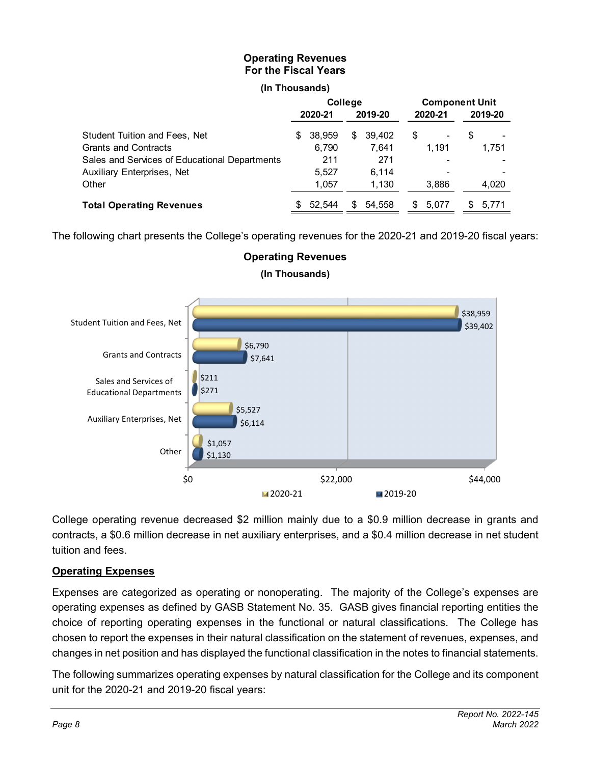**Operating Revenues**
**For the Fiscal Years**

**(In Thousands)**

| | College | | Component Unit | |
|---|---|---|---|---|
| | **2020-21** | **2019-20** | **2020-21** | **2019-20** |
| Student Tuition and Fees, Net | $ 38,959 | $ 39,402 | $ - | $ - |
| Grants and Contracts | 6,790 | 7,641 | 1,191 | 1,751 |
| Sales and Services of Educational Departments | 211 | 271 | - | - |
| Auxiliary Enterprises, Net | 5,527 | 6,114 | - | - |
| Other | 1,057 | 1,130 | 3,886 | 4,020 |
| **Total Operating Revenues** | $ 52,544 | $ 54,558 | $ 5,077 | $ 5,771 |

The following chart presents the College's operating revenues for the 2020-21 and 2019-20 fiscal years:

**Operating Revenues**

**(In Thousands)**

| | 2020-21 | 2019-20 |
|---|---|---|
| Student Tuition and Fees, Net | $38,959 | $39,402 |
| Grants and Contracts | $6,790 | $7,641 |
| Sales and Services of Educational Departments | $211 | $271 |
| Auxiliary Enterprises, Net | $5,527 | $6,114 |
| Other | $1,057 | $1,130 |

College operating revenue decreased $2 million mainly due to a $0.9 million decrease in grants and contracts, a $0.6 million decrease in net auxiliary enterprises, and a $0.4 million decrease in net student tuition and fees.

## Operating Expenses

Expenses are categorized as operating or nonoperating. The majority of the College's expenses are operating expenses as defined by GASB Statement No. 35. GASB gives financial reporting entities the choice of reporting operating expenses in the functional or natural classifications. The College has chosen to report the expenses in their natural classification on the statement of revenues, expenses, and changes in net position and has displayed the functional classification in the notes to financial statements.

The following summarizes operating expenses by natural classification for the College and its component unit for the 2020-21 and 2019-20 fiscal years: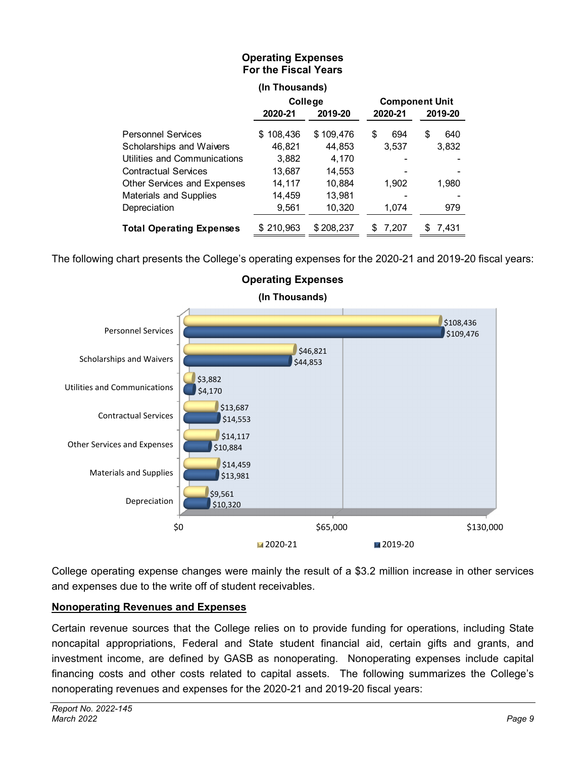**Operating Expenses**
**For the Fiscal Years**

**(In Thousands)**

| | College | | Component Unit | |
|---|---|---|---|---|
| | **2020-21** | **2019-20** | **2020-21** | **2019-20** |
| Personnel Services | $ 108,436 | $ 109,476 | $ 694 | $ 640 |
| Scholarships and Waivers | 46,821 | 44,853 | 3,537 | 3,832 |
| Utilities and Communications | 3,882 | 4,170 | - | - |
| Contractual Services | 13,687 | 14,553 | - | - |
| Other Services and Expenses | 14,117 | 10,884 | 1,902 | 1,980 |
| Materials and Supplies | 14,459 | 13,981 | - | - |
| Depreciation | 9,561 | 10,320 | 1,074 | 979 |
| **Total Operating Expenses** | $ 210,963 | $ 208,237 | $ 7,207 | $ 7,431 |

The following chart presents the College's operating expenses for the 2020-21 and 2019-20 fiscal years:

**Operating Expenses**
**(In Thousands)**

| | 2020-21 | 2019-20 |
|---|---|---|
| Personnel Services | $108,436 | $109,476 |
| Scholarships and Waivers | $46,821 | $44,853 |
| Utilities and Communications | $3,882 | $4,170 |
| Contractual Services | $13,687 | $14,553 |
| Other Services and Expenses | $14,117 | $10,884 |
| Materials and Supplies | $14,459 | $13,981 |
| Depreciation | $9,561 | $10,320 |

College operating expense changes were mainly the result of a $3.2 million increase in other services and expenses due to the write off of student receivables.

## Nonoperating Revenues and Expenses

Certain revenue sources that the College relies on to provide funding for operations, including State noncapital appropriations, Federal and State student financial aid, certain gifts and grants, and investment income, are defined by GASB as nonoperating. Nonoperating expenses include capital financing costs and other costs related to capital assets. The following summarizes the College's nonoperating revenues and expenses for the 2020-21 and 2019-20 fiscal years: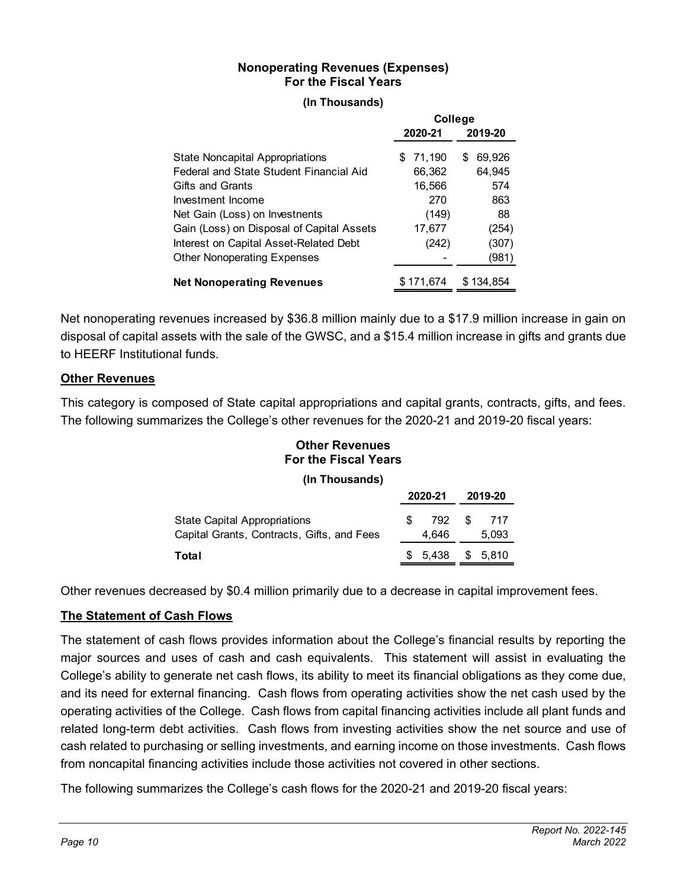**Nonoperating Revenues (Expenses)**
**For the Fiscal Years**

**(In Thousands)**

| | College | |
|---|---|---|
| | **2020-21** | **2019-20** |
| State Noncapital Appropriations | $ 71,190 | $ 69,926 |
| Federal and State Student Financial Aid | 66,362 | 64,945 |
| Gifts and Grants | 16,566 | 574 |
| Investment Income | 270 | 863 |
| Net Gain (Loss) on Invesntents | (149) | 88 |
| Gain (Loss) on Disposal of Capital Assets | 17,677 | (254) |
| Interest on Capital Asset-Related Debt | (242) | (307) |
| Other Nonoperating Expenses | - | (981) |
| **Net Nonoperating Revenues** | $ 171,674 | $ 134,854 |

Net nonoperating revenues increased by $36.8 million mainly due to a $17.9 million increase in gain on disposal of capital assets with the sale of the GWSC, and a $15.4 million increase in gifts and grants due to HEERF Institutional funds.

## Other Revenues

This category is composed of State capital appropriations and capital grants, contracts, gifts, and fees. The following summarizes the College's other revenues for the 2020-21 and 2019-20 fiscal years:

**Other Revenues**
**For the Fiscal Years**

**(In Thousands)**

| | **2020-21** | **2019-20** |
|---|---|---|
| State Capital Appropriations | $ 792 | $ 717 |
| Capital Grants, Contracts, Gifts, and Fees | 4,646 | 5,093 |
| **Total** | $ 5,438 | $ 5,810 |

Other revenues decreased by $0.4 million primarily due to a decrease in capital improvement fees.

## The Statement of Cash Flows

The statement of cash flows provides information about the College's financial results by reporting the major sources and uses of cash and cash equivalents. This statement will assist in evaluating the College's ability to generate net cash flows, its ability to meet its financial obligations as they come due, and its need for external financing. Cash flows from operating activities show the net cash used by the operating activities of the College. Cash flows from capital financing activities include all plant funds and related long-term debt activities. Cash flows from investing activities show the net source and use of cash related to purchasing or selling investments, and earning income on those investments. Cash flows from noncapital financing activities include those activities not covered in other sections.

The following summarizes the College's cash flows for the 2020-21 and 2019-20 fiscal years: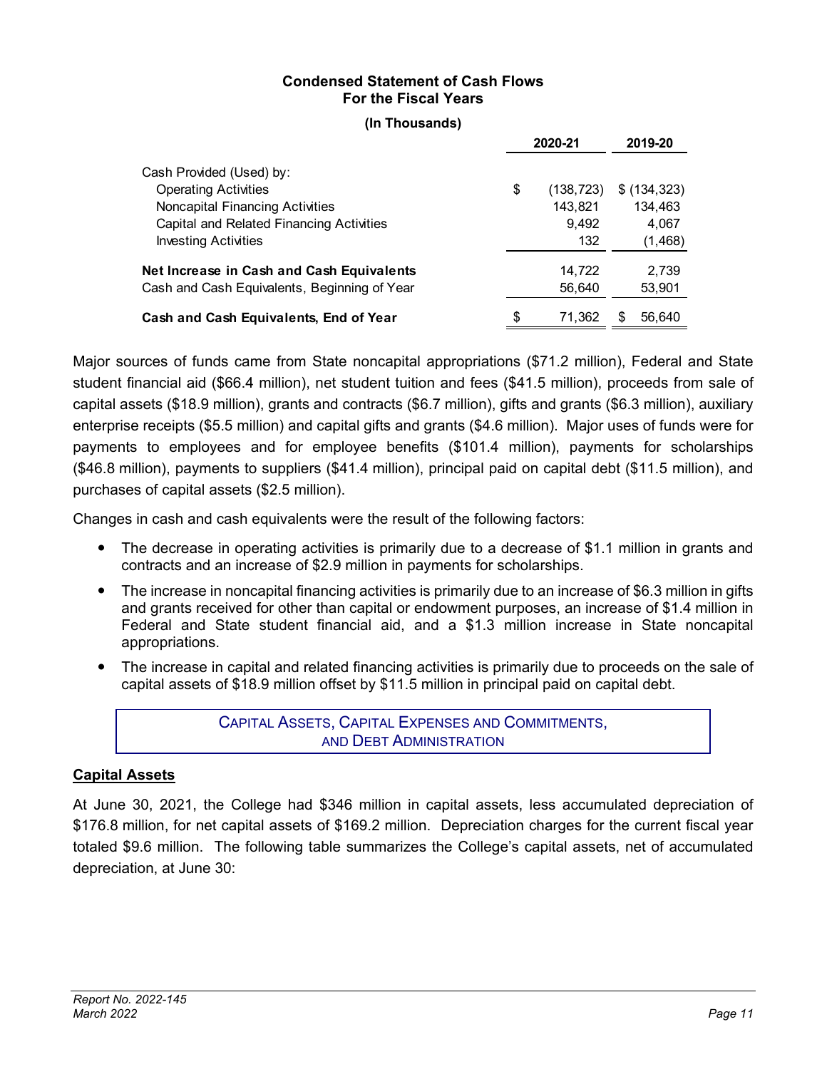**Condensed Statement of Cash Flows**
**For the Fiscal Years**

**(In Thousands)**

| | 2020-21 | 2019-20 |
|---|---|---|
| Cash Provided (Used) by: | | |
| Operating Activities | $ (138,723) | $ (134,323) |
| Noncapital Financing Activities | 143,821 | 134,463 |
| Capital and Related Financing Activities | 9,492 | 4,067 |
| Investing Activities | 132 | (1,468) |
| **Net Increase in Cash and Cash Equivalents** | 14,722 | 2,739 |
| Cash and Cash Equivalents, Beginning of Year | 56,640 | 53,901 |
| **Cash and Cash Equivalents, End of Year** | $ 71,362 | $ 56,640 |

Major sources of funds came from State noncapital appropriations ($71.2 million), Federal and State student financial aid ($66.4 million), net student tuition and fees ($41.5 million), proceeds from sale of capital assets ($18.9 million), grants and contracts ($6.7 million), gifts and grants ($6.3 million), auxiliary enterprise receipts ($5.5 million) and capital gifts and grants ($4.6 million). Major uses of funds were for payments to employees and for employee benefits ($101.4 million), payments for scholarships ($46.8 million), payments to suppliers ($41.4 million), principal paid on capital debt ($11.5 million), and purchases of capital assets ($2.5 million).

Changes in cash and cash equivalents were the result of the following factors:

- The decrease in operating activities is primarily due to a decrease of $1.1 million in grants and contracts and an increase of $2.9 million in payments for scholarships.
- The increase in noncapital financing activities is primarily due to an increase of $6.3 million in gifts and grants received for other than capital or endowment purposes, an increase of $1.4 million in Federal and State student financial aid, and a $1.3 million increase in State noncapital appropriations.
- The increase in capital and related financing activities is primarily due to proceeds on the sale of capital assets of $18.9 million offset by $11.5 million in principal paid on capital debt.

## CAPITAL ASSETS, CAPITAL EXPENSES AND COMMITMENTS, AND DEBT ADMINISTRATION

### Capital Assets

At June 30, 2021, the College had $346 million in capital assets, less accumulated depreciation of $176.8 million, for net capital assets of $169.2 million. Depreciation charges for the current fiscal year totaled $9.6 million. The following table summarizes the College's capital assets, net of accumulated depreciation, at June 30: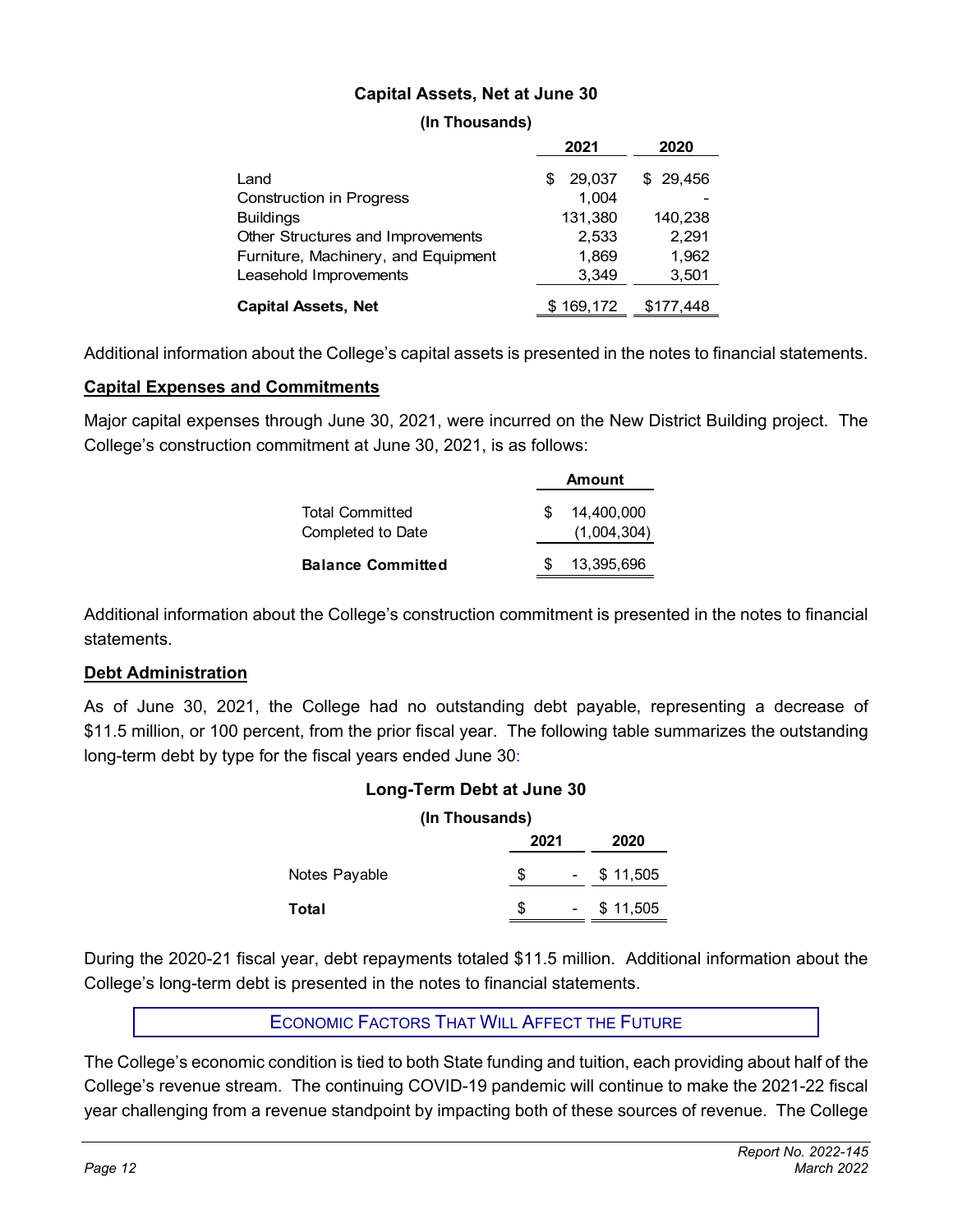**Capital Assets, Net at June 30**

**(In Thousands)**

| | 2021 | 2020 |
|---|---|---|
| Land | $ 29,037 | $ 29,456 |
| Construction in Progress | 1,004 | - |
| Buildings | 131,380 | 140,238 |
| Other Structures and Improvements | 2,533 | 2,291 |
| Furniture, Machinery, and Equipment | 1,869 | 1,962 |
| Leasehold Improvements | 3,349 | 3,501 |
| **Capital Assets, Net** | $ 169,172 | $177,448 |

Additional information about the College's capital assets is presented in the notes to financial statements.

## Capital Expenses and Commitments

Major capital expenses through June 30, 2021, were incurred on the New District Building project. The College's construction commitment at June 30, 2021, is as follows:

| | Amount |
|---|---|
| Total Committed | $ 14,400,000 |
| Completed to Date | (1,004,304) |
| **Balance Committed** | $ 13,395,696 |

Additional information about the College's construction commitment is presented in the notes to financial statements.

## Debt Administration

As of June 30, 2021, the College had no outstanding debt payable, representing a decrease of $11.5 million, or 100 percent, from the prior fiscal year. The following table summarizes the outstanding long-term debt by type for the fiscal years ended June 30:

**Long-Term Debt at June 30**

**(In Thousands)**

| | 2021 | 2020 |
|---|---|---|
| Notes Payable | $ - | $ 11,505 |
| **Total** | $ - | $ 11,505 |

During the 2020-21 fiscal year, debt repayments totaled $11.5 million. Additional information about the College's long-term debt is presented in the notes to financial statements.

## ECONOMIC FACTORS THAT WILL AFFECT THE FUTURE

The College's economic condition is tied to both State funding and tuition, each providing about half of the College's revenue stream. The continuing COVID-19 pandemic will continue to make the 2021-22 fiscal year challenging from a revenue standpoint by impacting both of these sources of revenue. The College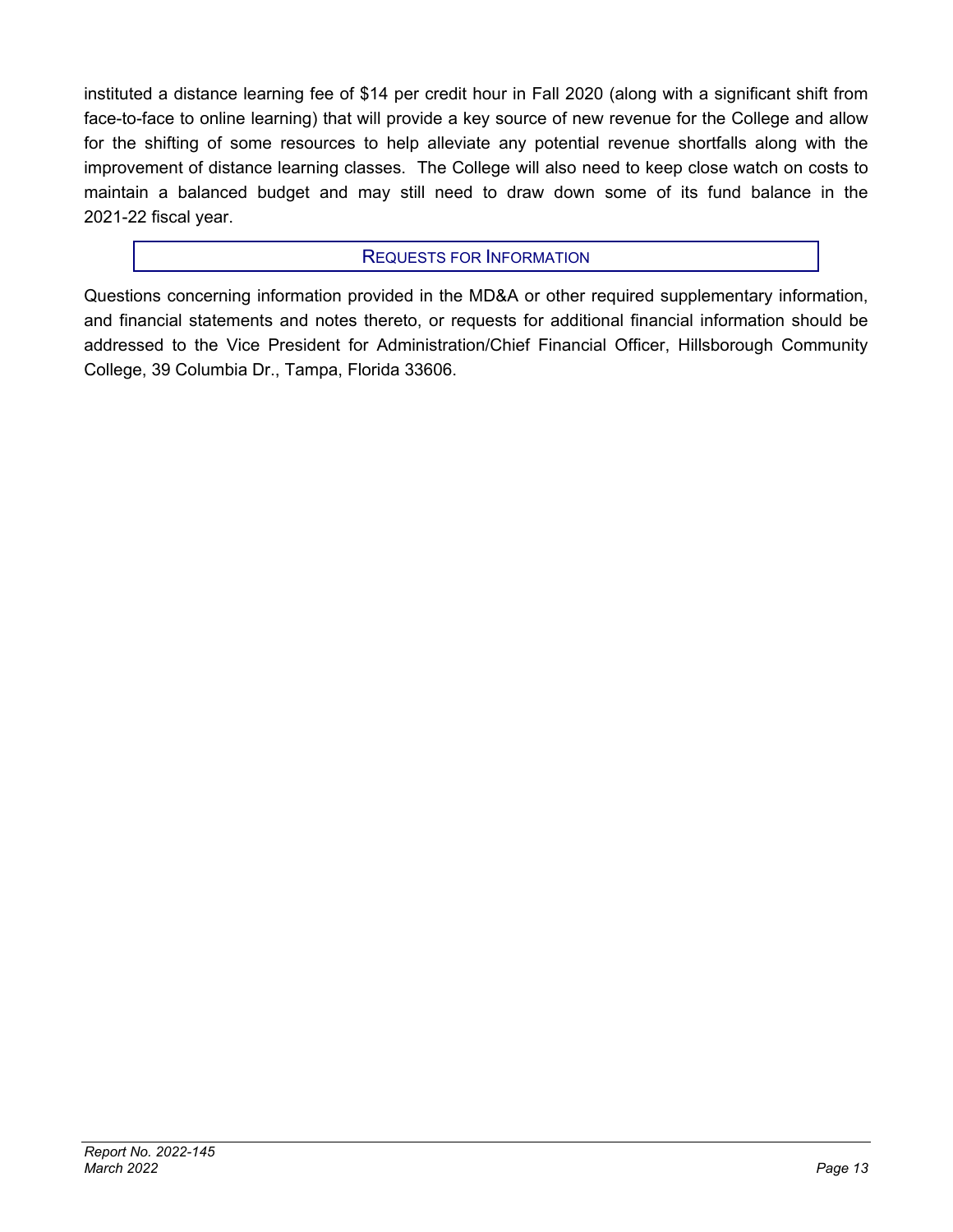instituted a distance learning fee of $14 per credit hour in Fall 2020 (along with a significant shift from face-to-face to online learning) that will provide a key source of new revenue for the College and allow for the shifting of some resources to help alleviate any potential revenue shortfalls along with the improvement of distance learning classes. The College will also need to keep close watch on costs to maintain a balanced budget and may still need to draw down some of its fund balance in the 2021-22 fiscal year.

## REQUESTS FOR INFORMATION

Questions concerning information provided in the MD&A or other required supplementary information, and financial statements and notes thereto, or requests for additional financial information should be addressed to the Vice President for Administration/Chief Financial Officer, Hillsborough Community College, 39 Columbia Dr., Tampa, Florida 33606.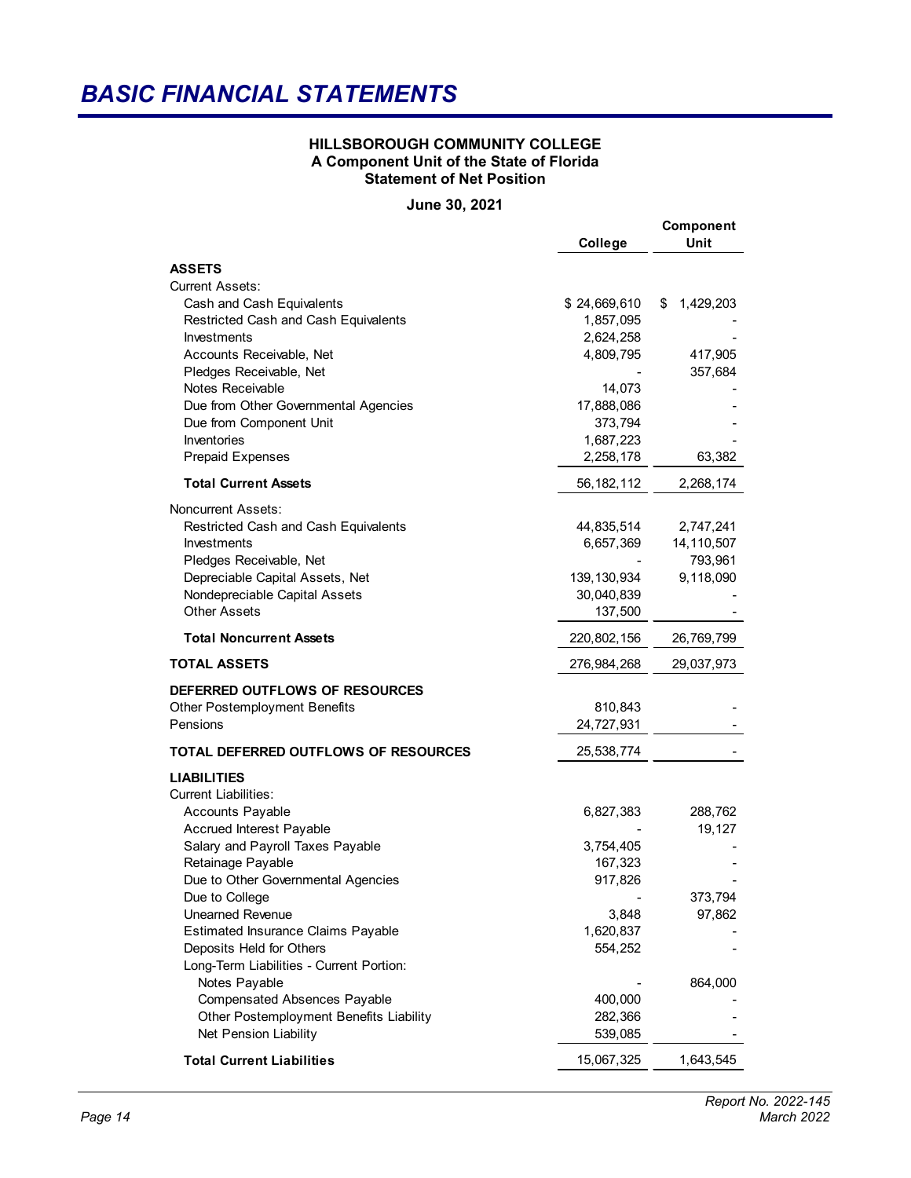# BASIC FINANCIAL STATEMENTS

**HILLSBOROUGH COMMUNITY COLLEGE**
**A Component Unit of the State of Florida**
**Statement of Net Position**

**June 30, 2021**

| | College | Component Unit |
|---|---|---|
| **ASSETS** | | |
| Current Assets: | | |
| Cash and Cash Equivalents | $ 24,669,610 | $ 1,429,203 |
| Restricted Cash and Cash Equivalents | 1,857,095 | - |
| Investments | 2,624,258 | - |
| Accounts Receivable, Net | 4,809,795 | 417,905 |
| Pledges Receivable, Net | - | 357,684 |
| Notes Receivable | 14,073 | - |
| Due from Other Governmental Agencies | 17,888,086 | - |
| Due from Component Unit | 373,794 | - |
| Inventories | 1,687,223 | - |
| Prepaid Expenses | 2,258,178 | 63,382 |
| **Total Current Assets** | 56,182,112 | 2,268,174 |
| Noncurrent Assets: | | |
| Restricted Cash and Cash Equivalents | 44,835,514 | 2,747,241 |
| Investments | 6,657,369 | 14,110,507 |
| Pledges Receivable, Net | - | 793,961 |
| Depreciable Capital Assets, Net | 139,130,934 | 9,118,090 |
| Nondepreciable Capital Assets | 30,040,839 | - |
| Other Assets | 137,500 | - |
| **Total Noncurrent Assets** | 220,802,156 | 26,769,799 |
| **TOTAL ASSETS** | 276,984,268 | 29,037,973 |
| **DEFERRED OUTFLOWS OF RESOURCES** | | |
| Other Postemployment Benefits | 810,843 | - |
| Pensions | 24,727,931 | - |
| **TOTAL DEFERRED OUTFLOWS OF RESOURCES** | 25,538,774 | - |
| **LIABILITIES** | | |
| Current Liabilities: | | |
| Accounts Payable | 6,827,383 | 288,762 |
| Accrued Interest Payable | - | 19,127 |
| Salary and Payroll Taxes Payable | 3,754,405 | - |
| Retainage Payable | 167,323 | - |
| Due to Other Governmental Agencies | 917,826 | - |
| Due to College | - | 373,794 |
| Unearned Revenue | 3,848 | 97,862 |
| Estimated Insurance Claims Payable | 1,620,837 | - |
| Deposits Held for Others | 554,252 | - |
| Long-Term Liabilities - Current Portion: | | |
| Notes Payable | - | 864,000 |
| Compensated Absences Payable | 400,000 | - |
| Other Postemployment Benefits Liability | 282,366 | - |
| Net Pension Liability | 539,085 | - |
| **Total Current Liabilities** | 15,067,325 | 1,643,545 |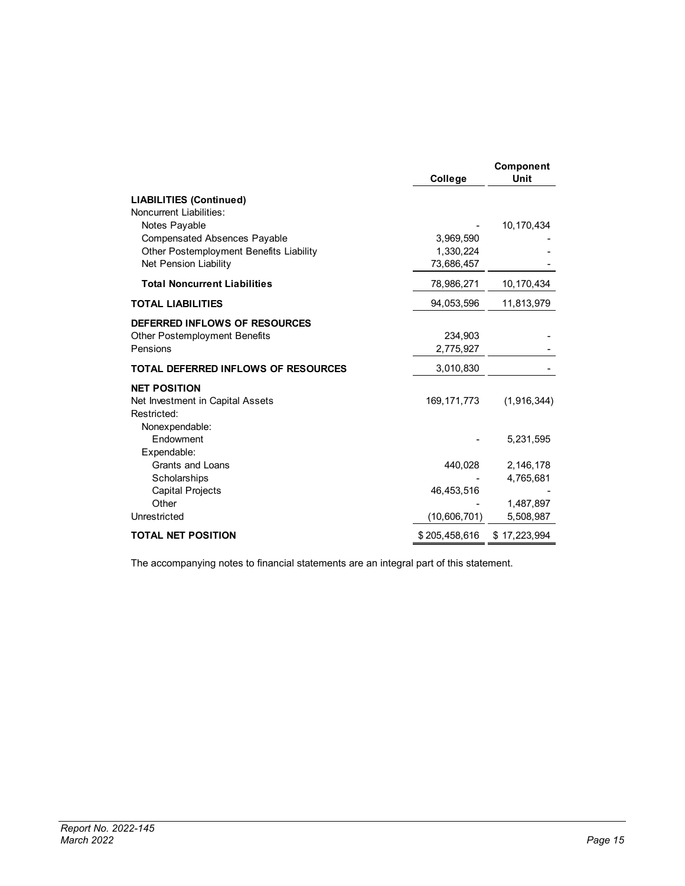| | College | Component Unit |
|---|---|---|
| **LIABILITIES (Continued)** | | |
| Noncurrent Liabilities: | | |
| Notes Payable | - | 10,170,434 |
| Compensated Absences Payable | 3,969,590 | - |
| Other Postemployment Benefits Liability | 1,330,224 | - |
| Net Pension Liability | 73,686,457 | - |
| **Total Noncurrent Liabilities** | 78,986,271 | 10,170,434 |
| **TOTAL LIABILITIES** | 94,053,596 | 11,813,979 |
| **DEFERRED INFLOWS OF RESOURCES** | | |
| Other Postemployment Benefits | 234,903 | - |
| Pensions | 2,775,927 | - |
| **TOTAL DEFERRED INFLOWS OF RESOURCES** | 3,010,830 | - |
| **NET POSITION** | | |
| Net Investment in Capital Assets | 169,171,773 | (1,916,344) |
| Restricted: | | |
| Nonexpendable: | | |
| Endowment | - | 5,231,595 |
| Expendable: | | |
| Grants and Loans | 440,028 | 2,146,178 |
| Scholarships | - | 4,765,681 |
| Capital Projects | 46,453,516 | - |
| Other | - | 1,487,897 |
| Unrestricted | (10,606,701) | 5,508,987 |
| **TOTAL NET POSITION** | $ 205,458,616 | $ 17,223,994 |

The accompanying notes to financial statements are an integral part of this statement.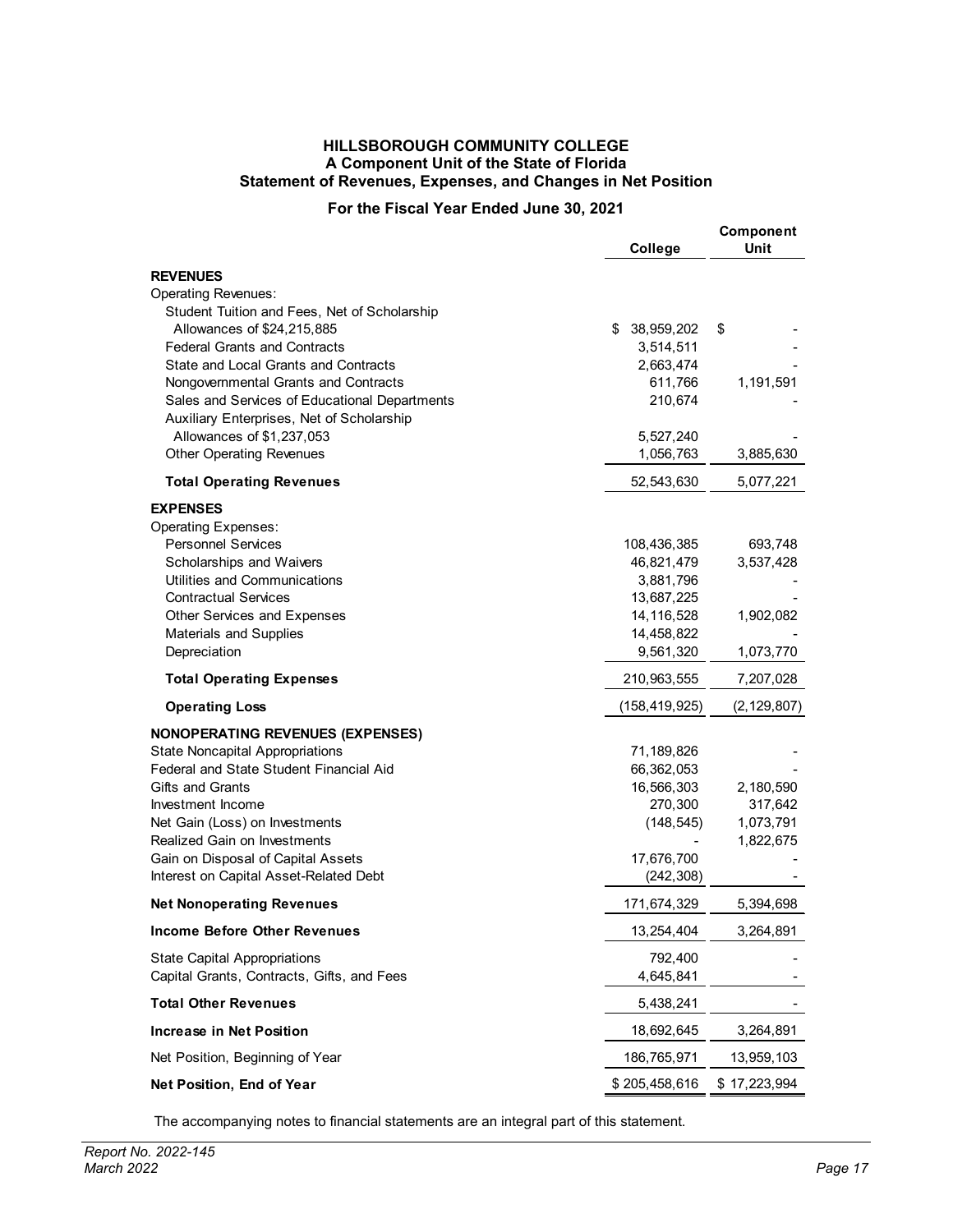# HILLSBOROUGH COMMUNITY COLLEGE
## A Component Unit of the State of Florida
## Statement of Revenues, Expenses, and Changes in Net Position

### For the Fiscal Year Ended June 30, 2021

| | College | Component Unit |
|---|---|---|
| **REVENUES** | | |
| Operating Revenues: | | |
| Student Tuition and Fees, Net of Scholarship Allowances of $24,215,885 | $ 38,959,202 | $ - |
| Federal Grants and Contracts | 3,514,511 | - |
| State and Local Grants and Contracts | 2,663,474 | - |
| Nongovernmental Grants and Contracts | 611,766 | 1,191,591 |
| Sales and Services of Educational Departments | 210,674 | - |
| Auxiliary Enterprises, Net of Scholarship Allowances of $1,237,053 | 5,527,240 | - |
| Other Operating Revenues | 1,056,763 | 3,885,630 |
| **Total Operating Revenues** | 52,543,630 | 5,077,221 |
| **EXPENSES** | | |
| Operating Expenses: | | |
| Personnel Services | 108,436,385 | 693,748 |
| Scholarships and Waivers | 46,821,479 | 3,537,428 |
| Utilities and Communications | 3,881,796 | - |
| Contractual Services | 13,687,225 | - |
| Other Services and Expenses | 14,116,528 | 1,902,082 |
| Materials and Supplies | 14,458,822 | - |
| Depreciation | 9,561,320 | 1,073,770 |
| **Total Operating Expenses** | 210,963,555 | 7,207,028 |
| **Operating Loss** | (158,419,925) | (2,129,807) |
| **NONOPERATING REVENUES (EXPENSES)** | | |
| State Noncapital Appropriations | 71,189,826 | - |
| Federal and State Student Financial Aid | 66,362,053 | - |
| Gifts and Grants | 16,566,303 | 2,180,590 |
| Investment Income | 270,300 | 317,642 |
| Net Gain (Loss) on Investments | (148,545) | 1,073,791 |
| Realized Gain on Investments | - | 1,822,675 |
| Gain on Disposal of Capital Assets | 17,676,700 | - |
| Interest on Capital Asset-Related Debt | (242,308) | - |
| **Net Nonoperating Revenues** | 171,674,329 | 5,394,698 |
| **Income Before Other Revenues** | 13,254,404 | 3,264,891 |
| State Capital Appropriations | 792,400 | - |
| Capital Grants, Contracts, Gifts, and Fees | 4,645,841 | - |
| **Total Other Revenues** | 5,438,241 | - |
| **Increase in Net Position** | 18,692,645 | 3,264,891 |
| Net Position, Beginning of Year | 186,765,971 | 13,959,103 |
| **Net Position, End of Year** | $ 205,458,616 | $ 17,223,994 |

The accompanying notes to financial statements are an integral part of this statement.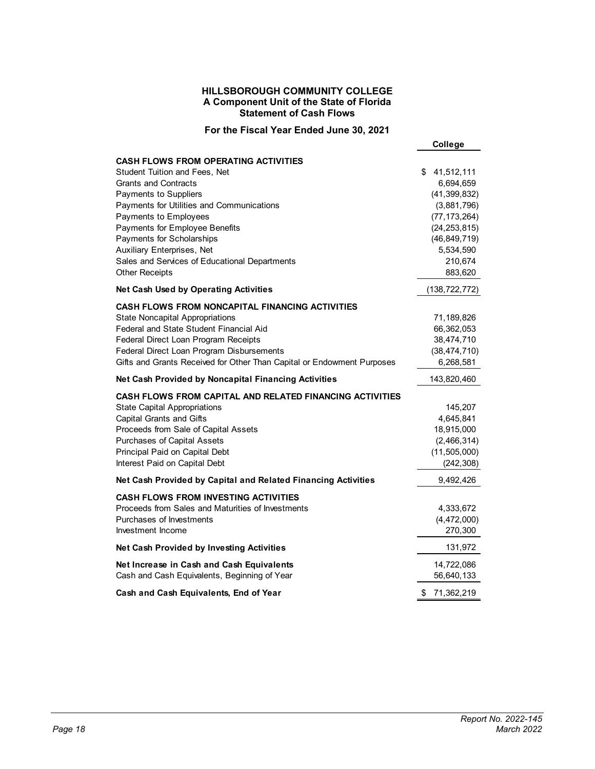# HILLSBOROUGH COMMUNITY COLLEGE
## A Component Unit of the State of Florida
## Statement of Cash Flows

### For the Fiscal Year Ended June 30, 2021

| | College |
|---|---|
| **CASH FLOWS FROM OPERATING ACTIVITIES** | |
| Student Tuition and Fees, Net | $ 41,512,111 |
| Grants and Contracts | 6,694,659 |
| Payments to Suppliers | (41,399,832) |
| Payments for Utilities and Communications | (3,881,796) |
| Payments to Employees | (77,173,264) |
| Payments for Employee Benefits | (24,253,815) |
| Payments for Scholarships | (46,849,719) |
| Auxiliary Enterprises, Net | 5,534,590 |
| Sales and Services of Educational Departments | 210,674 |
| Other Receipts | 883,620 |
| **Net Cash Used by Operating Activities** | (138,722,772) |
| **CASH FLOWS FROM NONCAPITAL FINANCING ACTIVITIES** | |
| State Noncapital Appropriations | 71,189,826 |
| Federal and State Student Financial Aid | 66,362,053 |
| Federal Direct Loan Program Receipts | 38,474,710 |
| Federal Direct Loan Program Disbursements | (38,474,710) |
| Gifts and Grants Received for Other Than Capital or Endowment Purposes | 6,268,581 |
| **Net Cash Provided by Noncapital Financing Activities** | 143,820,460 |
| **CASH FLOWS FROM CAPITAL AND RELATED FINANCING ACTIVITIES** | |
| State Capital Appropriations | 145,207 |
| Capital Grants and Gifts | 4,645,841 |
| Proceeds from Sale of Capital Assets | 18,915,000 |
| Purchases of Capital Assets | (2,466,314) |
| Principal Paid on Capital Debt | (11,505,000) |
| Interest Paid on Capital Debt | (242,308) |
| **Net Cash Provided by Capital and Related Financing Activities** | 9,492,426 |
| **CASH FLOWS FROM INVESTING ACTIVITIES** | |
| Proceeds from Sales and Maturities of Investments | 4,333,672 |
| Purchases of Investments | (4,472,000) |
| Investment Income | 270,300 |
| **Net Cash Provided by Investing Activities** | 131,972 |
| **Net Increase in Cash and Cash Equivalents** | 14,722,086 |
| Cash and Cash Equivalents, Beginning of Year | 56,640,133 |
| **Cash and Cash Equivalents, End of Year** | $ 71,362,219 |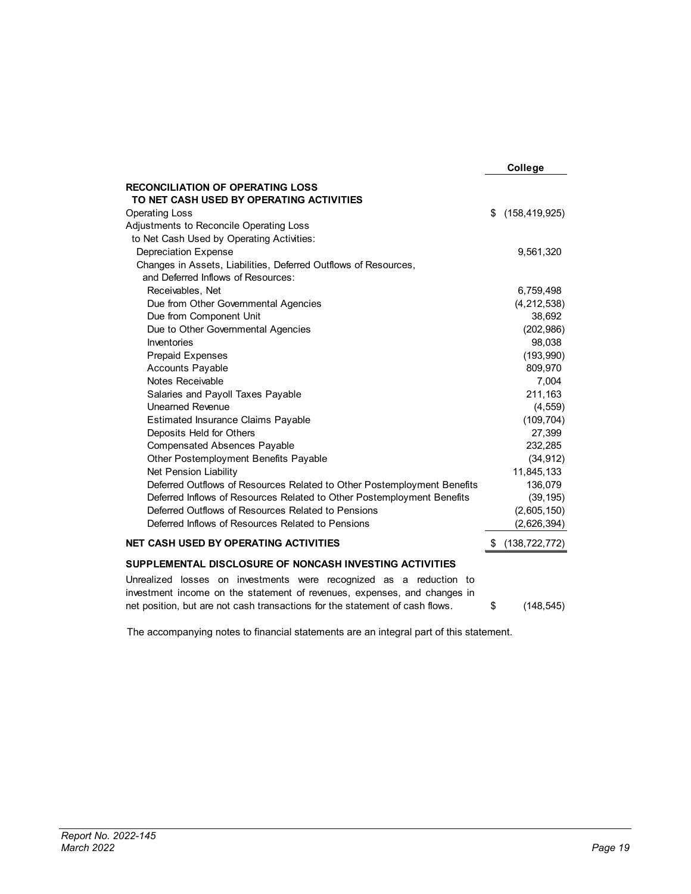| | College |
|---|---|
| **RECONCILIATION OF OPERATING LOSS TO NET CASH USED BY OPERATING ACTIVITIES** | |
| Operating Loss | $ (158,419,925) |
| Adjustments to Reconcile Operating Loss to Net Cash Used by Operating Activities: | |
| Depreciation Expense | 9,561,320 |
| Changes in Assets, Liabilities, Deferred Outflows of Resources, and Deferred Inflows of Resources: | |
| Receivables, Net | 6,759,498 |
| Due from Other Governmental Agencies | (4,212,538) |
| Due from Component Unit | 38,692 |
| Due to Other Governmental Agencies | (202,986) |
| Inventories | 98,038 |
| Prepaid Expenses | (193,990) |
| Accounts Payable | 809,970 |
| Notes Receivable | 7,004 |
| Salaries and Payoll Taxes Payable | 211,163 |
| Unearned Revenue | (4,559) |
| Estimated Insurance Claims Payable | (109,704) |
| Deposits Held for Others | 27,399 |
| Compensated Absences Payable | 232,285 |
| Other Postemployment Benefits Payable | (34,912) |
| Net Pension Liability | 11,845,133 |
| Deferred Outflows of Resources Related to Other Postemployment Benefits | 136,079 |
| Deferred Inflows of Resources Related to Other Postemployment Benefits | (39,195) |
| Deferred Outflows of Resources Related to Pensions | (2,605,150) |
| Deferred Inflows of Resources Related to Pensions | (2,626,394) |
| **NET CASH USED BY OPERATING ACTIVITIES** | $ (138,722,772) |
| **SUPPLEMENTAL DISCLOSURE OF NONCASH INVESTING ACTIVITIES** | |
| Unrealized losses on investments were recognized as a reduction to investment income on the statement of revenues, expenses, and changes in net position, but are not cash transactions for the statement of cash flows. | $ (148,545) |

The accompanying notes to financial statements are an integral part of this statement.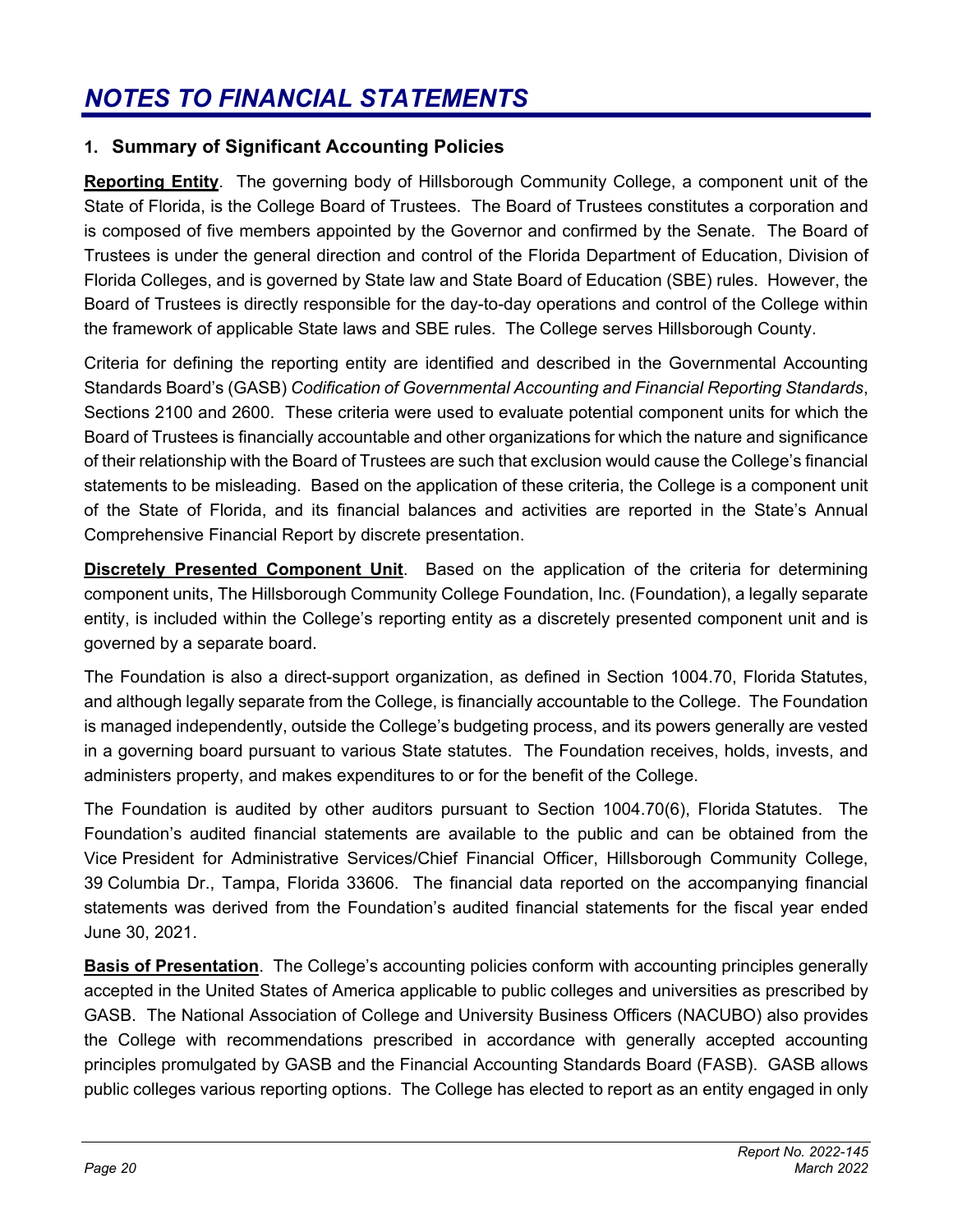# *NOTES TO FINANCIAL STATEMENTS*

## 1. Summary of Significant Accounting Policies

**Reporting Entity**. The governing body of Hillsborough Community College, a component unit of the State of Florida, is the College Board of Trustees. The Board of Trustees constitutes a corporation and is composed of five members appointed by the Governor and confirmed by the Senate. The Board of Trustees is under the general direction and control of the Florida Department of Education, Division of Florida Colleges, and is governed by State law and State Board of Education (SBE) rules. However, the Board of Trustees is directly responsible for the day-to-day operations and control of the College within the framework of applicable State laws and SBE rules. The College serves Hillsborough County.

Criteria for defining the reporting entity are identified and described in the Governmental Accounting Standards Board's (GASB) *Codification of Governmental Accounting and Financial Reporting Standards*, Sections 2100 and 2600. These criteria were used to evaluate potential component units for which the Board of Trustees is financially accountable and other organizations for which the nature and significance of their relationship with the Board of Trustees are such that exclusion would cause the College's financial statements to be misleading. Based on the application of these criteria, the College is a component unit of the State of Florida, and its financial balances and activities are reported in the State's Annual Comprehensive Financial Report by discrete presentation.

**Discretely Presented Component Unit**. Based on the application of the criteria for determining component units, The Hillsborough Community College Foundation, Inc. (Foundation), a legally separate entity, is included within the College's reporting entity as a discretely presented component unit and is governed by a separate board.

The Foundation is also a direct-support organization, as defined in Section 1004.70, Florida Statutes, and although legally separate from the College, is financially accountable to the College. The Foundation is managed independently, outside the College's budgeting process, and its powers generally are vested in a governing board pursuant to various State statutes. The Foundation receives, holds, invests, and administers property, and makes expenditures to or for the benefit of the College.

The Foundation is audited by other auditors pursuant to Section 1004.70(6), Florida Statutes. The Foundation's audited financial statements are available to the public and can be obtained from the Vice President for Administrative Services/Chief Financial Officer, Hillsborough Community College, 39 Columbia Dr., Tampa, Florida 33606. The financial data reported on the accompanying financial statements was derived from the Foundation's audited financial statements for the fiscal year ended June 30, 2021.

**Basis of Presentation**. The College's accounting policies conform with accounting principles generally accepted in the United States of America applicable to public colleges and universities as prescribed by GASB. The National Association of College and University Business Officers (NACUBO) also provides the College with recommendations prescribed in accordance with generally accepted accounting principles promulgated by GASB and the Financial Accounting Standards Board (FASB). GASB allows public colleges various reporting options. The College has elected to report as an entity engaged in only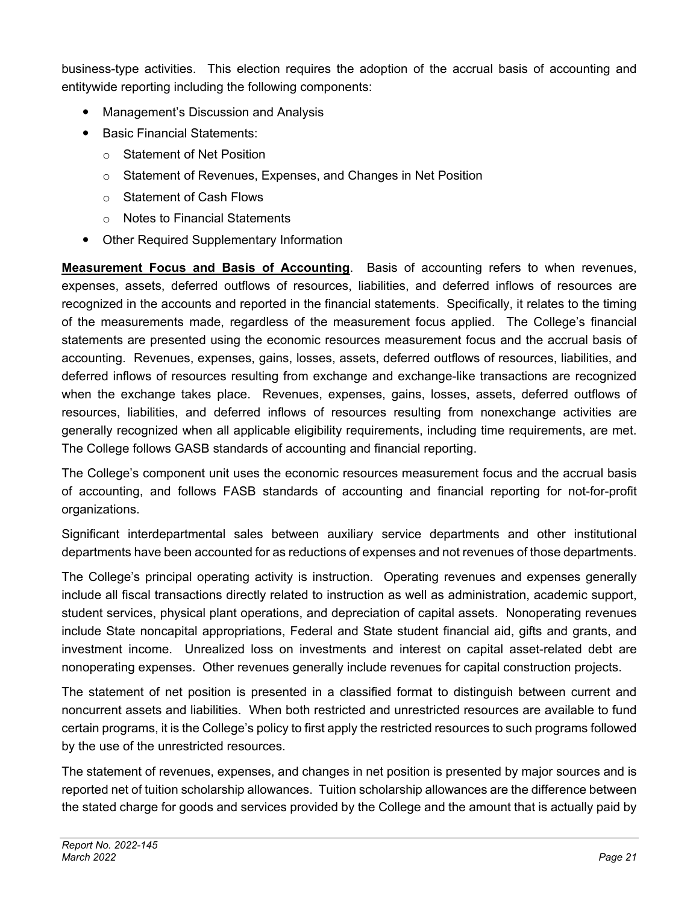business-type activities. This election requires the adoption of the accrual basis of accounting and entitywide reporting including the following components:

- Management's Discussion and Analysis
- Basic Financial Statements:
  - Statement of Net Position
  - Statement of Revenues, Expenses, and Changes in Net Position
  - Statement of Cash Flows
  - Notes to Financial Statements
- Other Required Supplementary Information

**Measurement Focus and Basis of Accounting**. Basis of accounting refers to when revenues, expenses, assets, deferred outflows of resources, liabilities, and deferred inflows of resources are recognized in the accounts and reported in the financial statements. Specifically, it relates to the timing of the measurements made, regardless of the measurement focus applied. The College's financial statements are presented using the economic resources measurement focus and the accrual basis of accounting. Revenues, expenses, gains, losses, assets, deferred outflows of resources, liabilities, and deferred inflows of resources resulting from exchange and exchange-like transactions are recognized when the exchange takes place. Revenues, expenses, gains, losses, assets, deferred outflows of resources, liabilities, and deferred inflows of resources resulting from nonexchange activities are generally recognized when all applicable eligibility requirements, including time requirements, are met. The College follows GASB standards of accounting and financial reporting.

The College's component unit uses the economic resources measurement focus and the accrual basis of accounting, and follows FASB standards of accounting and financial reporting for not-for-profit organizations.

Significant interdepartmental sales between auxiliary service departments and other institutional departments have been accounted for as reductions of expenses and not revenues of those departments.

The College's principal operating activity is instruction. Operating revenues and expenses generally include all fiscal transactions directly related to instruction as well as administration, academic support, student services, physical plant operations, and depreciation of capital assets. Nonoperating revenues include State noncapital appropriations, Federal and State student financial aid, gifts and grants, and investment income. Unrealized loss on investments and interest on capital asset-related debt are nonoperating expenses. Other revenues generally include revenues for capital construction projects.

The statement of net position is presented in a classified format to distinguish between current and noncurrent assets and liabilities. When both restricted and unrestricted resources are available to fund certain programs, it is the College's policy to first apply the restricted resources to such programs followed by the use of the unrestricted resources.

The statement of revenues, expenses, and changes in net position is presented by major sources and is reported net of tuition scholarship allowances. Tuition scholarship allowances are the difference between the stated charge for goods and services provided by the College and the amount that is actually paid by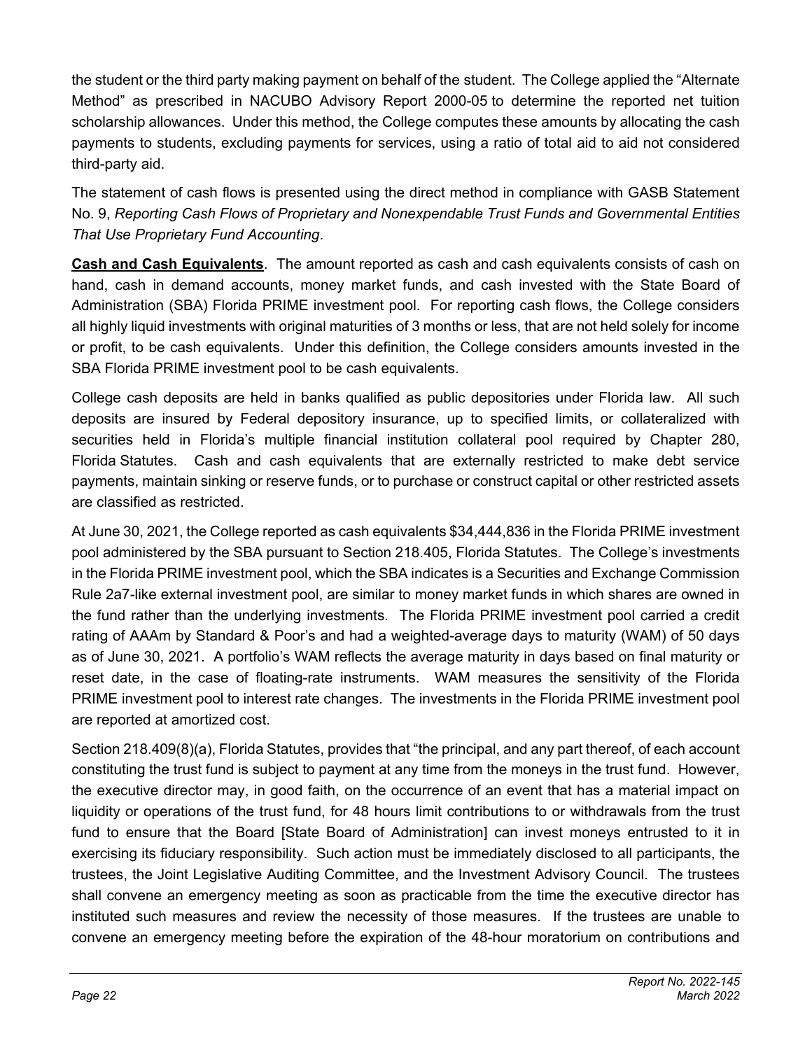the student or the third party making payment on behalf of the student. The College applied the "Alternate Method" as prescribed in NACUBO Advisory Report 2000-05 to determine the reported net tuition scholarship allowances. Under this method, the College computes these amounts by allocating the cash payments to students, excluding payments for services, using a ratio of total aid to aid not considered third-party aid.

The statement of cash flows is presented using the direct method in compliance with GASB Statement No. 9, *Reporting Cash Flows of Proprietary and Nonexpendable Trust Funds and Governmental Entities That Use Proprietary Fund Accounting*.

**Cash and Cash Equivalents**. The amount reported as cash and cash equivalents consists of cash on hand, cash in demand accounts, money market funds, and cash invested with the State Board of Administration (SBA) Florida PRIME investment pool. For reporting cash flows, the College considers all highly liquid investments with original maturities of 3 months or less, that are not held solely for income or profit, to be cash equivalents. Under this definition, the College considers amounts invested in the SBA Florida PRIME investment pool to be cash equivalents.

College cash deposits are held in banks qualified as public depositories under Florida law. All such deposits are insured by Federal depository insurance, up to specified limits, or collateralized with securities held in Florida's multiple financial institution collateral pool required by Chapter 280, Florida Statutes. Cash and cash equivalents that are externally restricted to make debt service payments, maintain sinking or reserve funds, or to purchase or construct capital or other restricted assets are classified as restricted.

At June 30, 2021, the College reported as cash equivalents $34,444,836 in the Florida PRIME investment pool administered by the SBA pursuant to Section 218.405, Florida Statutes. The College's investments in the Florida PRIME investment pool, which the SBA indicates is a Securities and Exchange Commission Rule 2a7-like external investment pool, are similar to money market funds in which shares are owned in the fund rather than the underlying investments. The Florida PRIME investment pool carried a credit rating of AAAm by Standard & Poor's and had a weighted-average days to maturity (WAM) of 50 days as of June 30, 2021. A portfolio's WAM reflects the average maturity in days based on final maturity or reset date, in the case of floating-rate instruments. WAM measures the sensitivity of the Florida PRIME investment pool to interest rate changes. The investments in the Florida PRIME investment pool are reported at amortized cost.

Section 218.409(8)(a), Florida Statutes, provides that "the principal, and any part thereof, of each account constituting the trust fund is subject to payment at any time from the moneys in the trust fund. However, the executive director may, in good faith, on the occurrence of an event that has a material impact on liquidity or operations of the trust fund, for 48 hours limit contributions to or withdrawals from the trust fund to ensure that the Board [State Board of Administration] can invest moneys entrusted to it in exercising its fiduciary responsibility. Such action must be immediately disclosed to all participants, the trustees, the Joint Legislative Auditing Committee, and the Investment Advisory Council. The trustees shall convene an emergency meeting as soon as practicable from the time the executive director has instituted such measures and review the necessity of those measures. If the trustees are unable to convene an emergency meeting before the expiration of the 48-hour moratorium on contributions and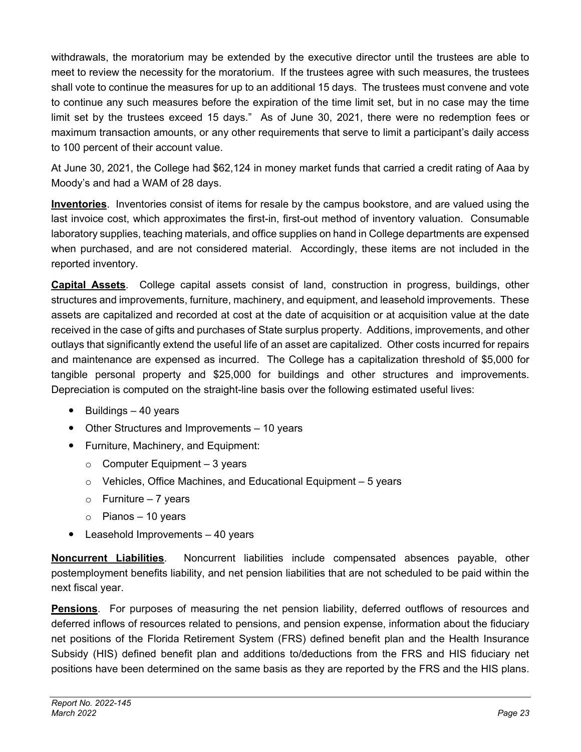withdrawals, the moratorium may be extended by the executive director until the trustees are able to meet to review the necessity for the moratorium. If the trustees agree with such measures, the trustees shall vote to continue the measures for up to an additional 15 days. The trustees must convene and vote to continue any such measures before the expiration of the time limit set, but in no case may the time limit set by the trustees exceed 15 days." As of June 30, 2021, there were no redemption fees or maximum transaction amounts, or any other requirements that serve to limit a participant's daily access to 100 percent of their account value.

At June 30, 2021, the College had $62,124 in money market funds that carried a credit rating of Aaa by Moody's and had a WAM of 28 days.

**Inventories**. Inventories consist of items for resale by the campus bookstore, and are valued using the last invoice cost, which approximates the first-in, first-out method of inventory valuation. Consumable laboratory supplies, teaching materials, and office supplies on hand in College departments are expensed when purchased, and are not considered material. Accordingly, these items are not included in the reported inventory.

**Capital Assets**. College capital assets consist of land, construction in progress, buildings, other structures and improvements, furniture, machinery, and equipment, and leasehold improvements. These assets are capitalized and recorded at cost at the date of acquisition or at acquisition value at the date received in the case of gifts and purchases of State surplus property. Additions, improvements, and other outlays that significantly extend the useful life of an asset are capitalized. Other costs incurred for repairs and maintenance are expensed as incurred. The College has a capitalization threshold of $5,000 for tangible personal property and $25,000 for buildings and other structures and improvements. Depreciation is computed on the straight-line basis over the following estimated useful lives:

- Buildings – 40 years
- Other Structures and Improvements – 10 years
- Furniture, Machinery, and Equipment:
  - Computer Equipment – 3 years
  - Vehicles, Office Machines, and Educational Equipment – 5 years
  - Furniture – 7 years
  - Pianos – 10 years
- Leasehold Improvements – 40 years

**Noncurrent Liabilities**. Noncurrent liabilities include compensated absences payable, other postemployment benefits liability, and net pension liabilities that are not scheduled to be paid within the next fiscal year.

**Pensions**. For purposes of measuring the net pension liability, deferred outflows of resources and deferred inflows of resources related to pensions, and pension expense, information about the fiduciary net positions of the Florida Retirement System (FRS) defined benefit plan and the Health Insurance Subsidy (HIS) defined benefit plan and additions to/deductions from the FRS and HIS fiduciary net positions have been determined on the same basis as they are reported by the FRS and the HIS plans.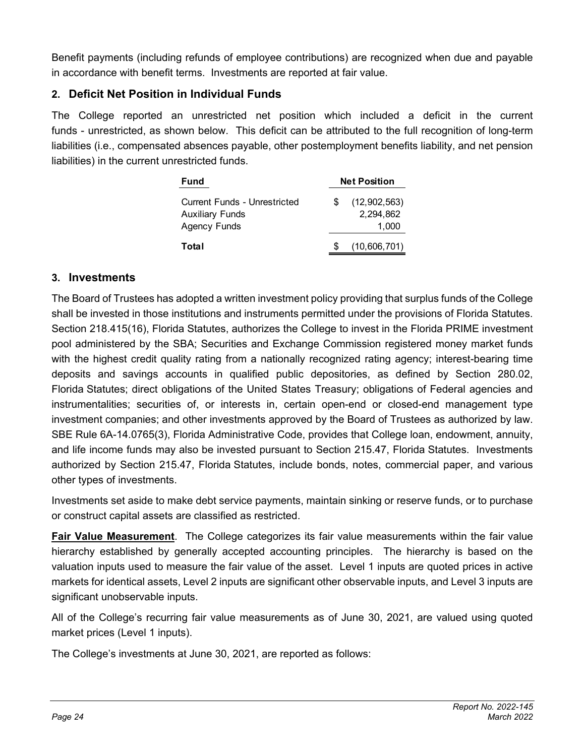Benefit payments (including refunds of employee contributions) are recognized when due and payable in accordance with benefit terms. Investments are reported at fair value.

## 2. Deficit Net Position in Individual Funds

The College reported an unrestricted net position which included a deficit in the current funds - unrestricted, as shown below. This deficit can be attributed to the full recognition of long-term liabilities (i.e., compensated absences payable, other postemployment benefits liability, and net pension liabilities) in the current unrestricted funds.

| Fund | Net Position |
| --- | --- |
| Current Funds - Unrestricted | $ (12,902,563) |
| Auxiliary Funds | 2,294,862 |
| Agency Funds | 1,000 |
| **Total** | $ (10,606,701) |

## 3. Investments

The Board of Trustees has adopted a written investment policy providing that surplus funds of the College shall be invested in those institutions and instruments permitted under the provisions of Florida Statutes. Section 218.415(16), Florida Statutes, authorizes the College to invest in the Florida PRIME investment pool administered by the SBA; Securities and Exchange Commission registered money market funds with the highest credit quality rating from a nationally recognized rating agency; interest-bearing time deposits and savings accounts in qualified public depositories, as defined by Section 280.02, Florida Statutes; direct obligations of the United States Treasury; obligations of Federal agencies and instrumentalities; securities of, or interests in, certain open-end or closed-end management type investment companies; and other investments approved by the Board of Trustees as authorized by law. SBE Rule 6A-14.0765(3), Florida Administrative Code, provides that College loan, endowment, annuity, and life income funds may also be invested pursuant to Section 215.47, Florida Statutes. Investments authorized by Section 215.47, Florida Statutes, include bonds, notes, commercial paper, and various other types of investments.

Investments set aside to make debt service payments, maintain sinking or reserve funds, or to purchase or construct capital assets are classified as restricted.

**Fair Value Measurement**. The College categorizes its fair value measurements within the fair value hierarchy established by generally accepted accounting principles. The hierarchy is based on the valuation inputs used to measure the fair value of the asset. Level 1 inputs are quoted prices in active markets for identical assets, Level 2 inputs are significant other observable inputs, and Level 3 inputs are significant unobservable inputs.

All of the College's recurring fair value measurements as of June 30, 2021, are valued using quoted market prices (Level 1 inputs).

The College's investments at June 30, 2021, are reported as follows: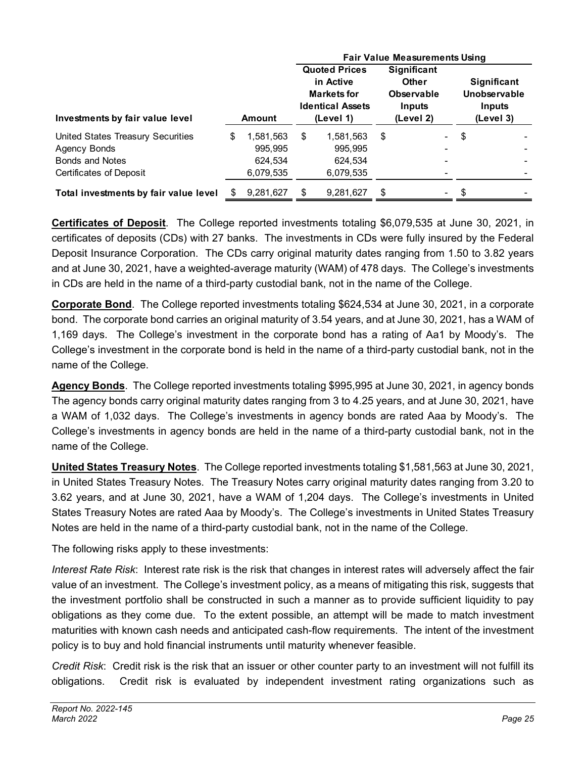| Investments by fair value level | Amount | Fair Value Measurements Using | | |
|---|---|---|---|---|
| | | Quoted Prices in Active Markets for Identical Assets (Level 1) | Significant Other Observable Inputs (Level 2) | Significant Unobservable Inputs (Level 3) |
| United States Treasury Securities | $ 1,581,563 | $ 1,581,563 | $ - | $ - |
| Agency Bonds | 995,995 | 995,995 | - | - |
| Bonds and Notes | 624,534 | 624,534 | - | - |
| Certificates of Deposit | 6,079,535 | 6,079,535 | - | - |
| **Total investments by fair value level** | $ 9,281,627 | $ 9,281,627 | $ - | $ - |

**Certificates of Deposit**. The College reported investments totaling $6,079,535 at June 30, 2021, in certificates of deposits (CDs) with 27 banks. The investments in CDs were fully insured by the Federal Deposit Insurance Corporation. The CDs carry original maturity dates ranging from 1.50 to 3.82 years and at June 30, 2021, have a weighted-average maturity (WAM) of 478 days. The College's investments in CDs are held in the name of a third-party custodial bank, not in the name of the College.

**Corporate Bond**. The College reported investments totaling $624,534 at June 30, 2021, in a corporate bond. The corporate bond carries an original maturity of 3.54 years, and at June 30, 2021, has a WAM of 1,169 days. The College's investment in the corporate bond has a rating of Aa1 by Moody's. The College's investment in the corporate bond is held in the name of a third-party custodial bank, not in the name of the College.

**Agency Bonds**. The College reported investments totaling $995,995 at June 30, 2021, in agency bonds The agency bonds carry original maturity dates ranging from 3 to 4.25 years, and at June 30, 2021, have a WAM of 1,032 days. The College's investments in agency bonds are rated Aaa by Moody's. The College's investments in agency bonds are held in the name of a third-party custodial bank, not in the name of the College.

**United States Treasury Notes**. The College reported investments totaling $1,581,563 at June 30, 2021, in United States Treasury Notes. The Treasury Notes carry original maturity dates ranging from 3.20 to 3.62 years, and at June 30, 2021, have a WAM of 1,204 days. The College's investments in United States Treasury Notes are rated Aaa by Moody's. The College's investments in United States Treasury Notes are held in the name of a third-party custodial bank, not in the name of the College.

The following risks apply to these investments:

*Interest Rate Risk*: Interest rate risk is the risk that changes in interest rates will adversely affect the fair value of an investment. The College's investment policy, as a means of mitigating this risk, suggests that the investment portfolio shall be constructed in such a manner as to provide sufficient liquidity to pay obligations as they come due. To the extent possible, an attempt will be made to match investment maturities with known cash needs and anticipated cash-flow requirements. The intent of the investment policy is to buy and hold financial instruments until maturity whenever feasible.

*Credit Risk*: Credit risk is the risk that an issuer or other counter party to an investment will not fulfill its obligations. Credit risk is evaluated by independent investment rating organizations such as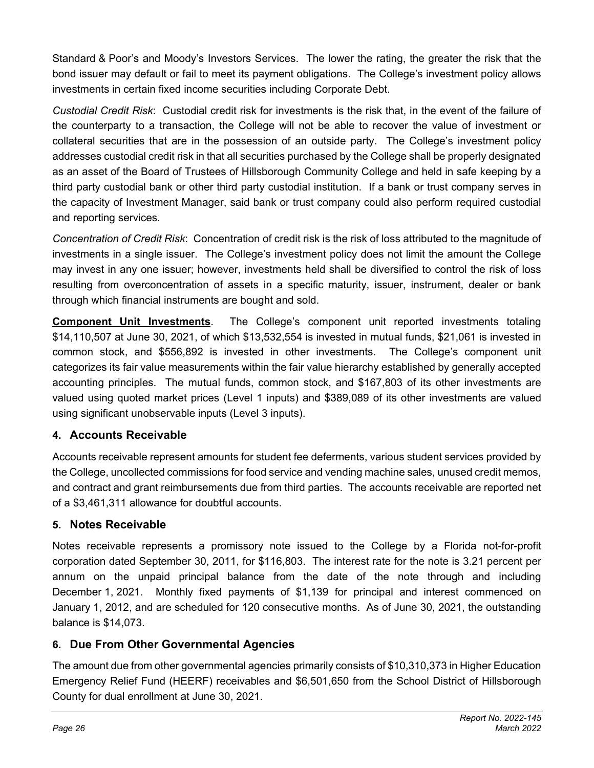Standard & Poor's and Moody's Investors Services. The lower the rating, the greater the risk that the bond issuer may default or fail to meet its payment obligations. The College's investment policy allows investments in certain fixed income securities including Corporate Debt.

*Custodial Credit Risk*: Custodial credit risk for investments is the risk that, in the event of the failure of the counterparty to a transaction, the College will not be able to recover the value of investment or collateral securities that are in the possession of an outside party. The College's investment policy addresses custodial credit risk in that all securities purchased by the College shall be properly designated as an asset of the Board of Trustees of Hillsborough Community College and held in safe keeping by a third party custodial bank or other third party custodial institution. If a bank or trust company serves in the capacity of Investment Manager, said bank or trust company could also perform required custodial and reporting services.

*Concentration of Credit Risk*: Concentration of credit risk is the risk of loss attributed to the magnitude of investments in a single issuer. The College's investment policy does not limit the amount the College may invest in any one issuer; however, investments held shall be diversified to control the risk of loss resulting from overconcentration of assets in a specific maturity, issuer, instrument, dealer or bank through which financial instruments are bought and sold.

**Component Unit Investments**. The College's component unit reported investments totaling $14,110,507 at June 30, 2021, of which $13,532,554 is invested in mutual funds, $21,061 is invested in common stock, and $556,892 is invested in other investments. The College's component unit categorizes its fair value measurements within the fair value hierarchy established by generally accepted accounting principles. The mutual funds, common stock, and $167,803 of its other investments are valued using quoted market prices (Level 1 inputs) and $389,089 of its other investments are valued using significant unobservable inputs (Level 3 inputs).

## 4. Accounts Receivable

Accounts receivable represent amounts for student fee deferments, various student services provided by the College, uncollected commissions for food service and vending machine sales, unused credit memos, and contract and grant reimbursements due from third parties. The accounts receivable are reported net of a $3,461,311 allowance for doubtful accounts.

## 5. Notes Receivable

Notes receivable represents a promissory note issued to the College by a Florida not-for-profit corporation dated September 30, 2011, for $116,803. The interest rate for the note is 3.21 percent per annum on the unpaid principal balance from the date of the note through and including December 1, 2021. Monthly fixed payments of $1,139 for principal and interest commenced on January 1, 2012, and are scheduled for 120 consecutive months. As of June 30, 2021, the outstanding balance is $14,073.

## 6. Due From Other Governmental Agencies

The amount due from other governmental agencies primarily consists of $10,310,373 in Higher Education Emergency Relief Fund (HEERF) receivables and $6,501,650 from the School District of Hillsborough County for dual enrollment at June 30, 2021.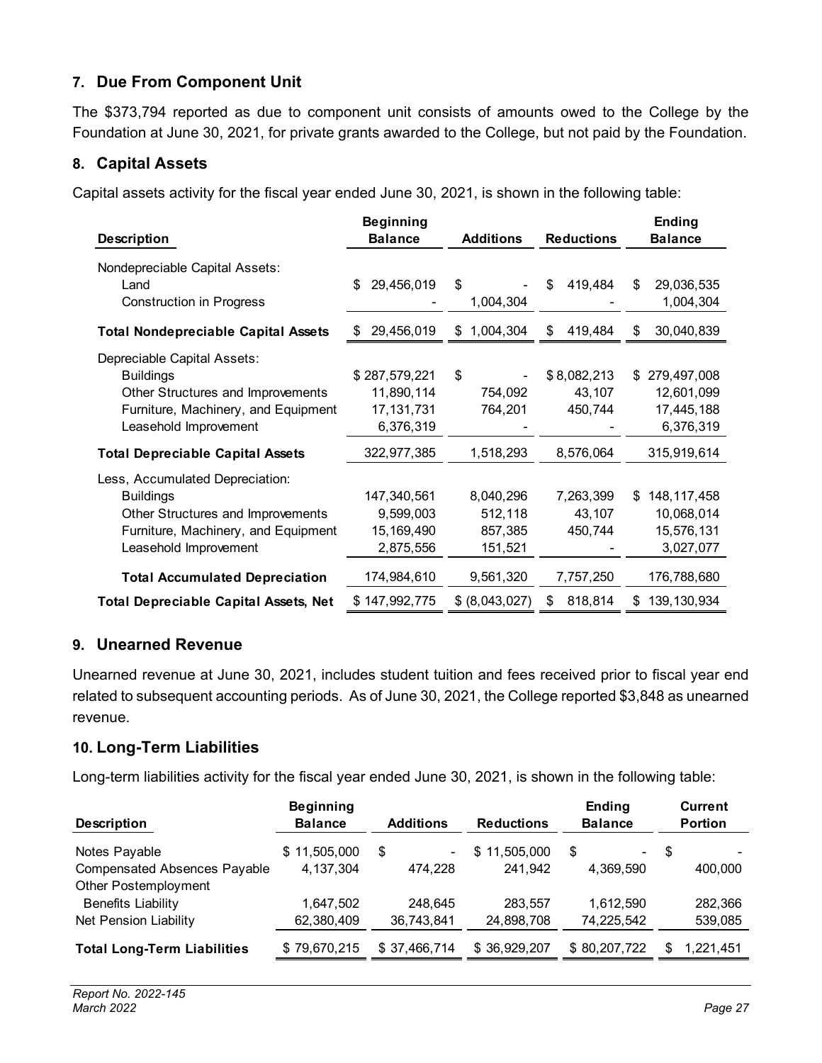## 7. Due From Component Unit

The $373,794 reported as due to component unit consists of amounts owed to the College by the Foundation at June 30, 2021, for private grants awarded to the College, but not paid by the Foundation.

## 8. Capital Assets

Capital assets activity for the fiscal year ended June 30, 2021, is shown in the following table:

| Description | Beginning Balance | Additions | Reductions | Ending Balance |
|---|---|---|---|---|
| Nondepreciable Capital Assets: | | | | |
| Land | $ 29,456,019 | $ - | $ 419,484 | $ 29,036,535 |
| Construction in Progress | - | 1,004,304 | - | 1,004,304 |
| **Total Nondepreciable Capital Assets** | $ 29,456,019 | $ 1,004,304 | $ 419,484 | $ 30,040,839 |
| Depreciable Capital Assets: | | | | |
| Buildings | $ 287,579,221 | $ - | $ 8,082,213 | $ 279,497,008 |
| Other Structures and Improvements | 11,890,114 | 754,092 | 43,107 | 12,601,099 |
| Furniture, Machinery, and Equipment | 17,131,731 | 764,201 | 450,744 | 17,445,188 |
| Leasehold Improvement | 6,376,319 | - | - | 6,376,319 |
| **Total Depreciable Capital Assets** | 322,977,385 | 1,518,293 | 8,576,064 | 315,919,614 |
| Less, Accumulated Depreciation: | | | | |
| Buildings | 147,340,561 | 8,040,296 | 7,263,399 | $ 148,117,458 |
| Other Structures and Improvements | 9,599,003 | 512,118 | 43,107 | 10,068,014 |
| Furniture, Machinery, and Equipment | 15,169,490 | 857,385 | 450,744 | 15,576,131 |
| Leasehold Improvement | 2,875,556 | 151,521 | - | 3,027,077 |
| **Total Accumulated Depreciation** | 174,984,610 | 9,561,320 | 7,757,250 | 176,788,680 |
| **Total Depreciable Capital Assets, Net** | $ 147,992,775 | $ (8,043,027) | $ 818,814 | $ 139,130,934 |

## 9. Unearned Revenue

Unearned revenue at June 30, 2021, includes student tuition and fees received prior to fiscal year end related to subsequent accounting periods. As of June 30, 2021, the College reported $3,848 as unearned revenue.

## 10. Long-Term Liabilities

Long-term liabilities activity for the fiscal year ended June 30, 2021, is shown in the following table:

| Description | Beginning Balance | Additions | Reductions | Ending Balance | Current Portion |
|---|---|---|---|---|---|
| Notes Payable | $ 11,505,000 | $ - | $ 11,505,000 | $ - | $ - |
| Compensated Absences Payable | 4,137,304 | 474,228 | 241,942 | 4,369,590 | 400,000 |
| Other Postemployment Benefits Liability | 1,647,502 | 248,645 | 283,557 | 1,612,590 | 282,366 |
| Net Pension Liability | 62,380,409 | 36,743,841 | 24,898,708 | 74,225,542 | 539,085 |
| **Total Long-Term Liabilities** | $ 79,670,215 | $ 37,466,714 | $ 36,929,207 | $ 80,207,722 | $ 1,221,451 |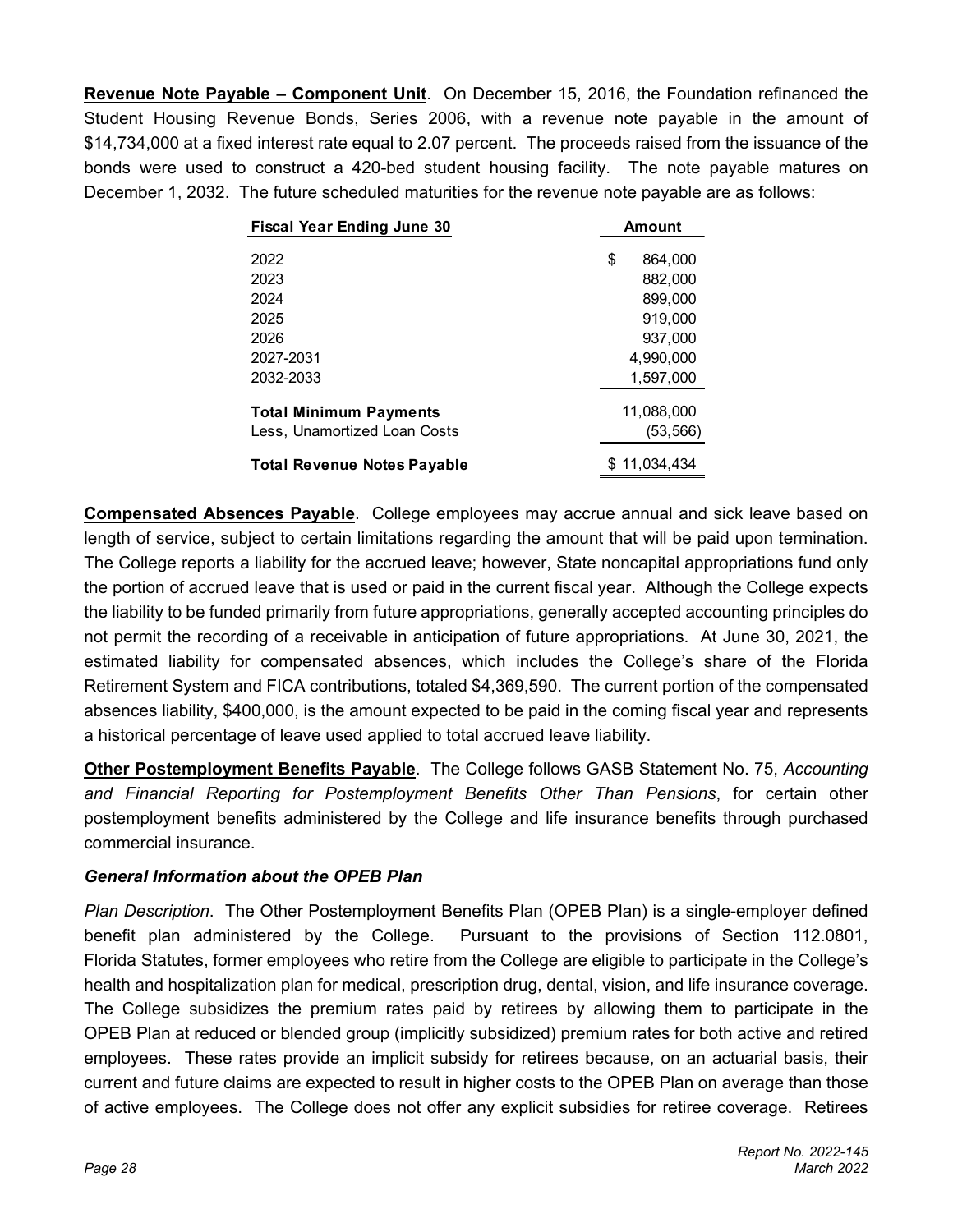**Revenue Note Payable – Component Unit**. On December 15, 2016, the Foundation refinanced the Student Housing Revenue Bonds, Series 2006, with a revenue note payable in the amount of $14,734,000 at a fixed interest rate equal to 2.07 percent. The proceeds raised from the issuance of the bonds were used to construct a 420-bed student housing facility. The note payable matures on December 1, 2032. The future scheduled maturities for the revenue note payable are as follows:

| Fiscal Year Ending June 30 | Amount |
| --- | --- |
| 2022 | $ 864,000 |
| 2023 | 882,000 |
| 2024 | 899,000 |
| 2025 | 919,000 |
| 2026 | 937,000 |
| 2027-2031 | 4,990,000 |
| 2032-2033 | 1,597,000 |
| **Total Minimum Payments** | 11,088,000 |
| Less, Unamortized Loan Costs | (53,566) |
| **Total Revenue Notes Payable** | $ 11,034,434 |

**Compensated Absences Payable**. College employees may accrue annual and sick leave based on length of service, subject to certain limitations regarding the amount that will be paid upon termination. The College reports a liability for the accrued leave; however, State noncapital appropriations fund only the portion of accrued leave that is used or paid in the current fiscal year. Although the College expects the liability to be funded primarily from future appropriations, generally accepted accounting principles do not permit the recording of a receivable in anticipation of future appropriations. At June 30, 2021, the estimated liability for compensated absences, which includes the College's share of the Florida Retirement System and FICA contributions, totaled $4,369,590. The current portion of the compensated absences liability, $400,000, is the amount expected to be paid in the coming fiscal year and represents a historical percentage of leave used applied to total accrued leave liability.

**Other Postemployment Benefits Payable**. The College follows GASB Statement No. 75, *Accounting and Financial Reporting for Postemployment Benefits Other Than Pensions*, for certain other postemployment benefits administered by the College and life insurance benefits through purchased commercial insurance.

***General Information about the OPEB Plan***

*Plan Description*. The Other Postemployment Benefits Plan (OPEB Plan) is a single-employer defined benefit plan administered by the College. Pursuant to the provisions of Section 112.0801, Florida Statutes, former employees who retire from the College are eligible to participate in the College's health and hospitalization plan for medical, prescription drug, dental, vision, and life insurance coverage. The College subsidizes the premium rates paid by retirees by allowing them to participate in the OPEB Plan at reduced or blended group (implicitly subsidized) premium rates for both active and retired employees. These rates provide an implicit subsidy for retirees because, on an actuarial basis, their current and future claims are expected to result in higher costs to the OPEB Plan on average than those of active employees. The College does not offer any explicit subsidies for retiree coverage. Retirees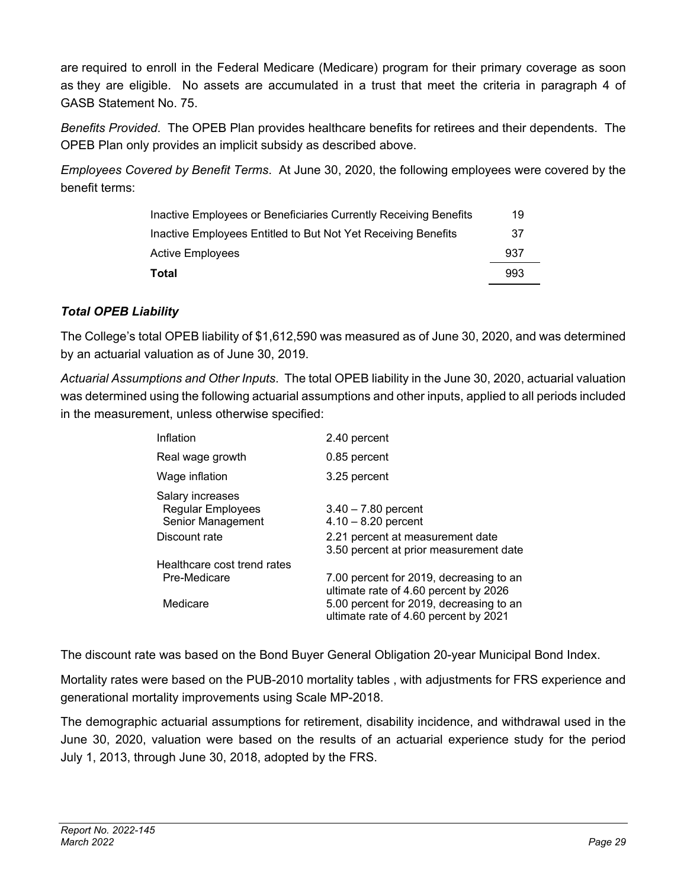are required to enroll in the Federal Medicare (Medicare) program for their primary coverage as soon as they are eligible. No assets are accumulated in a trust that meet the criteria in paragraph 4 of GASB Statement No. 75.

*Benefits Provided*. The OPEB Plan provides healthcare benefits for retirees and their dependents. The OPEB Plan only provides an implicit subsidy as described above.

*Employees Covered by Benefit Terms*. At June 30, 2020, the following employees were covered by the benefit terms:

| | |
|---|---|
| Inactive Employees or Beneficiaries Currently Receiving Benefits | 19 |
| Inactive Employees Entitled to But Not Yet Receiving Benefits | 37 |
| Active Employees | 937 |
| **Total** | 993 |

### *Total OPEB Liability*

The College's total OPEB liability of $1,612,590 was measured as of June 30, 2020, and was determined by an actuarial valuation as of June 30, 2019.

*Actuarial Assumptions and Other Inputs*. The total OPEB liability in the June 30, 2020, actuarial valuation was determined using the following actuarial assumptions and other inputs, applied to all periods included in the measurement, unless otherwise specified:

| | |
|---|---|
| Inflation | 2.40 percent |
| Real wage growth | 0.85 percent |
| Wage inflation | 3.25 percent |
| Salary increases | |
| Regular Employees | 3.40 – 7.80 percent |
| Senior Management | 4.10 – 8.20 percent |
| Discount rate | 2.21 percent at measurement date<br>3.50 percent at prior measurement date |
| Healthcare cost trend rates | |
| Pre-Medicare | 7.00 percent for 2019, decreasing to an ultimate rate of 4.60 percent by 2026 |
| Medicare | 5.00 percent for 2019, decreasing to an ultimate rate of 4.60 percent by 2021 |

The discount rate was based on the Bond Buyer General Obligation 20-year Municipal Bond Index.

Mortality rates were based on the PUB-2010 mortality tables , with adjustments for FRS experience and generational mortality improvements using Scale MP-2018.

The demographic actuarial assumptions for retirement, disability incidence, and withdrawal used in the June 30, 2020, valuation were based on the results of an actuarial experience study for the period July 1, 2013, through June 30, 2018, adopted by the FRS.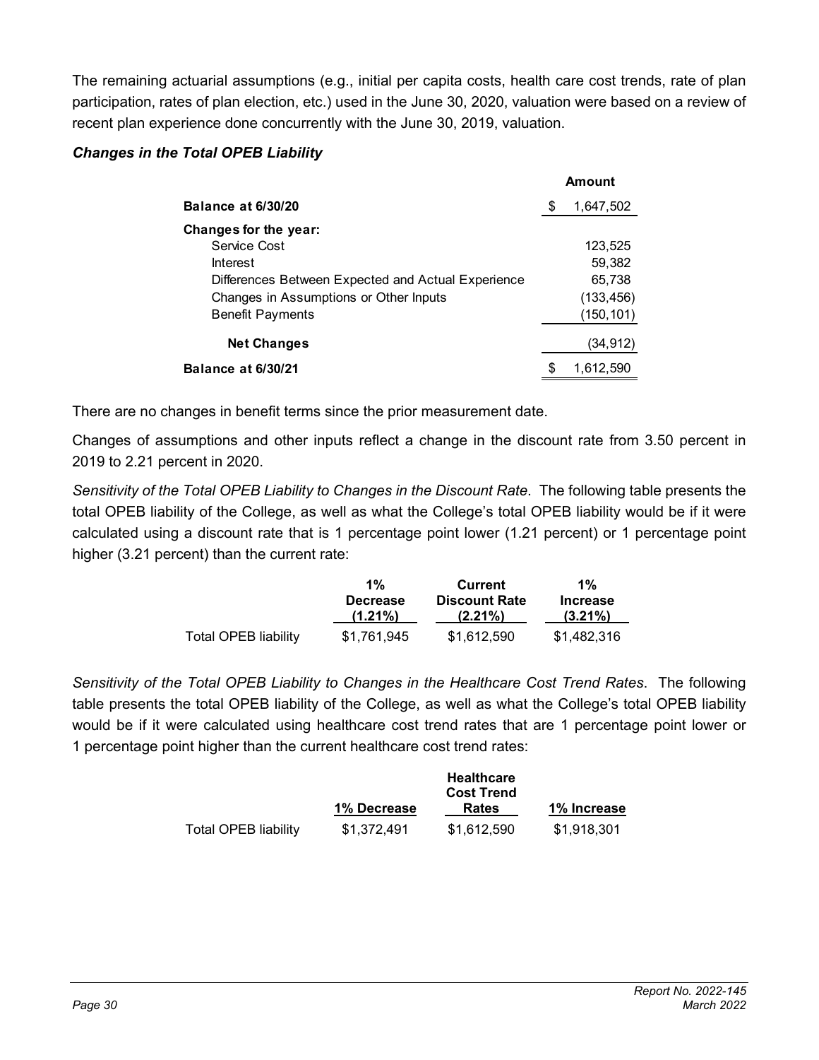The remaining actuarial assumptions (e.g., initial per capita costs, health care cost trends, rate of plan participation, rates of plan election, etc.) used in the June 30, 2020, valuation were based on a review of recent plan experience done concurrently with the June 30, 2019, valuation.

***Changes in the Total OPEB Liability***

| | Amount |
|---|---|
| **Balance at 6/30/20** | $ 1,647,502 |
| **Changes for the year:** | |
| Service Cost | 123,525 |
| Interest | 59,382 |
| Differences Between Expected and Actual Experience | 65,738 |
| Changes in Assumptions or Other Inputs | (133,456) |
| Benefit Payments | (150,101) |
| **Net Changes** | (34,912) |
| **Balance at 6/30/21** | $ 1,612,590 |

There are no changes in benefit terms since the prior measurement date.

Changes of assumptions and other inputs reflect a change in the discount rate from 3.50 percent in 2019 to 2.21 percent in 2020.

*Sensitivity of the Total OPEB Liability to Changes in the Discount Rate*. The following table presents the total OPEB liability of the College, as well as what the College's total OPEB liability would be if it were calculated using a discount rate that is 1 percentage point lower (1.21 percent) or 1 percentage point higher (3.21 percent) than the current rate:

| | 1% Decrease (1.21%) | Current Discount Rate (2.21%) | 1% Increase (3.21%) |
|---|---|---|---|
| Total OPEB liability | $1,761,945 | $1,612,590 | $1,482,316 |

*Sensitivity of the Total OPEB Liability to Changes in the Healthcare Cost Trend Rates*. The following table presents the total OPEB liability of the College, as well as what the College's total OPEB liability would be if it were calculated using healthcare cost trend rates that are 1 percentage point lower or 1 percentage point higher than the current healthcare cost trend rates:

| | 1% Decrease | Healthcare Cost Trend Rates | 1% Increase |
|---|---|---|---|
| Total OPEB liability | $1,372,491 | $1,612,590 | $1,918,301 |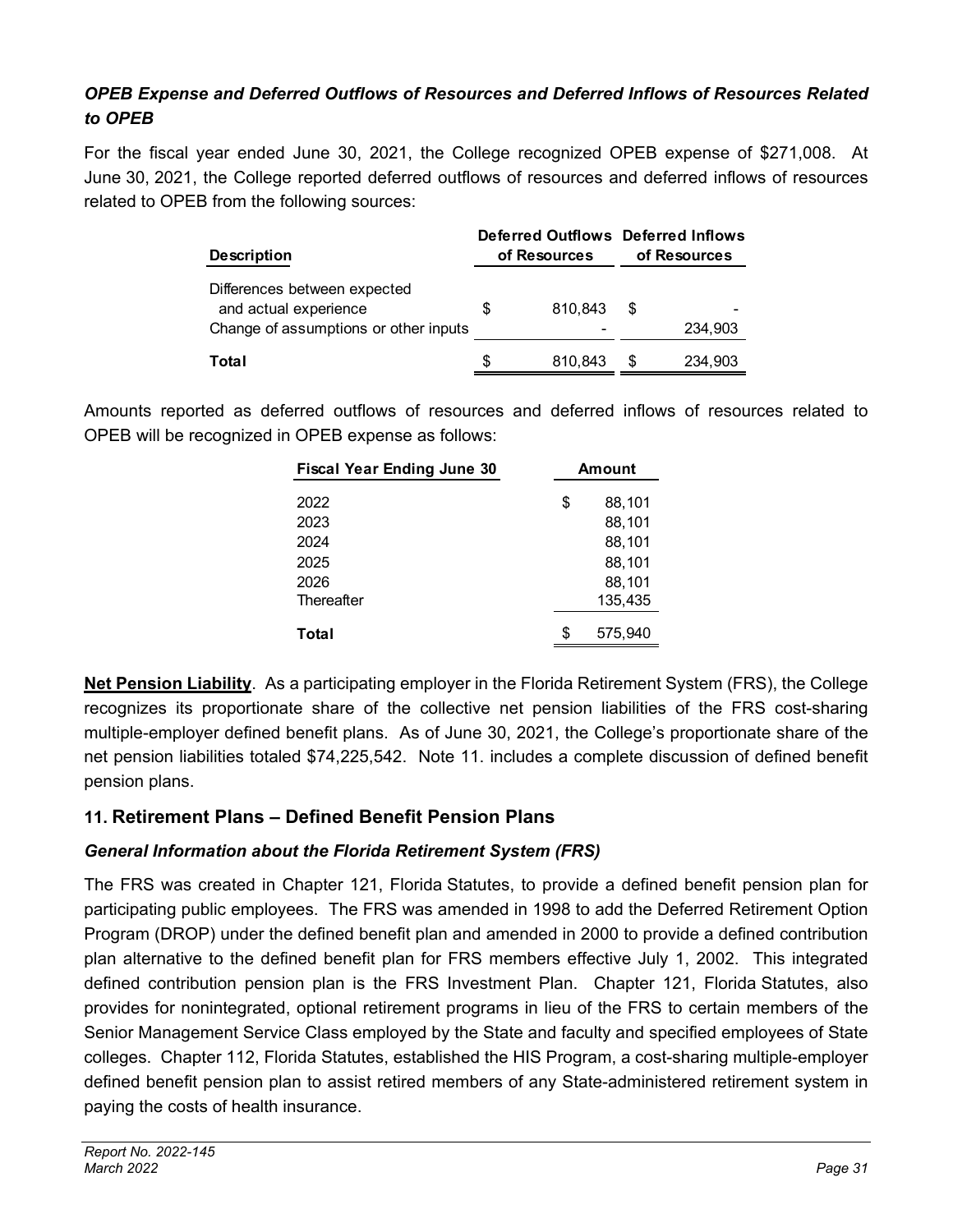### *OPEB Expense and Deferred Outflows of Resources and Deferred Inflows of Resources Related to OPEB*

For the fiscal year ended June 30, 2021, the College recognized OPEB expense of $271,008. At June 30, 2021, the College reported deferred outflows of resources and deferred inflows of resources related to OPEB from the following sources:

| Description | Deferred Outflows of Resources | Deferred Inflows of Resources |
|---|---|---|
| Differences between expected and actual experience | $ 810,843 | $ - |
| Change of assumptions or other inputs | - | 234,903 |
| **Total** | $ 810,843 | $ 234,903 |

Amounts reported as deferred outflows of resources and deferred inflows of resources related to OPEB will be recognized in OPEB expense as follows:

| Fiscal Year Ending June 30 | Amount |
|---|---|
| 2022 | $ 88,101 |
| 2023 | 88,101 |
| 2024 | 88,101 |
| 2025 | 88,101 |
| 2026 | 88,101 |
| Thereafter | 135,435 |
| **Total** | $ 575,940 |

**Net Pension Liability**. As a participating employer in the Florida Retirement System (FRS), the College recognizes its proportionate share of the collective net pension liabilities of the FRS cost-sharing multiple-employer defined benefit plans. As of June 30, 2021, the College's proportionate share of the net pension liabilities totaled $74,225,542. Note 11. includes a complete discussion of defined benefit pension plans.

## 11. Retirement Plans – Defined Benefit Pension Plans

### *General Information about the Florida Retirement System (FRS)*

The FRS was created in Chapter 121, Florida Statutes, to provide a defined benefit pension plan for participating public employees. The FRS was amended in 1998 to add the Deferred Retirement Option Program (DROP) under the defined benefit plan and amended in 2000 to provide a defined contribution plan alternative to the defined benefit plan for FRS members effective July 1, 2002. This integrated defined contribution pension plan is the FRS Investment Plan. Chapter 121, Florida Statutes, also provides for nonintegrated, optional retirement programs in lieu of the FRS to certain members of the Senior Management Service Class employed by the State and faculty and specified employees of State colleges. Chapter 112, Florida Statutes, established the HIS Program, a cost-sharing multiple-employer defined benefit pension plan to assist retired members of any State-administered retirement system in paying the costs of health insurance.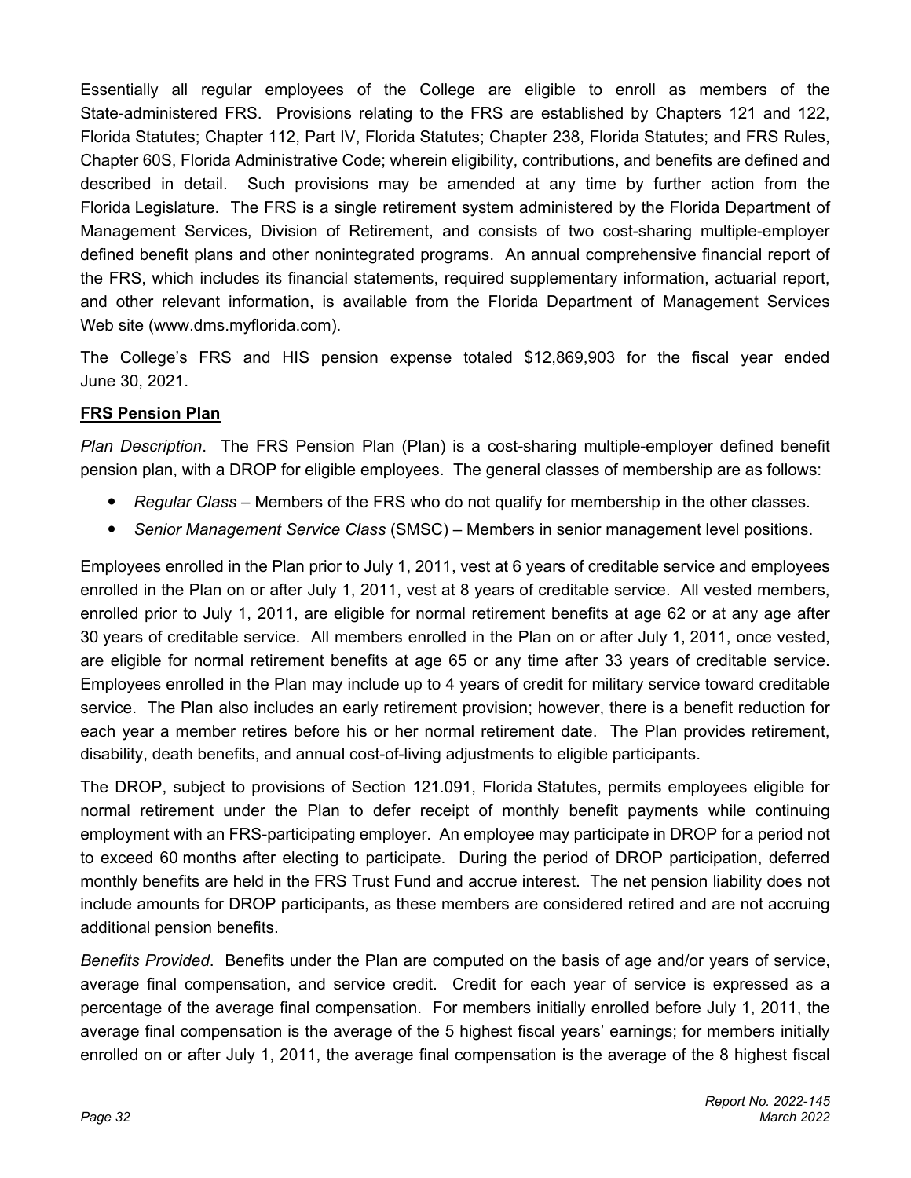Essentially all regular employees of the College are eligible to enroll as members of the State-administered FRS. Provisions relating to the FRS are established by Chapters 121 and 122, Florida Statutes; Chapter 112, Part IV, Florida Statutes; Chapter 238, Florida Statutes; and FRS Rules, Chapter 60S, Florida Administrative Code; wherein eligibility, contributions, and benefits are defined and described in detail. Such provisions may be amended at any time by further action from the Florida Legislature. The FRS is a single retirement system administered by the Florida Department of Management Services, Division of Retirement, and consists of two cost-sharing multiple-employer defined benefit plans and other nonintegrated programs. An annual comprehensive financial report of the FRS, which includes its financial statements, required supplementary information, actuarial report, and other relevant information, is available from the Florida Department of Management Services Web site (www.dms.myflorida.com).

The College's FRS and HIS pension expense totaled $12,869,903 for the fiscal year ended June 30, 2021.

**FRS Pension Plan**

*Plan Description*. The FRS Pension Plan (Plan) is a cost-sharing multiple-employer defined benefit pension plan, with a DROP for eligible employees. The general classes of membership are as follows:

- *Regular Class* – Members of the FRS who do not qualify for membership in the other classes.
- *Senior Management Service Class* (SMSC) – Members in senior management level positions.

Employees enrolled in the Plan prior to July 1, 2011, vest at 6 years of creditable service and employees enrolled in the Plan on or after July 1, 2011, vest at 8 years of creditable service. All vested members, enrolled prior to July 1, 2011, are eligible for normal retirement benefits at age 62 or at any age after 30 years of creditable service. All members enrolled in the Plan on or after July 1, 2011, once vested, are eligible for normal retirement benefits at age 65 or any time after 33 years of creditable service. Employees enrolled in the Plan may include up to 4 years of credit for military service toward creditable service. The Plan also includes an early retirement provision; however, there is a benefit reduction for each year a member retires before his or her normal retirement date. The Plan provides retirement, disability, death benefits, and annual cost-of-living adjustments to eligible participants.

The DROP, subject to provisions of Section 121.091, Florida Statutes, permits employees eligible for normal retirement under the Plan to defer receipt of monthly benefit payments while continuing employment with an FRS-participating employer. An employee may participate in DROP for a period not to exceed 60 months after electing to participate. During the period of DROP participation, deferred monthly benefits are held in the FRS Trust Fund and accrue interest. The net pension liability does not include amounts for DROP participants, as these members are considered retired and are not accruing additional pension benefits.

*Benefits Provided*. Benefits under the Plan are computed on the basis of age and/or years of service, average final compensation, and service credit. Credit for each year of service is expressed as a percentage of the average final compensation. For members initially enrolled before July 1, 2011, the average final compensation is the average of the 5 highest fiscal years' earnings; for members initially enrolled on or after July 1, 2011, the average final compensation is the average of the 8 highest fiscal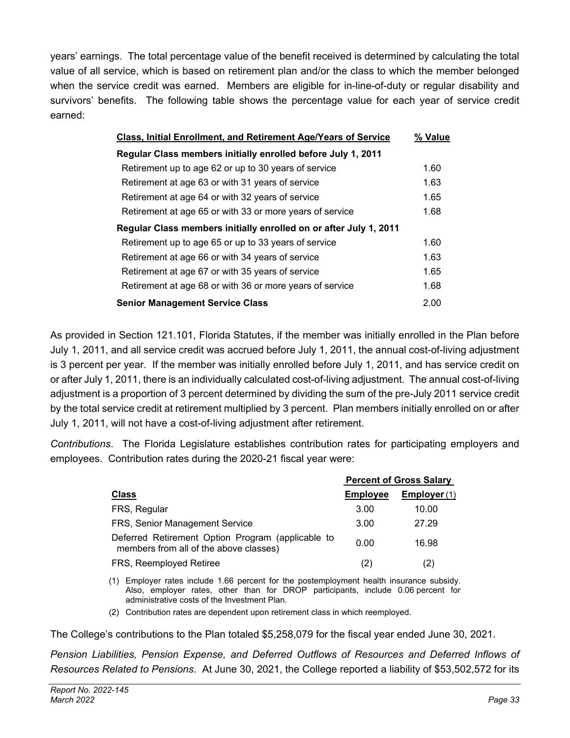years' earnings. The total percentage value of the benefit received is determined by calculating the total value of all service, which is based on retirement plan and/or the class to which the member belonged when the service credit was earned. Members are eligible for in-line-of-duty or regular disability and survivors' benefits. The following table shows the percentage value for each year of service credit earned:

| Class, Initial Enrollment, and Retirement Age/Years of Service | % Value |
|---|---|
| **Regular Class members initially enrolled before July 1, 2011** | |
| Retirement up to age 62 or up to 30 years of service | 1.60 |
| Retirement at age 63 or with 31 years of service | 1.63 |
| Retirement at age 64 or with 32 years of service | 1.65 |
| Retirement at age 65 or with 33 or more years of service | 1.68 |
| **Regular Class members initially enrolled on or after July 1, 2011** | |
| Retirement up to age 65 or up to 33 years of service | 1.60 |
| Retirement at age 66 or with 34 years of service | 1.63 |
| Retirement at age 67 or with 35 years of service | 1.65 |
| Retirement at age 68 or with 36 or more years of service | 1.68 |
| **Senior Management Service Class** | 2.00 |

As provided in Section 121.101, Florida Statutes, if the member was initially enrolled in the Plan before July 1, 2011, and all service credit was accrued before July 1, 2011, the annual cost-of-living adjustment is 3 percent per year. If the member was initially enrolled before July 1, 2011, and has service credit on or after July 1, 2011, there is an individually calculated cost-of-living adjustment. The annual cost-of-living adjustment is a proportion of 3 percent determined by dividing the sum of the pre-July 2011 service credit by the total service credit at retirement multiplied by 3 percent. Plan members initially enrolled on or after July 1, 2011, will not have a cost-of-living adjustment after retirement.

*Contributions*. The Florida Legislature establishes contribution rates for participating employers and employees. Contribution rates during the 2020-21 fiscal year were:

| | Percent of Gross Salary | |
|---|---|---|
| **Class** | **Employee** | **Employer** (1) |
| FRS, Regular | 3.00 | 10.00 |
| FRS, Senior Management Service | 3.00 | 27.29 |
| Deferred Retirement Option Program (applicable to members from all of the above classes) | 0.00 | 16.98 |
| FRS, Reemployed Retiree | (2) | (2) |

(1) Employer rates include 1.66 percent for the postemployment health insurance subsidy. Also, employer rates, other than for DROP participants, include 0.06 percent for administrative costs of the Investment Plan.

(2) Contribution rates are dependent upon retirement class in which reemployed.

The College's contributions to the Plan totaled $5,258,079 for the fiscal year ended June 30, 2021.

*Pension Liabilities, Pension Expense, and Deferred Outflows of Resources and Deferred Inflows of Resources Related to Pensions*. At June 30, 2021, the College reported a liability of $53,502,572 for its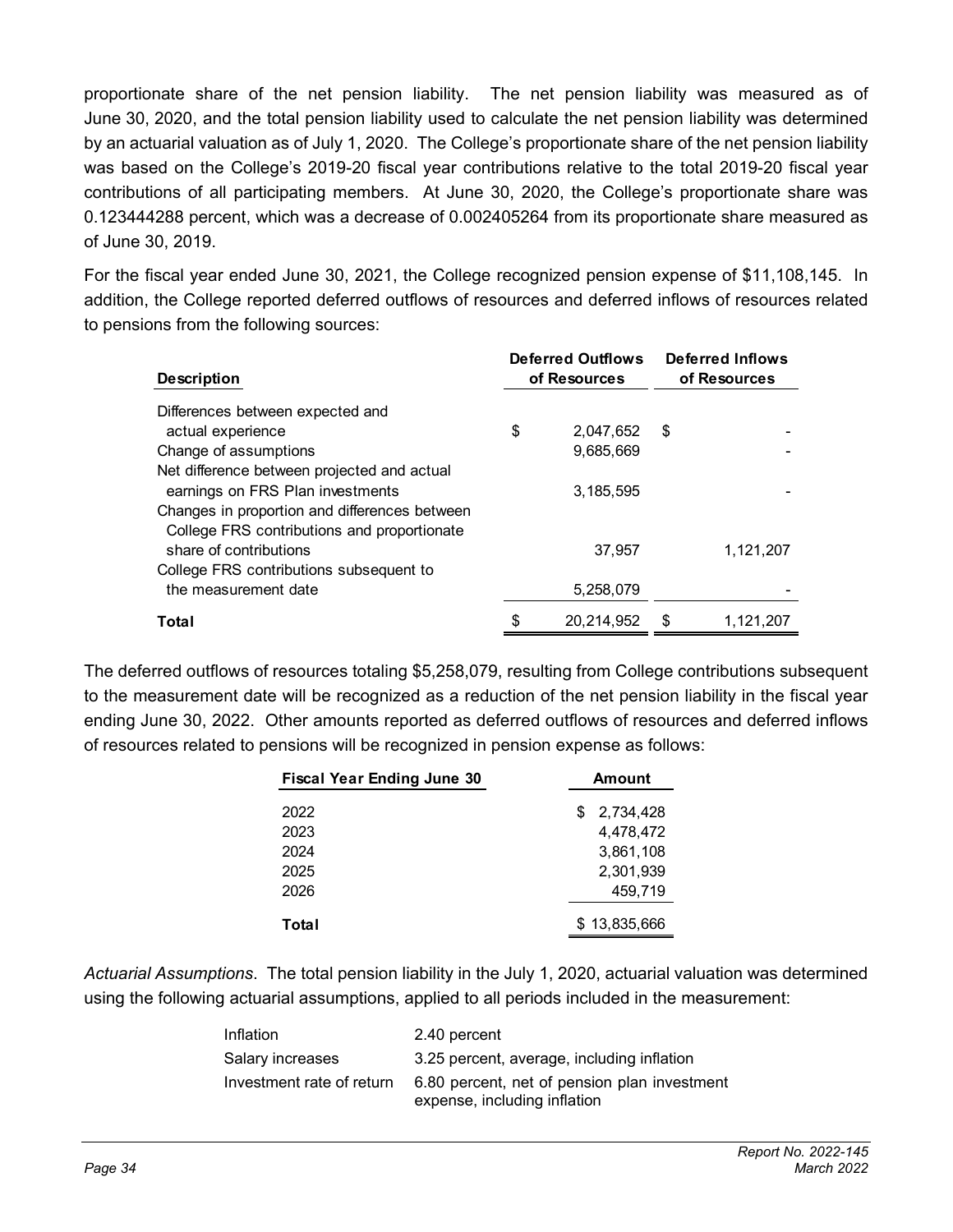proportionate share of the net pension liability. The net pension liability was measured as of June 30, 2020, and the total pension liability used to calculate the net pension liability was determined by an actuarial valuation as of July 1, 2020. The College's proportionate share of the net pension liability was based on the College's 2019-20 fiscal year contributions relative to the total 2019-20 fiscal year contributions of all participating members. At June 30, 2020, the College's proportionate share was 0.123444288 percent, which was a decrease of 0.002405264 from its proportionate share measured as of June 30, 2019.

For the fiscal year ended June 30, 2021, the College recognized pension expense of $11,108,145. In addition, the College reported deferred outflows of resources and deferred inflows of resources related to pensions from the following sources:

| Description | Deferred Outflows of Resources | Deferred Inflows of Resources |
|---|---|---|
| Differences between expected and actual experience | $ 2,047,652 | $ - |
| Change of assumptions | 9,685,669 | - |
| Net difference between projected and actual earnings on FRS Plan investments | 3,185,595 | - |
| Changes in proportion and differences between College FRS contributions and proportionate share of contributions | 37,957 | 1,121,207 |
| College FRS contributions subsequent to the measurement date | 5,258,079 | - |
| **Total** | $ 20,214,952 | $ 1,121,207 |

The deferred outflows of resources totaling $5,258,079, resulting from College contributions subsequent to the measurement date will be recognized as a reduction of the net pension liability in the fiscal year ending June 30, 2022. Other amounts reported as deferred outflows of resources and deferred inflows of resources related to pensions will be recognized in pension expense as follows:

| Fiscal Year Ending June 30 | Amount |
|---|---|
| 2022 | $ 2,734,428 |
| 2023 | 4,478,472 |
| 2024 | 3,861,108 |
| 2025 | 2,301,939 |
| 2026 | 459,719 |
| **Total** | $ 13,835,666 |

*Actuarial Assumptions*. The total pension liability in the July 1, 2020, actuarial valuation was determined using the following actuarial assumptions, applied to all periods included in the measurement:

| | |
|---|---|
| Inflation | 2.40 percent |
| Salary increases | 3.25 percent, average, including inflation |
| Investment rate of return | 6.80 percent, net of pension plan investment expense, including inflation |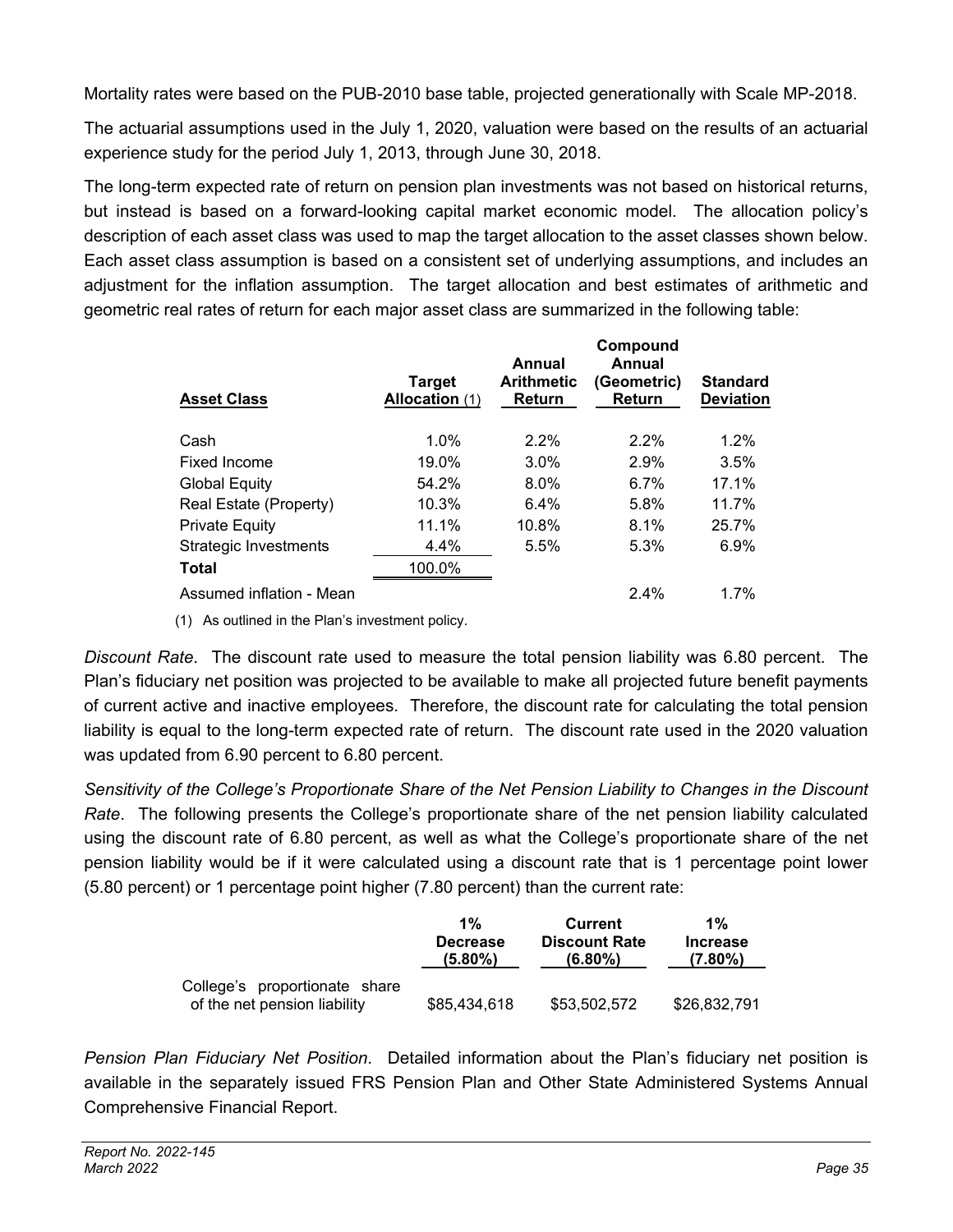Mortality rates were based on the PUB-2010 base table, projected generationally with Scale MP-2018.

The actuarial assumptions used in the July 1, 2020, valuation were based on the results of an actuarial experience study for the period July 1, 2013, through June 30, 2018.

The long-term expected rate of return on pension plan investments was not based on historical returns, but instead is based on a forward-looking capital market economic model. The allocation policy's description of each asset class was used to map the target allocation to the asset classes shown below. Each asset class assumption is based on a consistent set of underlying assumptions, and includes an adjustment for the inflation assumption. The target allocation and best estimates of arithmetic and geometric real rates of return for each major asset class are summarized in the following table:

| Asset Class | Target Allocation (1) | Annual Arithmetic Return | Compound Annual (Geometric) Return | Standard Deviation |
|---|---|---|---|---|
| Cash | 1.0% | 2.2% | 2.2% | 1.2% |
| Fixed Income | 19.0% | 3.0% | 2.9% | 3.5% |
| Global Equity | 54.2% | 8.0% | 6.7% | 17.1% |
| Real Estate (Property) | 10.3% | 6.4% | 5.8% | 11.7% |
| Private Equity | 11.1% | 10.8% | 8.1% | 25.7% |
| Strategic Investments | 4.4% | 5.5% | 5.3% | 6.9% |
| **Total** | 100.0% | | | |
| Assumed inflation - Mean | | | 2.4% | 1.7% |

(1) As outlined in the Plan's investment policy.

*Discount Rate*. The discount rate used to measure the total pension liability was 6.80 percent. The Plan's fiduciary net position was projected to be available to make all projected future benefit payments of current active and inactive employees. Therefore, the discount rate for calculating the total pension liability is equal to the long-term expected rate of return. The discount rate used in the 2020 valuation was updated from 6.90 percent to 6.80 percent.

*Sensitivity of the College's Proportionate Share of the Net Pension Liability to Changes in the Discount Rate*. The following presents the College's proportionate share of the net pension liability calculated using the discount rate of 6.80 percent, as well as what the College's proportionate share of the net pension liability would be if it were calculated using a discount rate that is 1 percentage point lower (5.80 percent) or 1 percentage point higher (7.80 percent) than the current rate:

| | 1% Decrease (5.80%) | Current Discount Rate (6.80%) | 1% Increase (7.80%) |
|---|---|---|---|
| College's proportionate share of the net pension liability | $85,434,618 | $53,502,572 | $26,832,791 |

*Pension Plan Fiduciary Net Position*. Detailed information about the Plan's fiduciary net position is available in the separately issued FRS Pension Plan and Other State Administered Systems Annual Comprehensive Financial Report.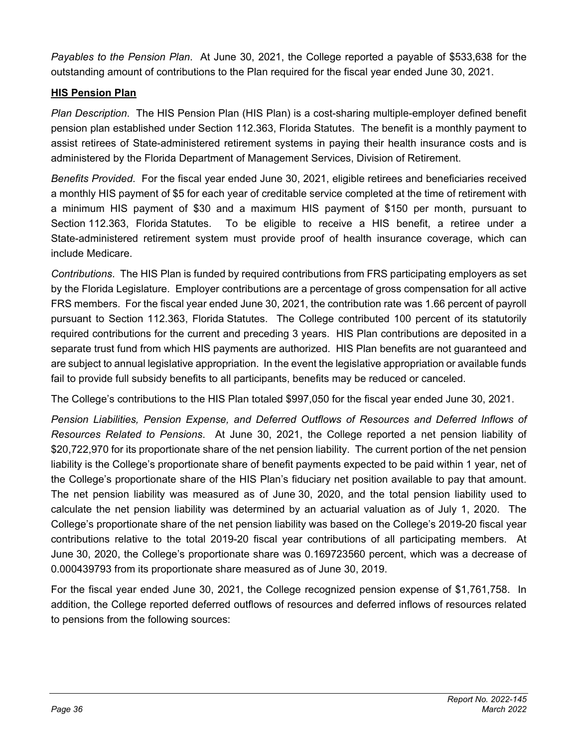*Payables to the Pension Plan*. At June 30, 2021, the College reported a payable of $533,638 for the outstanding amount of contributions to the Plan required for the fiscal year ended June 30, 2021.

**HIS Pension Plan**

*Plan Description*. The HIS Pension Plan (HIS Plan) is a cost-sharing multiple-employer defined benefit pension plan established under Section 112.363, Florida Statutes. The benefit is a monthly payment to assist retirees of State-administered retirement systems in paying their health insurance costs and is administered by the Florida Department of Management Services, Division of Retirement.

*Benefits Provided*. For the fiscal year ended June 30, 2021, eligible retirees and beneficiaries received a monthly HIS payment of $5 for each year of creditable service completed at the time of retirement with a minimum HIS payment of $30 and a maximum HIS payment of $150 per month, pursuant to Section 112.363, Florida Statutes. To be eligible to receive a HIS benefit, a retiree under a State-administered retirement system must provide proof of health insurance coverage, which can include Medicare.

*Contributions*. The HIS Plan is funded by required contributions from FRS participating employers as set by the Florida Legislature. Employer contributions are a percentage of gross compensation for all active FRS members. For the fiscal year ended June 30, 2021, the contribution rate was 1.66 percent of payroll pursuant to Section 112.363, Florida Statutes. The College contributed 100 percent of its statutorily required contributions for the current and preceding 3 years. HIS Plan contributions are deposited in a separate trust fund from which HIS payments are authorized. HIS Plan benefits are not guaranteed and are subject to annual legislative appropriation. In the event the legislative appropriation or available funds fail to provide full subsidy benefits to all participants, benefits may be reduced or canceled.

The College's contributions to the HIS Plan totaled $997,050 for the fiscal year ended June 30, 2021.

*Pension Liabilities, Pension Expense, and Deferred Outflows of Resources and Deferred Inflows of Resources Related to Pensions*. At June 30, 2021, the College reported a net pension liability of $20,722,970 for its proportionate share of the net pension liability. The current portion of the net pension liability is the College's proportionate share of benefit payments expected to be paid within 1 year, net of the College's proportionate share of the HIS Plan's fiduciary net position available to pay that amount. The net pension liability was measured as of June 30, 2020, and the total pension liability used to calculate the net pension liability was determined by an actuarial valuation as of July 1, 2020. The College's proportionate share of the net pension liability was based on the College's 2019-20 fiscal year contributions relative to the total 2019-20 fiscal year contributions of all participating members. At June 30, 2020, the College's proportionate share was 0.169723560 percent, which was a decrease of 0.000439793 from its proportionate share measured as of June 30, 2019.

For the fiscal year ended June 30, 2021, the College recognized pension expense of $1,761,758. In addition, the College reported deferred outflows of resources and deferred inflows of resources related to pensions from the following sources: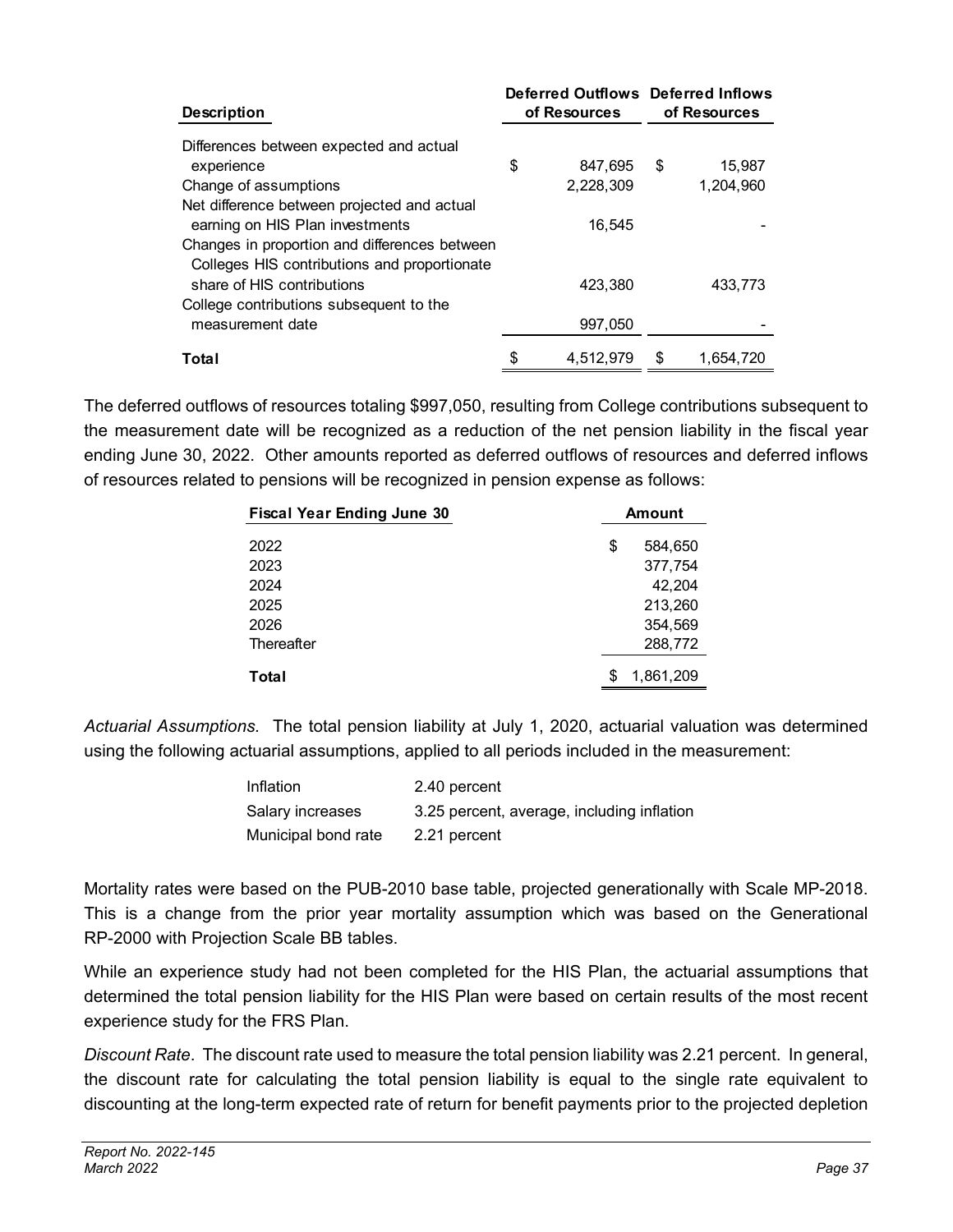| Description | Deferred Outflows of Resources | Deferred Inflows of Resources |
|---|---|---|
| Differences between expected and actual experience | $ 847,695 | $ 15,987 |
| Change of assumptions | 2,228,309 | 1,204,960 |
| Net difference between projected and actual earning on HIS Plan investments | 16,545 | - |
| Changes in proportion and differences between Colleges HIS contributions and proportionate share of HIS contributions | 423,380 | 433,773 |
| College contributions subsequent to the measurement date | 997,050 | - |
| **Total** | $ 4,512,979 | $ 1,654,720 |

The deferred outflows of resources totaling $997,050, resulting from College contributions subsequent to the measurement date will be recognized as a reduction of the net pension liability in the fiscal year ending June 30, 2022. Other amounts reported as deferred outflows of resources and deferred inflows of resources related to pensions will be recognized in pension expense as follows:

| Fiscal Year Ending June 30 | Amount |
|---|---|
| 2022 | $ 584,650 |
| 2023 | 377,754 |
| 2024 | 42,204 |
| 2025 | 213,260 |
| 2026 | 354,569 |
| Thereafter | 288,772 |
| **Total** | $ 1,861,209 |

*Actuarial Assumptions*. The total pension liability at July 1, 2020, actuarial valuation was determined using the following actuarial assumptions, applied to all periods included in the measurement:

| | |
|---|---|
| Inflation | 2.40 percent |
| Salary increases | 3.25 percent, average, including inflation |
| Municipal bond rate | 2.21 percent |

Mortality rates were based on the PUB-2010 base table, projected generationally with Scale MP-2018. This is a change from the prior year mortality assumption which was based on the Generational RP-2000 with Projection Scale BB tables.

While an experience study had not been completed for the HIS Plan, the actuarial assumptions that determined the total pension liability for the HIS Plan were based on certain results of the most recent experience study for the FRS Plan.

*Discount Rate*. The discount rate used to measure the total pension liability was 2.21 percent. In general, the discount rate for calculating the total pension liability is equal to the single rate equivalent to discounting at the long-term expected rate of return for benefit payments prior to the projected depletion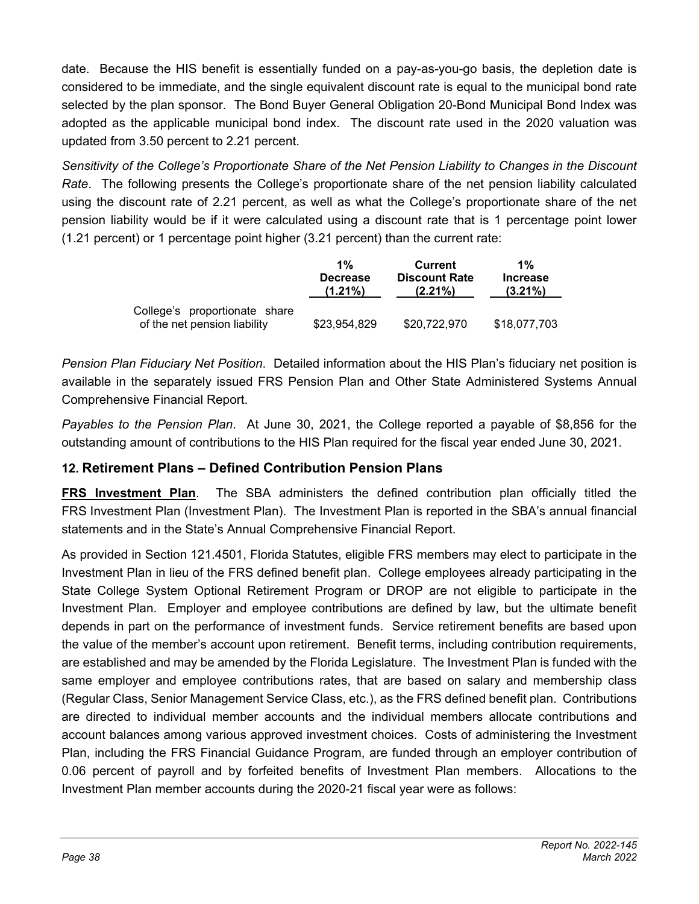date. Because the HIS benefit is essentially funded on a pay-as-you-go basis, the depletion date is considered to be immediate, and the single equivalent discount rate is equal to the municipal bond rate selected by the plan sponsor. The Bond Buyer General Obligation 20-Bond Municipal Bond Index was adopted as the applicable municipal bond index. The discount rate used in the 2020 valuation was updated from 3.50 percent to 2.21 percent.

*Sensitivity of the College's Proportionate Share of the Net Pension Liability to Changes in the Discount Rate*. The following presents the College's proportionate share of the net pension liability calculated using the discount rate of 2.21 percent, as well as what the College's proportionate share of the net pension liability would be if it were calculated using a discount rate that is 1 percentage point lower (1.21 percent) or 1 percentage point higher (3.21 percent) than the current rate:

| | 1% Decrease (1.21%) | Current Discount Rate (2.21%) | 1% Increase (3.21%) |
|---|---|---|---|
| College's proportionate share of the net pension liability | $23,954,829 | $20,722,970 | $18,077,703 |

*Pension Plan Fiduciary Net Position*. Detailed information about the HIS Plan's fiduciary net position is available in the separately issued FRS Pension Plan and Other State Administered Systems Annual Comprehensive Financial Report.

*Payables to the Pension Plan*. At June 30, 2021, the College reported a payable of $8,856 for the outstanding amount of contributions to the HIS Plan required for the fiscal year ended June 30, 2021.

## 12. Retirement Plans – Defined Contribution Pension Plans

**FRS Investment Plan**. The SBA administers the defined contribution plan officially titled the FRS Investment Plan (Investment Plan). The Investment Plan is reported in the SBA's annual financial statements and in the State's Annual Comprehensive Financial Report.

As provided in Section 121.4501, Florida Statutes, eligible FRS members may elect to participate in the Investment Plan in lieu of the FRS defined benefit plan. College employees already participating in the State College System Optional Retirement Program or DROP are not eligible to participate in the Investment Plan. Employer and employee contributions are defined by law, but the ultimate benefit depends in part on the performance of investment funds. Service retirement benefits are based upon the value of the member's account upon retirement. Benefit terms, including contribution requirements, are established and may be amended by the Florida Legislature. The Investment Plan is funded with the same employer and employee contributions rates, that are based on salary and membership class (Regular Class, Senior Management Service Class, etc.), as the FRS defined benefit plan. Contributions are directed to individual member accounts and the individual members allocate contributions and account balances among various approved investment choices. Costs of administering the Investment Plan, including the FRS Financial Guidance Program, are funded through an employer contribution of 0.06 percent of payroll and by forfeited benefits of Investment Plan members. Allocations to the Investment Plan member accounts during the 2020-21 fiscal year were as follows: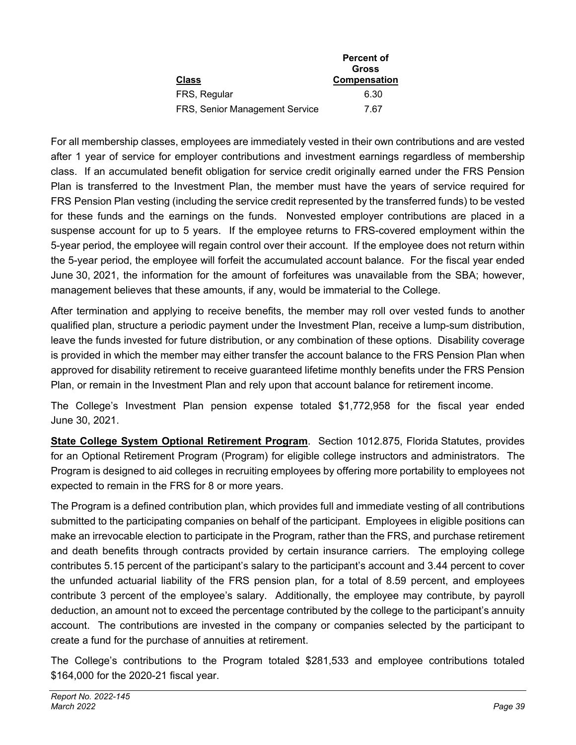| Class | Percent of Gross Compensation |
|---|---|
| FRS, Regular | 6.30 |
| FRS, Senior Management Service | 7.67 |

For all membership classes, employees are immediately vested in their own contributions and are vested after 1 year of service for employer contributions and investment earnings regardless of membership class. If an accumulated benefit obligation for service credit originally earned under the FRS Pension Plan is transferred to the Investment Plan, the member must have the years of service required for FRS Pension Plan vesting (including the service credit represented by the transferred funds) to be vested for these funds and the earnings on the funds. Nonvested employer contributions are placed in a suspense account for up to 5 years. If the employee returns to FRS-covered employment within the 5-year period, the employee will regain control over their account. If the employee does not return within the 5-year period, the employee will forfeit the accumulated account balance. For the fiscal year ended June 30, 2021, the information for the amount of forfeitures was unavailable from the SBA; however, management believes that these amounts, if any, would be immaterial to the College.

After termination and applying to receive benefits, the member may roll over vested funds to another qualified plan, structure a periodic payment under the Investment Plan, receive a lump-sum distribution, leave the funds invested for future distribution, or any combination of these options. Disability coverage is provided in which the member may either transfer the account balance to the FRS Pension Plan when approved for disability retirement to receive guaranteed lifetime monthly benefits under the FRS Pension Plan, or remain in the Investment Plan and rely upon that account balance for retirement income.

The College's Investment Plan pension expense totaled $1,772,958 for the fiscal year ended June 30, 2021.

**State College System Optional Retirement Program**. Section 1012.875, Florida Statutes, provides for an Optional Retirement Program (Program) for eligible college instructors and administrators. The Program is designed to aid colleges in recruiting employees by offering more portability to employees not expected to remain in the FRS for 8 or more years.

The Program is a defined contribution plan, which provides full and immediate vesting of all contributions submitted to the participating companies on behalf of the participant. Employees in eligible positions can make an irrevocable election to participate in the Program, rather than the FRS, and purchase retirement and death benefits through contracts provided by certain insurance carriers. The employing college contributes 5.15 percent of the participant's salary to the participant's account and 3.44 percent to cover the unfunded actuarial liability of the FRS pension plan, for a total of 8.59 percent, and employees contribute 3 percent of the employee's salary. Additionally, the employee may contribute, by payroll deduction, an amount not to exceed the percentage contributed by the college to the participant's annuity account. The contributions are invested in the company or companies selected by the participant to create a fund for the purchase of annuities at retirement.

The College's contributions to the Program totaled $281,533 and employee contributions totaled $164,000 for the 2020-21 fiscal year.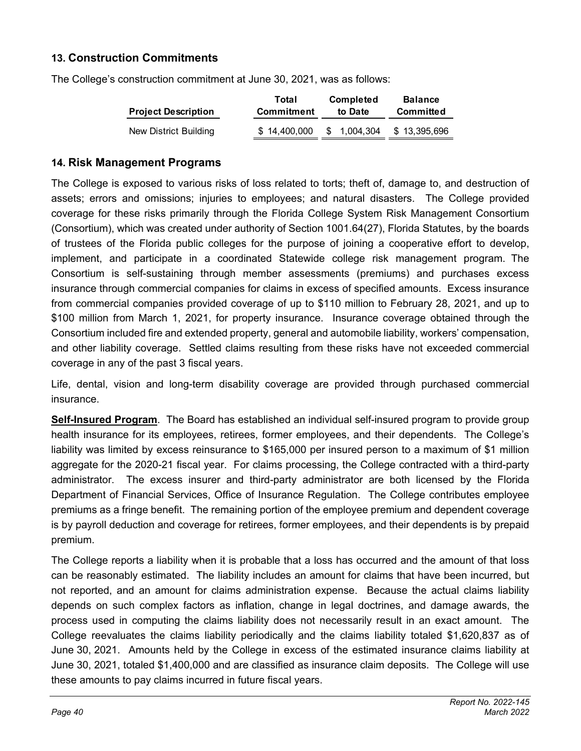## 13. Construction Commitments

The College's construction commitment at June 30, 2021, was as follows:

| Project Description | Total Commitment | Completed to Date | Balance Committed |
|---|---|---|---|
| New District Building | $ 14,400,000 | $ 1,004,304 | $ 13,395,696 |

## 14. Risk Management Programs

The College is exposed to various risks of loss related to torts; theft of, damage to, and destruction of assets; errors and omissions; injuries to employees; and natural disasters. The College provided coverage for these risks primarily through the Florida College System Risk Management Consortium (Consortium), which was created under authority of Section 1001.64(27), Florida Statutes, by the boards of trustees of the Florida public colleges for the purpose of joining a cooperative effort to develop, implement, and participate in a coordinated Statewide college risk management program. The Consortium is self-sustaining through member assessments (premiums) and purchases excess insurance through commercial companies for claims in excess of specified amounts. Excess insurance from commercial companies provided coverage of up to $110 million to February 28, 2021, and up to $100 million from March 1, 2021, for property insurance. Insurance coverage obtained through the Consortium included fire and extended property, general and automobile liability, workers' compensation, and other liability coverage. Settled claims resulting from these risks have not exceeded commercial coverage in any of the past 3 fiscal years.

Life, dental, vision and long-term disability coverage are provided through purchased commercial insurance.

**Self-Insured Program**. The Board has established an individual self-insured program to provide group health insurance for its employees, retirees, former employees, and their dependents. The College's liability was limited by excess reinsurance to $165,000 per insured person to a maximum of $1 million aggregate for the 2020-21 fiscal year. For claims processing, the College contracted with a third-party administrator. The excess insurer and third-party administrator are both licensed by the Florida Department of Financial Services, Office of Insurance Regulation. The College contributes employee premiums as a fringe benefit. The remaining portion of the employee premium and dependent coverage is by payroll deduction and coverage for retirees, former employees, and their dependents is by prepaid premium.

The College reports a liability when it is probable that a loss has occurred and the amount of that loss can be reasonably estimated. The liability includes an amount for claims that have been incurred, but not reported, and an amount for claims administration expense. Because the actual claims liability depends on such complex factors as inflation, change in legal doctrines, and damage awards, the process used in computing the claims liability does not necessarily result in an exact amount. The College reevaluates the claims liability periodically and the claims liability totaled $1,620,837 as of June 30, 2021. Amounts held by the College in excess of the estimated insurance claims liability at June 30, 2021, totaled $1,400,000 and are classified as insurance claim deposits. The College will use these amounts to pay claims incurred in future fiscal years.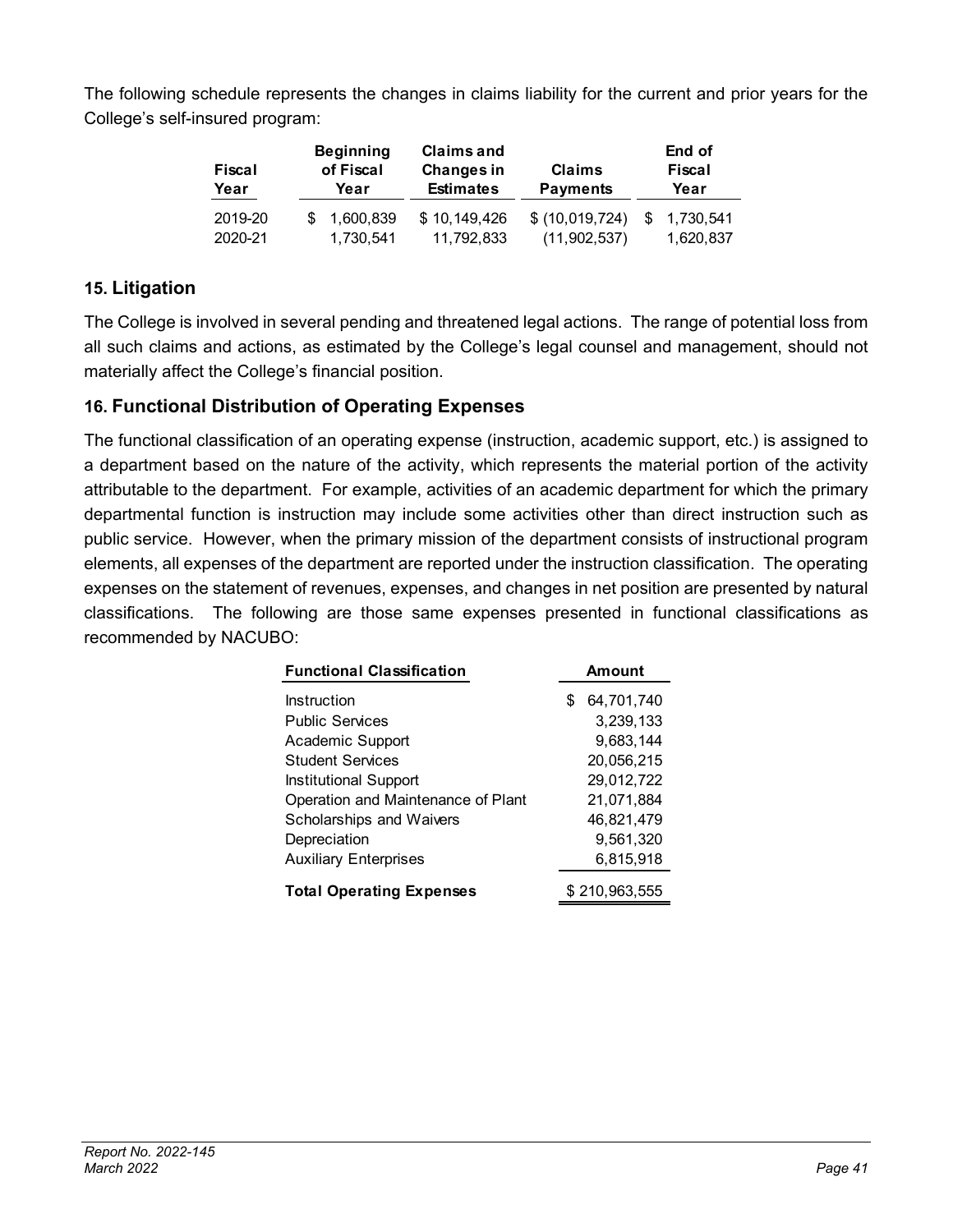The following schedule represents the changes in claims liability for the current and prior years for the College's self-insured program:

| Fiscal Year | Beginning of Fiscal Year | Claims and Changes in Estimates | Claims Payments | End of Fiscal Year |
|---|---|---|---|---|
| 2019-20 | $ 1,600,839 | $ 10,149,426 | $ (10,019,724) | $ 1,730,541 |
| 2020-21 | 1,730,541 | 11,792,833 | (11,902,537) | 1,620,837 |

## 15. Litigation

The College is involved in several pending and threatened legal actions. The range of potential loss from all such claims and actions, as estimated by the College's legal counsel and management, should not materially affect the College's financial position.

## 16. Functional Distribution of Operating Expenses

The functional classification of an operating expense (instruction, academic support, etc.) is assigned to a department based on the nature of the activity, which represents the material portion of the activity attributable to the department. For example, activities of an academic department for which the primary departmental function is instruction may include some activities other than direct instruction such as public service. However, when the primary mission of the department consists of instructional program elements, all expenses of the department are reported under the instruction classification. The operating expenses on the statement of revenues, expenses, and changes in net position are presented by natural classifications. The following are those same expenses presented in functional classifications as recommended by NACUBO:

| Functional Classification | Amount |
|---|---|
| Instruction | $ 64,701,740 |
| Public Services | 3,239,133 |
| Academic Support | 9,683,144 |
| Student Services | 20,056,215 |
| Institutional Support | 29,012,722 |
| Operation and Maintenance of Plant | 21,071,884 |
| Scholarships and Waivers | 46,821,479 |
| Depreciation | 9,561,320 |
| Auxiliary Enterprises | 6,815,918 |
| **Total Operating Expenses** | $ 210,963,555 |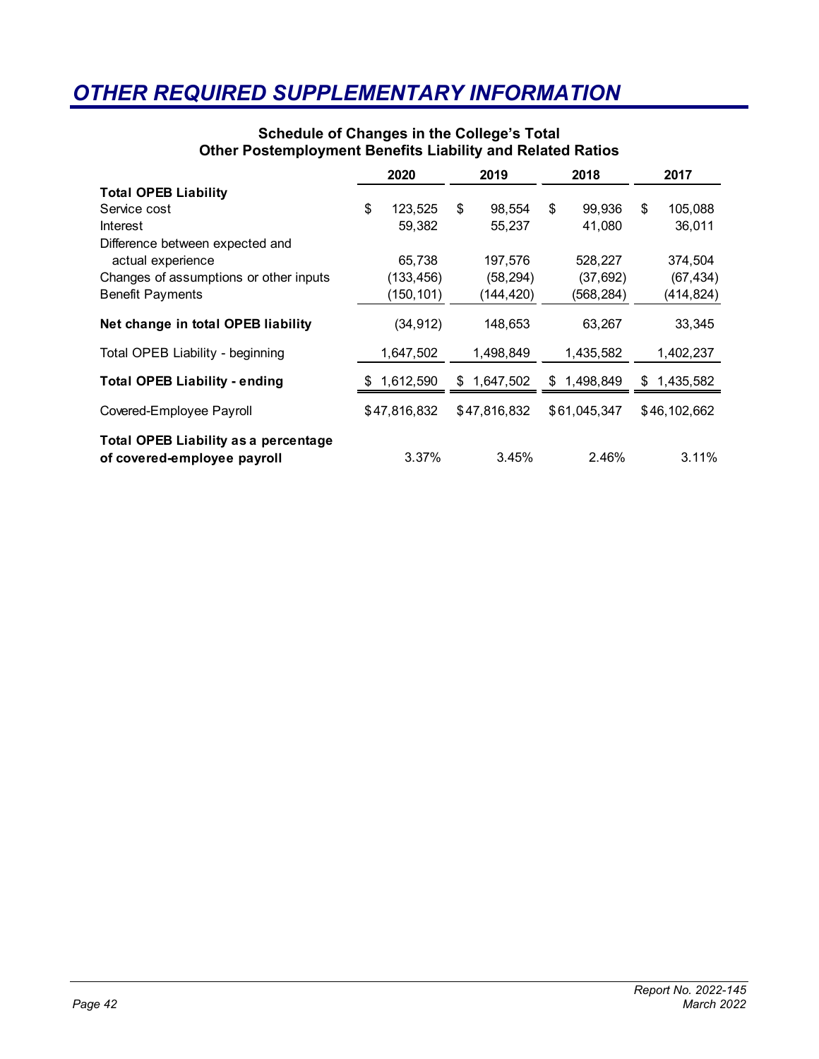# OTHER REQUIRED SUPPLEMENTARY INFORMATION

## Schedule of Changes in the College's Total Other Postemployment Benefits Liability and Related Ratios

| | 2020 | 2019 | 2018 | 2017 |
|---|---|---|---|---|
| **Total OPEB Liability** | | | | |
| Service cost | $ 123,525 | $ 98,554 | $ 99,936 | $ 105,088 |
| Interest | 59,382 | 55,237 | 41,080 | 36,011 |
| Difference between expected and actual experience | 65,738 | 197,576 | 528,227 | 374,504 |
| Changes of assumptions or other inputs | (133,456) | (58,294) | (37,692) | (67,434) |
| Benefit Payments | (150,101) | (144,420) | (568,284) | (414,824) |
| **Net change in total OPEB liability** | (34,912) | 148,653 | 63,267 | 33,345 |
| Total OPEB Liability - beginning | 1,647,502 | 1,498,849 | 1,435,582 | 1,402,237 |
| **Total OPEB Liability - ending** | $ 1,612,590 | $ 1,647,502 | $ 1,498,849 | $ 1,435,582 |
| Covered-Employee Payroll | $47,816,832 | $47,816,832 | $61,045,347 | $46,102,662 |
| **Total OPEB Liability as a percentage of covered-employee payroll** | 3.37% | 3.45% | 2.46% | 3.11% |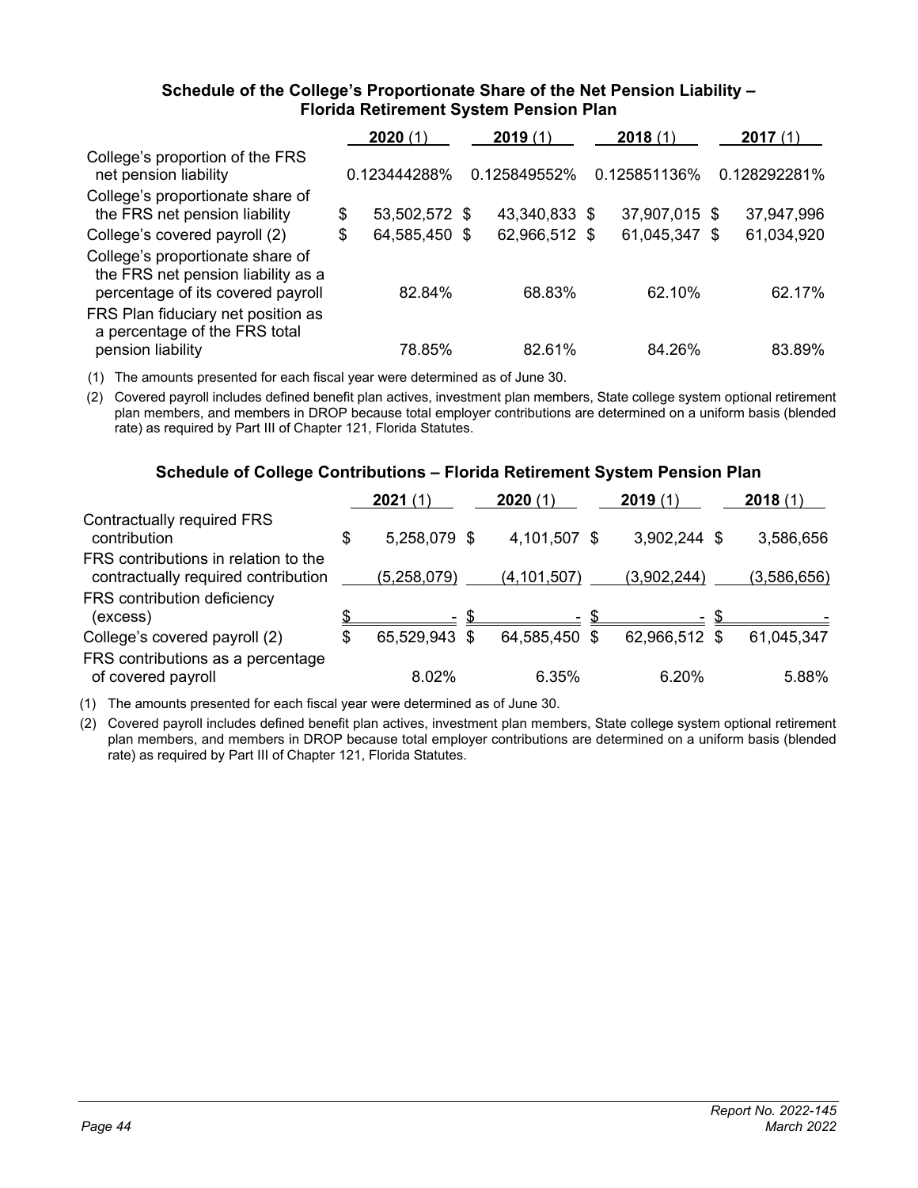### Schedule of the College's Proportionate Share of the Net Pension Liability – Florida Retirement System Pension Plan

| | 2020 (1) | 2019 (1) | 2018 (1) | 2017 (1) |
|---|---|---|---|---|
| College's proportion of the FRS net pension liability | 0.123444288% | 0.125849552% | 0.125851136% | 0.128292281% |
| College's proportionate share of the FRS net pension liability | $ 53,502,572 | $ 43,340,833 | $ 37,907,015 | $ 37,947,996 |
| College's covered payroll (2) | $ 64,585,450 | $ 62,966,512 | $ 61,045,347 | $ 61,034,920 |
| College's proportionate share of the FRS net pension liability as a percentage of its covered payroll | 82.84% | 68.83% | 62.10% | 62.17% |
| FRS Plan fiduciary net position as a percentage of the FRS total pension liability | 78.85% | 82.61% | 84.26% | 83.89% |

(1) The amounts presented for each fiscal year were determined as of June 30.

(2) Covered payroll includes defined benefit plan actives, investment plan members, State college system optional retirement plan members, and members in DROP because total employer contributions are determined on a uniform basis (blended rate) as required by Part III of Chapter 121, Florida Statutes.

### Schedule of College Contributions – Florida Retirement System Pension Plan

| | 2021 (1) | 2020 (1) | 2019 (1) | 2018 (1) |
|---|---|---|---|---|
| Contractually required FRS contribution | $ 5,258,079 | $ 4,101,507 | $ 3,902,244 | $ 3,586,656 |
| FRS contributions in relation to the contractually required contribution | (5,258,079) | (4,101,507) | (3,902,244) | (3,586,656) |
| FRS contribution deficiency (excess) | $ - | $ - | $ - | $ - |
| College's covered payroll (2) | $ 65,529,943 | $ 64,585,450 | $ 62,966,512 | $ 61,045,347 |
| FRS contributions as a percentage of covered payroll | 8.02% | 6.35% | 6.20% | 5.88% |

(1) The amounts presented for each fiscal year were determined as of June 30.

(2) Covered payroll includes defined benefit plan actives, investment plan members, State college system optional retirement plan members, and members in DROP because total employer contributions are determined on a uniform basis (blended rate) as required by Part III of Chapter 121, Florida Statutes.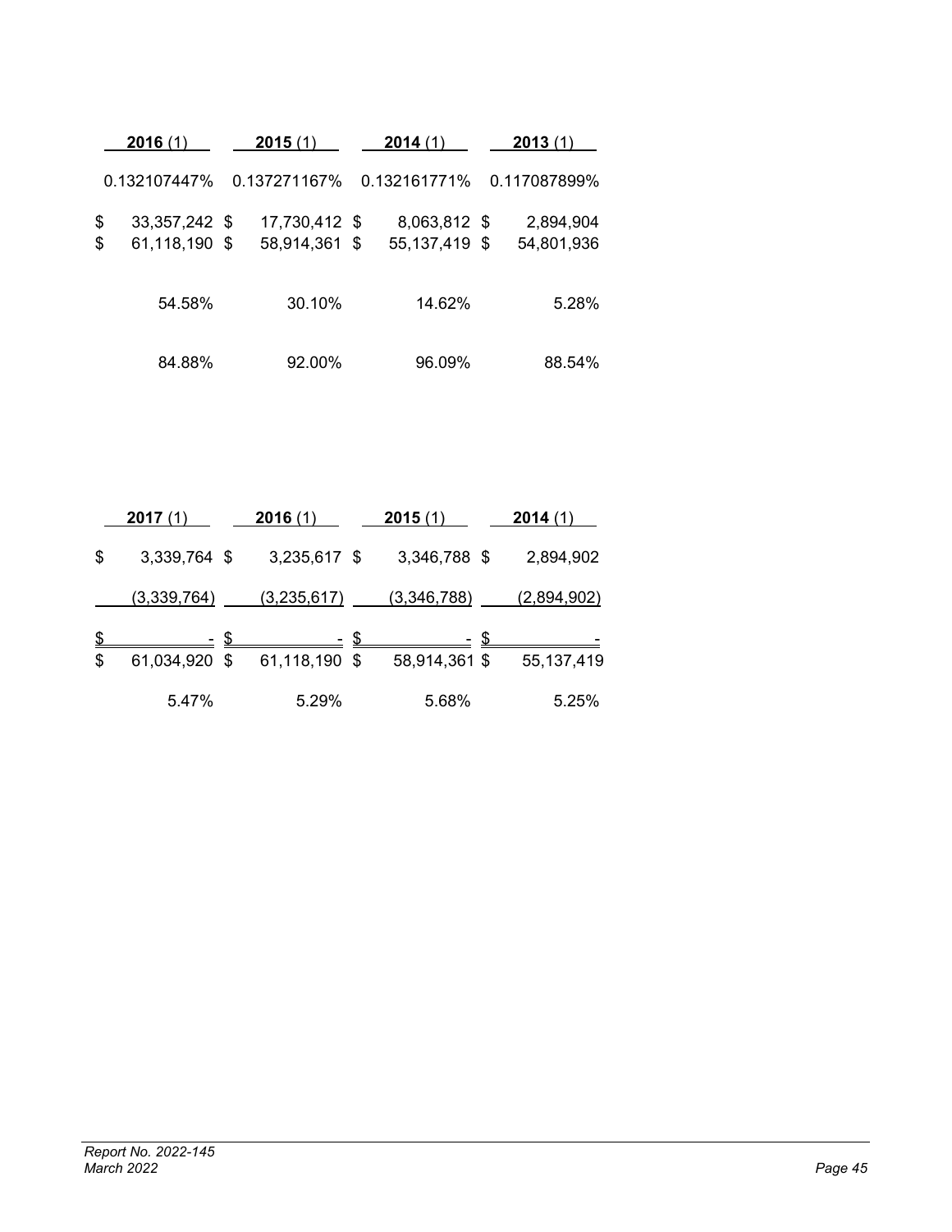| **2016** (1) | **2015** (1) | **2014** (1) | **2013** (1) |
|---|---|---|---|
| 0.132107447% | 0.137271167% | 0.132161771% | 0.117087899% |
| $ 33,357,242 | $ 17,730,412 | $ 8,063,812 | $ 2,894,904 |
| $ 61,118,190 | $ 58,914,361 | $ 55,137,419 | $ 54,801,936 |
| 54.58% | 30.10% | 14.62% | 5.28% |
| 84.88% | 92.00% | 96.09% | 88.54% |

| **2017** (1) | **2016** (1) | **2015** (1) | **2014** (1) |
|---|---|---|---|
| $ 3,339,764 | $ 3,235,617 | $ 3,346,788 | $ 2,894,902 |
| (3,339,764) | (3,235,617) | (3,346,788) | (2,894,902) |
| $ - | $ - | $ - | $ - |
| $ 61,034,920 | $ 61,118,190 | $ 58,914,361 | $ 55,137,419 |
| 5.47% | 5.29% | 5.68% | 5.25% |

*Report No. 2022-145*
*March 2022*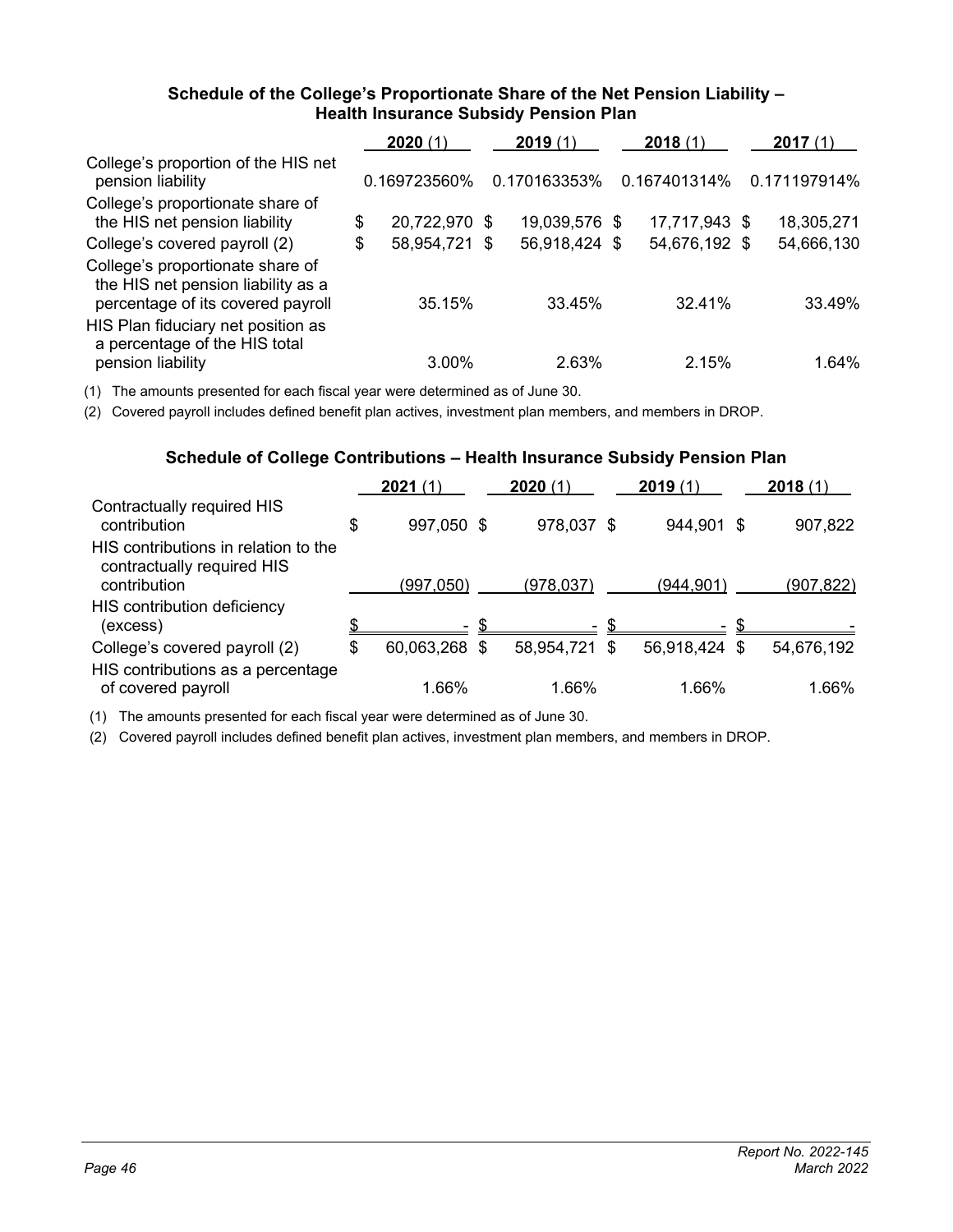### Schedule of the College's Proportionate Share of the Net Pension Liability – Health Insurance Subsidy Pension Plan

| | **2020** (1) | **2019** (1) | **2018** (1) | **2017** (1) |
|---|---|---|---|---|
| College's proportion of the HIS net pension liability | 0.169723560% | 0.170163353% | 0.167401314% | 0.171197914% |
| College's proportionate share of the HIS net pension liability | $ 20,722,970 | $ 19,039,576 | $ 17,717,943 | $ 18,305,271 |
| College's covered payroll (2) | $ 58,954,721 | $ 56,918,424 | $ 54,676,192 | $ 54,666,130 |
| College's proportionate share of the HIS net pension liability as a percentage of its covered payroll | 35.15% | 33.45% | 32.41% | 33.49% |
| HIS Plan fiduciary net position as a percentage of the HIS total pension liability | 3.00% | 2.63% | 2.15% | 1.64% |

(1) The amounts presented for each fiscal year were determined as of June 30.

(2) Covered payroll includes defined benefit plan actives, investment plan members, and members in DROP.

### Schedule of College Contributions – Health Insurance Subsidy Pension Plan

| | **2021** (1) | **2020** (1) | **2019** (1) | **2018** (1) |
|---|---|---|---|---|
| Contractually required HIS contribution | $ 997,050 | $ 978,037 | $ 944,901 | $ 907,822 |
| HIS contributions in relation to the contractually required HIS contribution | (997,050) | (978,037) | (944,901) | (907,822) |
| HIS contribution deficiency (excess) | $ - | $ - | $ - | $ - |
| College's covered payroll (2) | $ 60,063,268 | $ 58,954,721 | $ 56,918,424 | $ 54,676,192 |
| HIS contributions as a percentage of covered payroll | 1.66% | 1.66% | 1.66% | 1.66% |

(1) The amounts presented for each fiscal year were determined as of June 30.

(2) Covered payroll includes defined benefit plan actives, investment plan members, and members in DROP.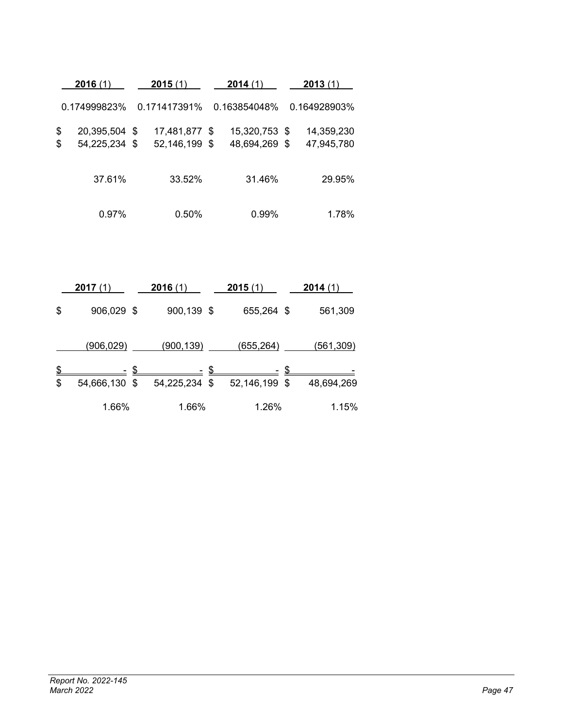| 2016 (1) | 2015 (1) | 2014 (1) | 2013 (1) |
|---|---|---|---|
| 0.174999823% | 0.171417391% | 0.163854048% | 0.164928903% |
| $ 20,395,504 | $ 17,481,877 | $ 15,320,753 | $ 14,359,230 |
| $ 54,225,234 | $ 52,146,199 | $ 48,694,269 | $ 47,945,780 |
| 37.61% | 33.52% | 31.46% | 29.95% |
| 0.97% | 0.50% | 0.99% | 1.78% |

| 2017 (1) | 2016 (1) | 2015 (1) | 2014 (1) |
|---|---|---|---|
| $ 906,029 | $ 900,139 | $ 655,264 | $ 561,309 |
| (906,029) | (900,139) | (655,264) | (561,309) |
| $ - | $ - | $ - | $ - |
| $ 54,666,130 | $ 54,225,234 | $ 52,146,199 | $ 48,694,269 |
| 1.66% | 1.66% | 1.26% | 1.15% |

*Report No. 2022-145*
*March 2022*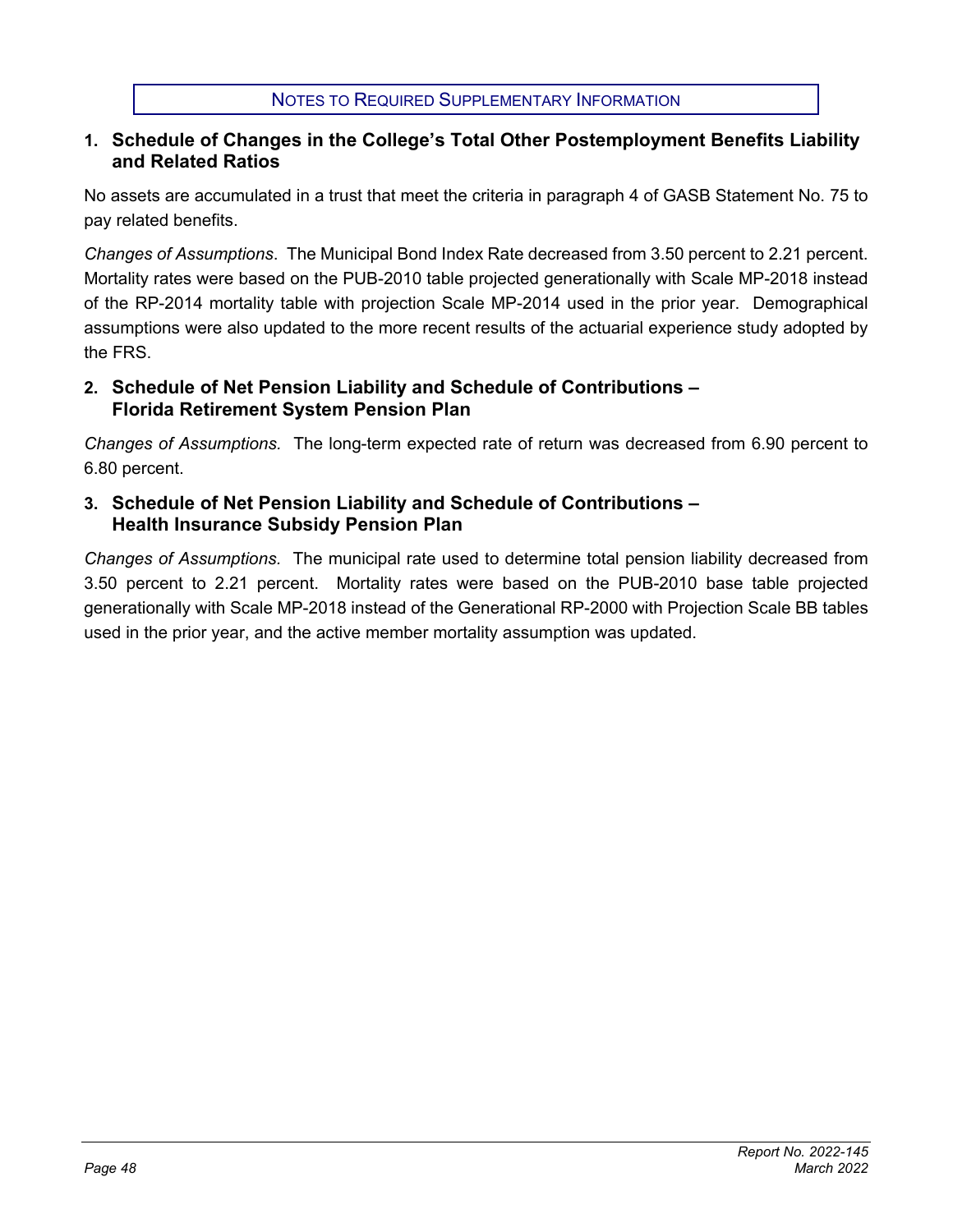## Notes to Required Supplementary Information

### 1. Schedule of Changes in the College's Total Other Postemployment Benefits Liability and Related Ratios

No assets are accumulated in a trust that meet the criteria in paragraph 4 of GASB Statement No. 75 to pay related benefits.

*Changes of Assumptions*. The Municipal Bond Index Rate decreased from 3.50 percent to 2.21 percent. Mortality rates were based on the PUB-2010 table projected generationally with Scale MP-2018 instead of the RP-2014 mortality table with projection Scale MP-2014 used in the prior year. Demographical assumptions were also updated to the more recent results of the actuarial experience study adopted by the FRS.

### 2. Schedule of Net Pension Liability and Schedule of Contributions – Florida Retirement System Pension Plan

*Changes of Assumptions.* The long-term expected rate of return was decreased from 6.90 percent to 6.80 percent.

### 3. Schedule of Net Pension Liability and Schedule of Contributions – Health Insurance Subsidy Pension Plan

*Changes of Assumptions.* The municipal rate used to determine total pension liability decreased from 3.50 percent to 2.21 percent. Mortality rates were based on the PUB-2010 base table projected generationally with Scale MP-2018 instead of the Generational RP-2000 with Projection Scale BB tables used in the prior year, and the active member mortality assumption was updated.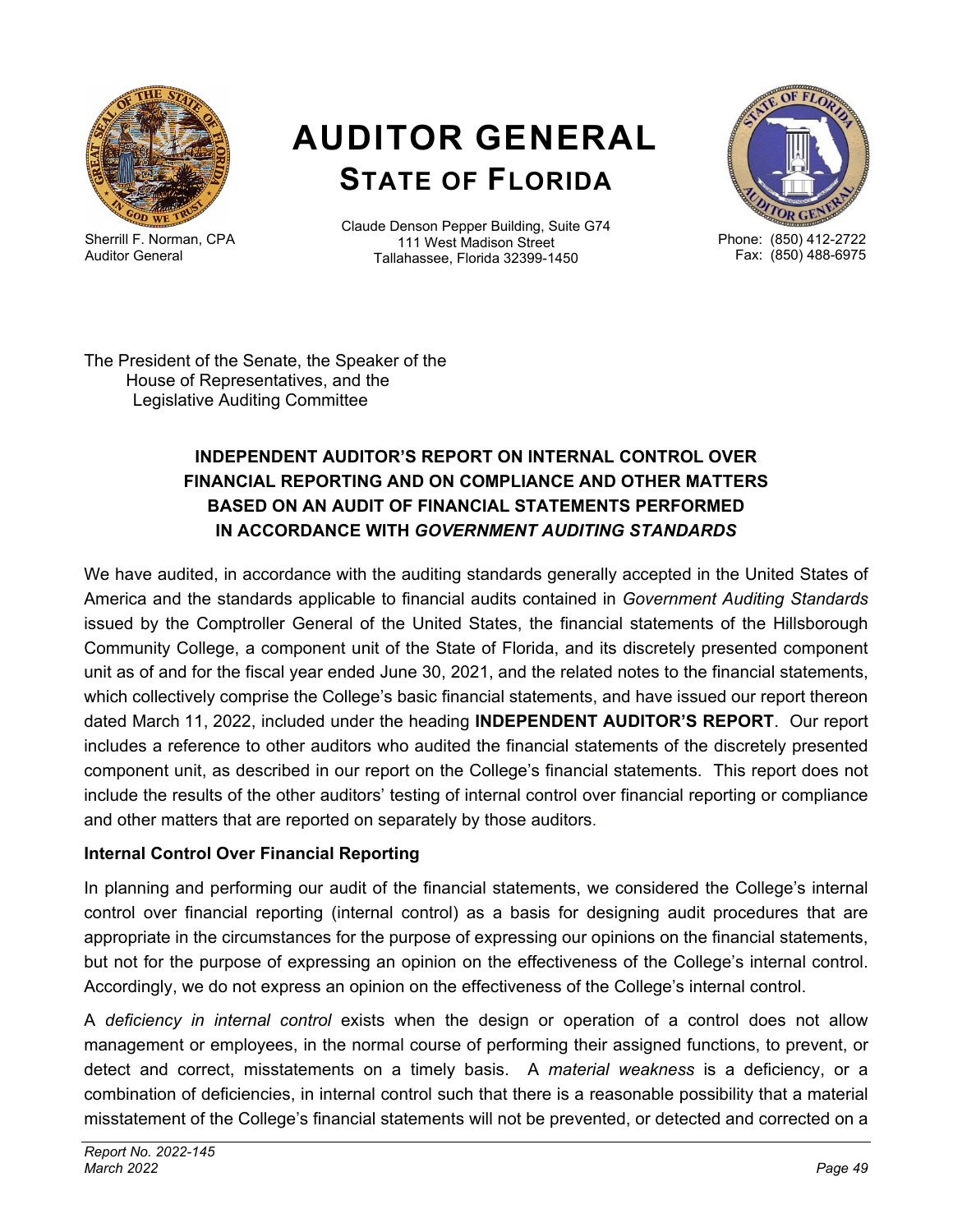# AUDITOR GENERAL

## STATE OF FLORIDA

Sherrill F. Norman, CPA
Auditor General

Claude Denson Pepper Building, Suite G74
111 West Madison Street
Tallahassee, Florida 32399-1450

Phone: (850) 412-2722
Fax: (850) 488-6975

The President of the Senate, the Speaker of the
House of Representatives, and the
Legislative Auditing Committee

### INDEPENDENT AUDITOR'S REPORT ON INTERNAL CONTROL OVER FINANCIAL REPORTING AND ON COMPLIANCE AND OTHER MATTERS BASED ON AN AUDIT OF FINANCIAL STATEMENTS PERFORMED IN ACCORDANCE WITH *GOVERNMENT AUDITING STANDARDS*

We have audited, in accordance with the auditing standards generally accepted in the United States of America and the standards applicable to financial audits contained in *Government Auditing Standards* issued by the Comptroller General of the United States, the financial statements of the Hillsborough Community College, a component unit of the State of Florida, and its discretely presented component unit as of and for the fiscal year ended June 30, 2021, and the related notes to the financial statements, which collectively comprise the College's basic financial statements, and have issued our report thereon dated March 11, 2022, included under the heading **INDEPENDENT AUDITOR'S REPORT**. Our report includes a reference to other auditors who audited the financial statements of the discretely presented component unit, as described in our report on the College's financial statements. This report does not include the results of the other auditors' testing of internal control over financial reporting or compliance and other matters that are reported on separately by those auditors.

**Internal Control Over Financial Reporting**

In planning and performing our audit of the financial statements, we considered the College's internal control over financial reporting (internal control) as a basis for designing audit procedures that are appropriate in the circumstances for the purpose of expressing our opinions on the financial statements, but not for the purpose of expressing an opinion on the effectiveness of the College's internal control. Accordingly, we do not express an opinion on the effectiveness of the College's internal control.

A *deficiency in internal control* exists when the design or operation of a control does not allow management or employees, in the normal course of performing their assigned functions, to prevent, or detect and correct, misstatements on a timely basis. A *material weakness* is a deficiency, or a combination of deficiencies, in internal control such that there is a reasonable possibility that a material misstatement of the College's financial statements will not be prevented, or detected and corrected on a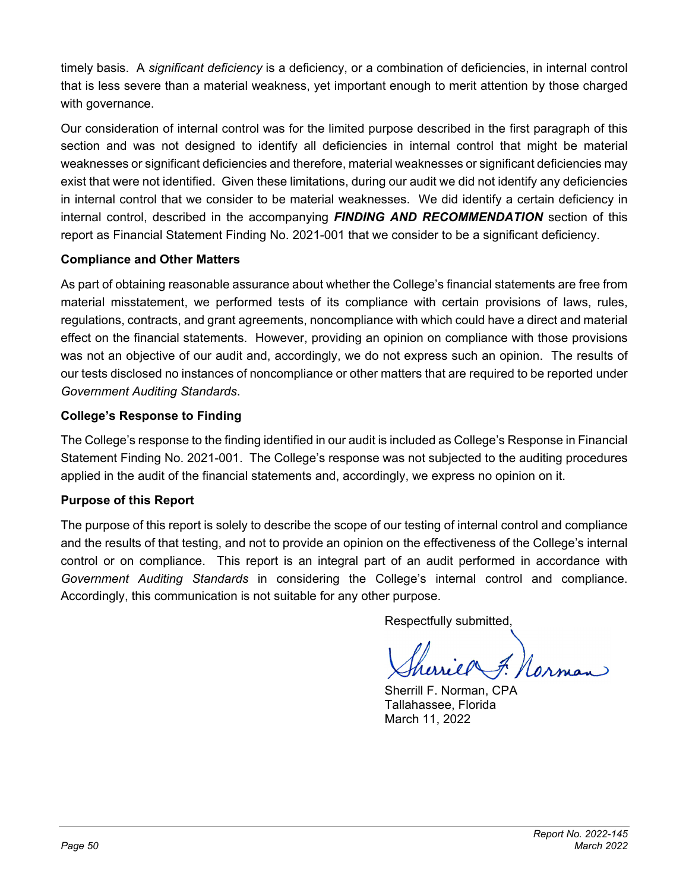timely basis. A *significant deficiency* is a deficiency, or a combination of deficiencies, in internal control that is less severe than a material weakness, yet important enough to merit attention by those charged with governance.

Our consideration of internal control was for the limited purpose described in the first paragraph of this section and was not designed to identify all deficiencies in internal control that might be material weaknesses or significant deficiencies and therefore, material weaknesses or significant deficiencies may exist that were not identified. Given these limitations, during our audit we did not identify any deficiencies in internal control that we consider to be material weaknesses. We did identify a certain deficiency in internal control, described in the accompanying ***FINDING AND RECOMMENDATION*** section of this report as Financial Statement Finding No. 2021-001 that we consider to be a significant deficiency.

**Compliance and Other Matters**

As part of obtaining reasonable assurance about whether the College's financial statements are free from material misstatement, we performed tests of its compliance with certain provisions of laws, rules, regulations, contracts, and grant agreements, noncompliance with which could have a direct and material effect on the financial statements. However, providing an opinion on compliance with those provisions was not an objective of our audit and, accordingly, we do not express such an opinion. The results of our tests disclosed no instances of noncompliance or other matters that are required to be reported under *Government Auditing Standards*.

**College's Response to Finding**

The College's response to the finding identified in our audit is included as College's Response in Financial Statement Finding No. 2021-001. The College's response was not subjected to the auditing procedures applied in the audit of the financial statements and, accordingly, we express no opinion on it.

**Purpose of this Report**

The purpose of this report is solely to describe the scope of our testing of internal control and compliance and the results of that testing, and not to provide an opinion on the effectiveness of the College's internal control or on compliance. This report is an integral part of an audit performed in accordance with *Government Auditing Standards* in considering the College's internal control and compliance. Accordingly, this communication is not suitable for any other purpose.

Respectfully submitted,

Sherrill F. Norman, CPA
Tallahassee, Florida
March 11, 2022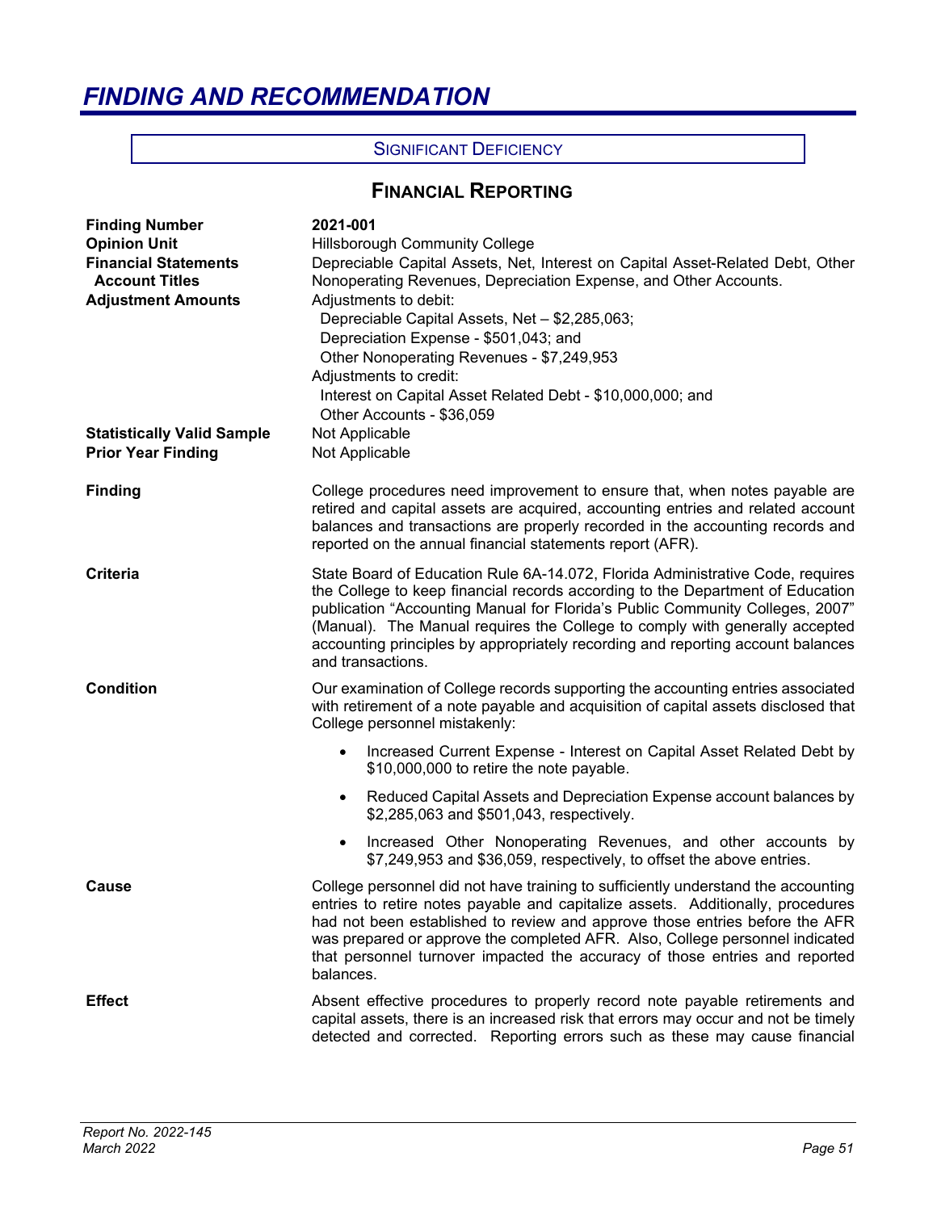# *FINDING AND RECOMMENDATION*

SIGNIFICANT DEFICIENCY

## FINANCIAL REPORTING

| | |
|---|---|
| **Finding Number** | **2021-001** |
| **Opinion Unit** | Hillsborough Community College |
| **Financial Statements Account Titles** | Depreciable Capital Assets, Net, Interest on Capital Asset-Related Debt, Other Nonoperating Revenues, Depreciation Expense, and Other Accounts. |
| **Adjustment Amounts** | Adjustments to debit:<br>Depreciable Capital Assets, Net – $2,285,063;<br>Depreciation Expense - $501,043; and<br>Other Nonoperating Revenues - $7,249,953<br>Adjustments to credit:<br>Interest on Capital Asset Related Debt - $10,000,000; and<br>Other Accounts - $36,059 |
| **Statistically Valid Sample** | Not Applicable |
| **Prior Year Finding** | Not Applicable |

**Finding**

College procedures need improvement to ensure that, when notes payable are retired and capital assets are acquired, accounting entries and related account balances and transactions are properly recorded in the accounting records and reported on the annual financial statements report (AFR).

**Criteria**

State Board of Education Rule 6A-14.072, Florida Administrative Code, requires the College to keep financial records according to the Department of Education publication "Accounting Manual for Florida's Public Community Colleges, 2007" (Manual). The Manual requires the College to comply with generally accepted accounting principles by appropriately recording and reporting account balances and transactions.

**Condition**

Our examination of College records supporting the accounting entries associated with retirement of a note payable and acquisition of capital assets disclosed that College personnel mistakenly:

- Increased Current Expense - Interest on Capital Asset Related Debt by $10,000,000 to retire the note payable.
- Reduced Capital Assets and Depreciation Expense account balances by $2,285,063 and $501,043, respectively.
- Increased Other Nonoperating Revenues, and other accounts by $7,249,953 and $36,059, respectively, to offset the above entries.

**Cause**

College personnel did not have training to sufficiently understand the accounting entries to retire notes payable and capitalize assets. Additionally, procedures had not been established to review and approve those entries before the AFR was prepared or approve the completed AFR. Also, College personnel indicated that personnel turnover impacted the accuracy of those entries and reported balances.

**Effect**

Absent effective procedures to properly record note payable retirements and capital assets, there is an increased risk that errors may occur and not be timely detected and corrected. Reporting errors such as these may cause financial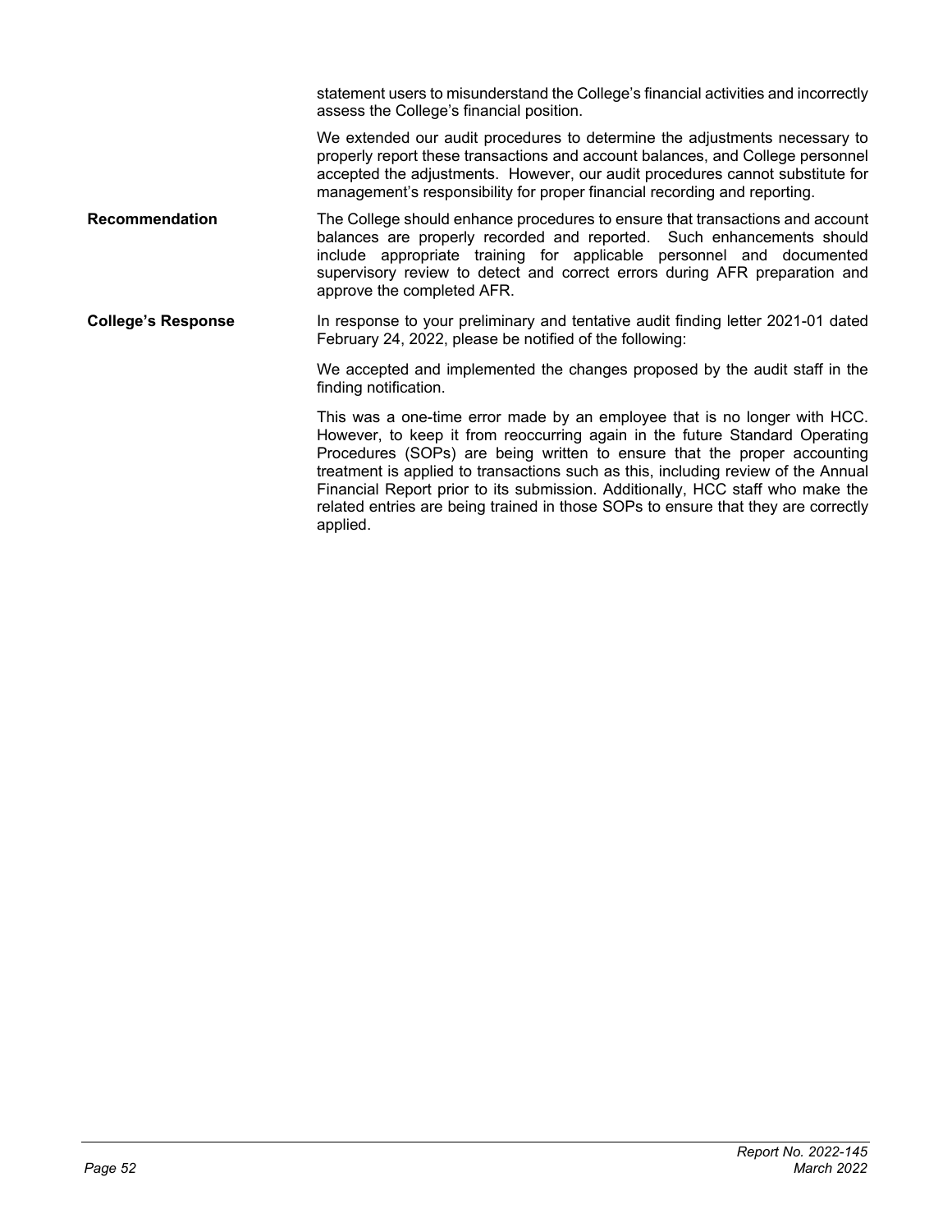statement users to misunderstand the College's financial activities and incorrectly assess the College's financial position.

We extended our audit procedures to determine the adjustments necessary to properly report these transactions and account balances, and College personnel accepted the adjustments. However, our audit procedures cannot substitute for management's responsibility for proper financial recording and reporting.

**Recommendation**

The College should enhance procedures to ensure that transactions and account balances are properly recorded and reported. Such enhancements should include appropriate training for applicable personnel and documented supervisory review to detect and correct errors during AFR preparation and approve the completed AFR.

**College's Response**

In response to your preliminary and tentative audit finding letter 2021-01 dated February 24, 2022, please be notified of the following:

We accepted and implemented the changes proposed by the audit staff in the finding notification.

This was a one-time error made by an employee that is no longer with HCC. However, to keep it from reoccurring again in the future Standard Operating Procedures (SOPs) are being written to ensure that the proper accounting treatment is applied to transactions such as this, including review of the Annual Financial Report prior to its submission. Additionally, HCC staff who make the related entries are being trained in those SOPs to ensure that they are correctly applied.